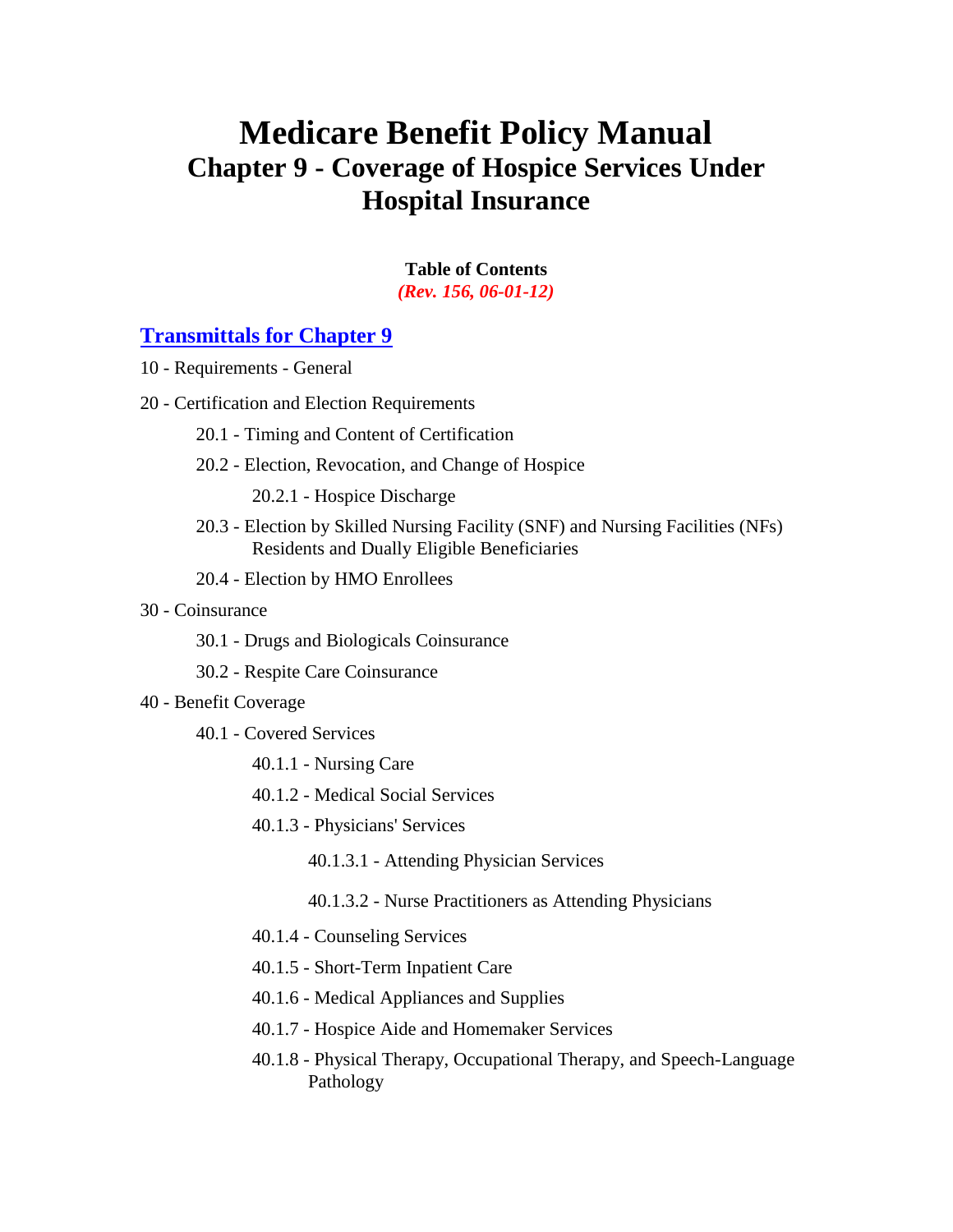# Medicare Benefit Policy Manual
## Chapter 9 - Coverage of Hospice Services Under Hospital Insurance

**Table of Contents**
***(Rev. 156, 06-01-12)***

**Transmittals for Chapter 9**

10 - Requirements - General

20 - Certification and Election Requirements

- 20.1 - Timing and Content of Certification
- 20.2 - Election, Revocation, and Change of Hospice
  - 20.2.1 - Hospice Discharge
- 20.3 - Election by Skilled Nursing Facility (SNF) and Nursing Facilities (NFs) Residents and Dually Eligible Beneficiaries
- 20.4 - Election by HMO Enrollees

30 - Coinsurance

- 30.1 - Drugs and Biologicals Coinsurance
- 30.2 - Respite Care Coinsurance

40 - Benefit Coverage

- 40.1 - Covered Services
  - 40.1.1 - Nursing Care
  - 40.1.2 - Medical Social Services
  - 40.1.3 - Physicians' Services
    - 40.1.3.1 - Attending Physician Services
    - 40.1.3.2 - Nurse Practitioners as Attending Physicians
  - 40.1.4 - Counseling Services
  - 40.1.5 - Short-Term Inpatient Care
  - 40.1.6 - Medical Appliances and Supplies
  - 40.1.7 - Hospice Aide and Homemaker Services
  - 40.1.8 - Physical Therapy, Occupational Therapy, and Speech-Language Pathology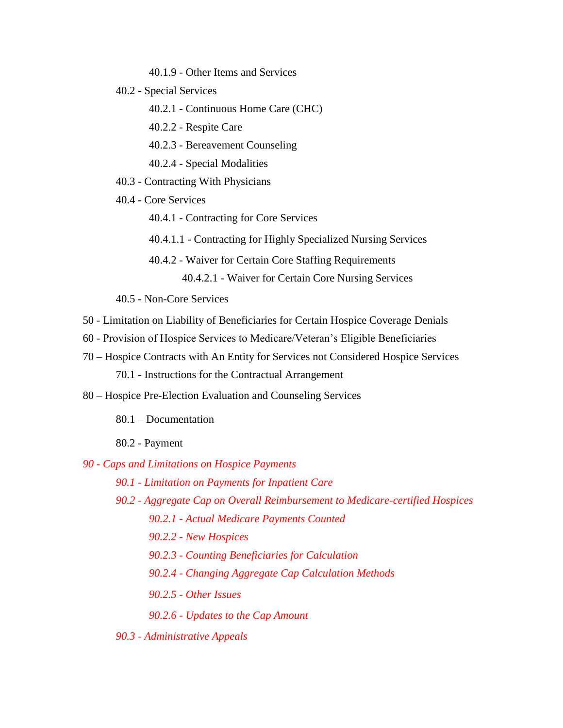40.1.9 - Other Items and Services

40.2 - Special Services

40.2.1 - Continuous Home Care (CHC)

40.2.2 - Respite Care

40.2.3 - Bereavement Counseling

40.2.4 - Special Modalities

40.3 - Contracting With Physicians

40.4 - Core Services

40.4.1 - Contracting for Core Services

40.4.1.1 - Contracting for Highly Specialized Nursing Services

40.4.2 - Waiver for Certain Core Staffing Requirements

40.4.2.1 - Waiver for Certain Core Nursing Services

40.5 - Non-Core Services

50 - Limitation on Liability of Beneficiaries for Certain Hospice Coverage Denials

60 - Provision of Hospice Services to Medicare/Veteran's Eligible Beneficiaries

70 – Hospice Contracts with An Entity for Services not Considered Hospice Services

70.1 - Instructions for the Contractual Arrangement

80 – Hospice Pre-Election Evaluation and Counseling Services

80.1 – Documentation

80.2 - Payment

*90 - Caps and Limitations on Hospice Payments*

*90.1 - Limitation on Payments for Inpatient Care*

*90.2 - Aggregate Cap on Overall Reimbursement to Medicare-certified Hospices*

*90.2.1 - Actual Medicare Payments Counted*

*90.2.2 - New Hospices*

*90.2.3 - Counting Beneficiaries for Calculation*

*90.2.4 - Changing Aggregate Cap Calculation Methods*

*90.2.5 - Other Issues*

*90.2.6 - Updates to the Cap Amount*

*90.3 - Administrative Appeals*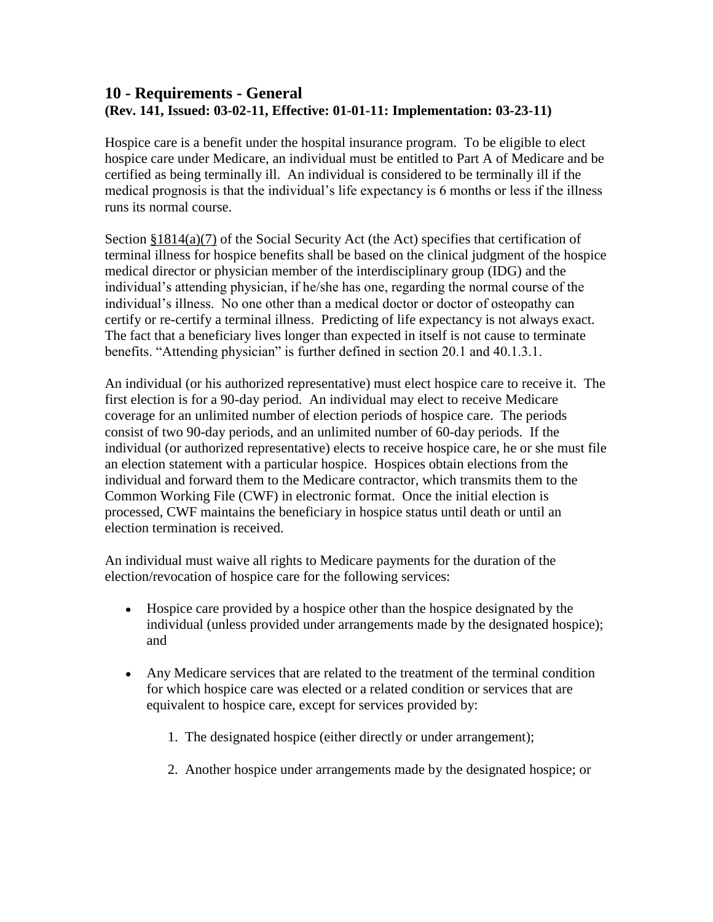## 10 - Requirements - General

**(Rev. 141, Issued: 03-02-11, Effective: 01-01-11: Implementation: 03-23-11)**

Hospice care is a benefit under the hospital insurance program. To be eligible to elect hospice care under Medicare, an individual must be entitled to Part A of Medicare and be certified as being terminally ill. An individual is considered to be terminally ill if the medical prognosis is that the individual's life expectancy is 6 months or less if the illness runs its normal course.

Section §1814(a)(7) of the Social Security Act (the Act) specifies that certification of terminal illness for hospice benefits shall be based on the clinical judgment of the hospice medical director or physician member of the interdisciplinary group (IDG) and the individual's attending physician, if he/she has one, regarding the normal course of the individual's illness. No one other than a medical doctor or doctor of osteopathy can certify or re-certify a terminal illness. Predicting of life expectancy is not always exact. The fact that a beneficiary lives longer than expected in itself is not cause to terminate benefits. "Attending physician" is further defined in section 20.1 and 40.1.3.1.

An individual (or his authorized representative) must elect hospice care to receive it. The first election is for a 90-day period. An individual may elect to receive Medicare coverage for an unlimited number of election periods of hospice care. The periods consist of two 90-day periods, and an unlimited number of 60-day periods. If the individual (or authorized representative) elects to receive hospice care, he or she must file an election statement with a particular hospice. Hospices obtain elections from the individual and forward them to the Medicare contractor, which transmits them to the Common Working File (CWF) in electronic format. Once the initial election is processed, CWF maintains the beneficiary in hospice status until death or until an election termination is received.

An individual must waive all rights to Medicare payments for the duration of the election/revocation of hospice care for the following services:

- Hospice care provided by a hospice other than the hospice designated by the individual (unless provided under arrangements made by the designated hospice); and
- Any Medicare services that are related to the treatment of the terminal condition for which hospice care was elected or a related condition or services that are equivalent to hospice care, except for services provided by:
    1. The designated hospice (either directly or under arrangement);
    2. Another hospice under arrangements made by the designated hospice; or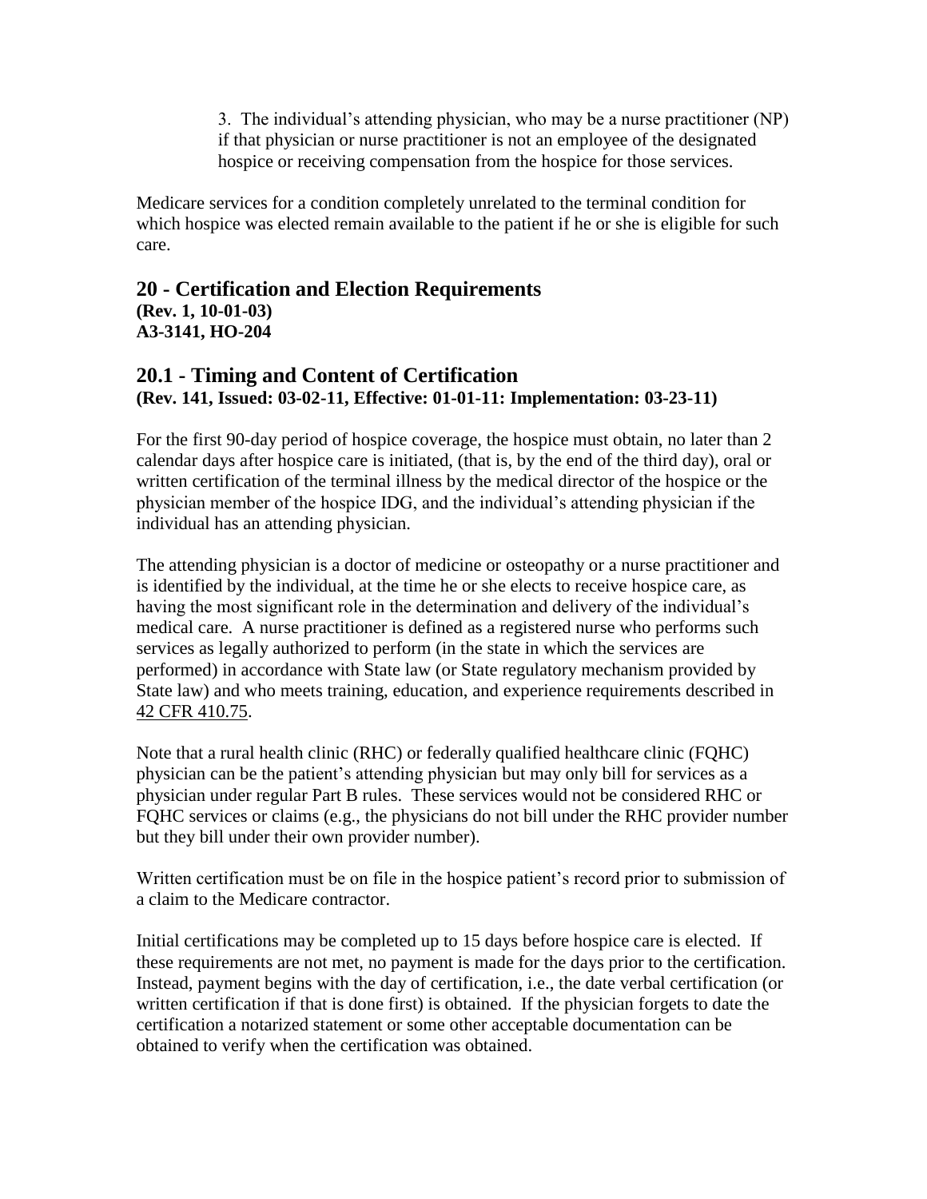3. The individual's attending physician, who may be a nurse practitioner (NP) if that physician or nurse practitioner is not an employee of the designated hospice or receiving compensation from the hospice for those services.

Medicare services for a condition completely unrelated to the terminal condition for which hospice was elected remain available to the patient if he or she is eligible for such care.

## 20 - Certification and Election Requirements

**(Rev. 1, 10-01-03)**
**A3-3141, HO-204**

## 20.1 - Timing and Content of Certification

**(Rev. 141, Issued: 03-02-11, Effective: 01-01-11: Implementation: 03-23-11)**

For the first 90-day period of hospice coverage, the hospice must obtain, no later than 2 calendar days after hospice care is initiated, (that is, by the end of the third day), oral or written certification of the terminal illness by the medical director of the hospice or the physician member of the hospice IDG, and the individual's attending physician if the individual has an attending physician.

The attending physician is a doctor of medicine or osteopathy or a nurse practitioner and is identified by the individual, at the time he or she elects to receive hospice care, as having the most significant role in the determination and delivery of the individual's medical care. A nurse practitioner is defined as a registered nurse who performs such services as legally authorized to perform (in the state in which the services are performed) in accordance with State law (or State regulatory mechanism provided by State law) and who meets training, education, and experience requirements described in 42 CFR 410.75.

Note that a rural health clinic (RHC) or federally qualified healthcare clinic (FQHC) physician can be the patient's attending physician but may only bill for services as a physician under regular Part B rules. These services would not be considered RHC or FQHC services or claims (e.g., the physicians do not bill under the RHC provider number but they bill under their own provider number).

Written certification must be on file in the hospice patient's record prior to submission of a claim to the Medicare contractor.

Initial certifications may be completed up to 15 days before hospice care is elected. If these requirements are not met, no payment is made for the days prior to the certification. Instead, payment begins with the day of certification, i.e., the date verbal certification (or written certification if that is done first) is obtained. If the physician forgets to date the certification a notarized statement or some other acceptable documentation can be obtained to verify when the certification was obtained.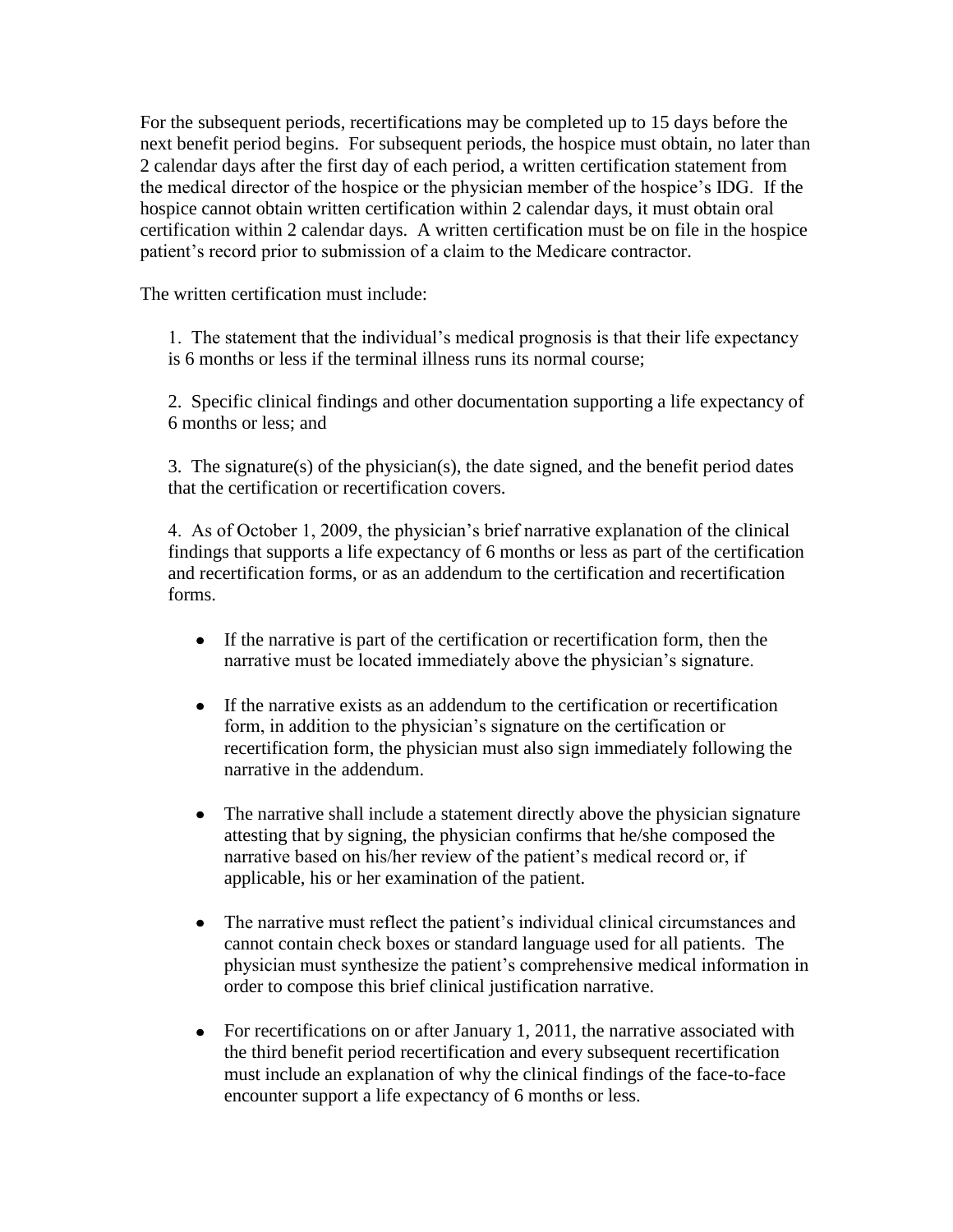For the subsequent periods, recertifications may be completed up to 15 days before the next benefit period begins. For subsequent periods, the hospice must obtain, no later than 2 calendar days after the first day of each period, a written certification statement from the medical director of the hospice or the physician member of the hospice's IDG. If the hospice cannot obtain written certification within 2 calendar days, it must obtain oral certification within 2 calendar days. A written certification must be on file in the hospice patient's record prior to submission of a claim to the Medicare contractor.

The written certification must include:

1. The statement that the individual's medical prognosis is that their life expectancy is 6 months or less if the terminal illness runs its normal course;

2. Specific clinical findings and other documentation supporting a life expectancy of 6 months or less; and

3. The signature(s) of the physician(s), the date signed, and the benefit period dates that the certification or recertification covers.

4. As of October 1, 2009, the physician's brief narrative explanation of the clinical findings that supports a life expectancy of 6 months or less as part of the certification and recertification forms, or as an addendum to the certification and recertification forms.

- If the narrative is part of the certification or recertification form, then the narrative must be located immediately above the physician's signature.

- If the narrative exists as an addendum to the certification or recertification form, in addition to the physician's signature on the certification or recertification form, the physician must also sign immediately following the narrative in the addendum.

- The narrative shall include a statement directly above the physician signature attesting that by signing, the physician confirms that he/she composed the narrative based on his/her review of the patient's medical record or, if applicable, his or her examination of the patient.

- The narrative must reflect the patient's individual clinical circumstances and cannot contain check boxes or standard language used for all patients. The physician must synthesize the patient's comprehensive medical information in order to compose this brief clinical justification narrative.

- For recertifications on or after January 1, 2011, the narrative associated with the third benefit period recertification and every subsequent recertification must include an explanation of why the clinical findings of the face-to-face encounter support a life expectancy of 6 months or less.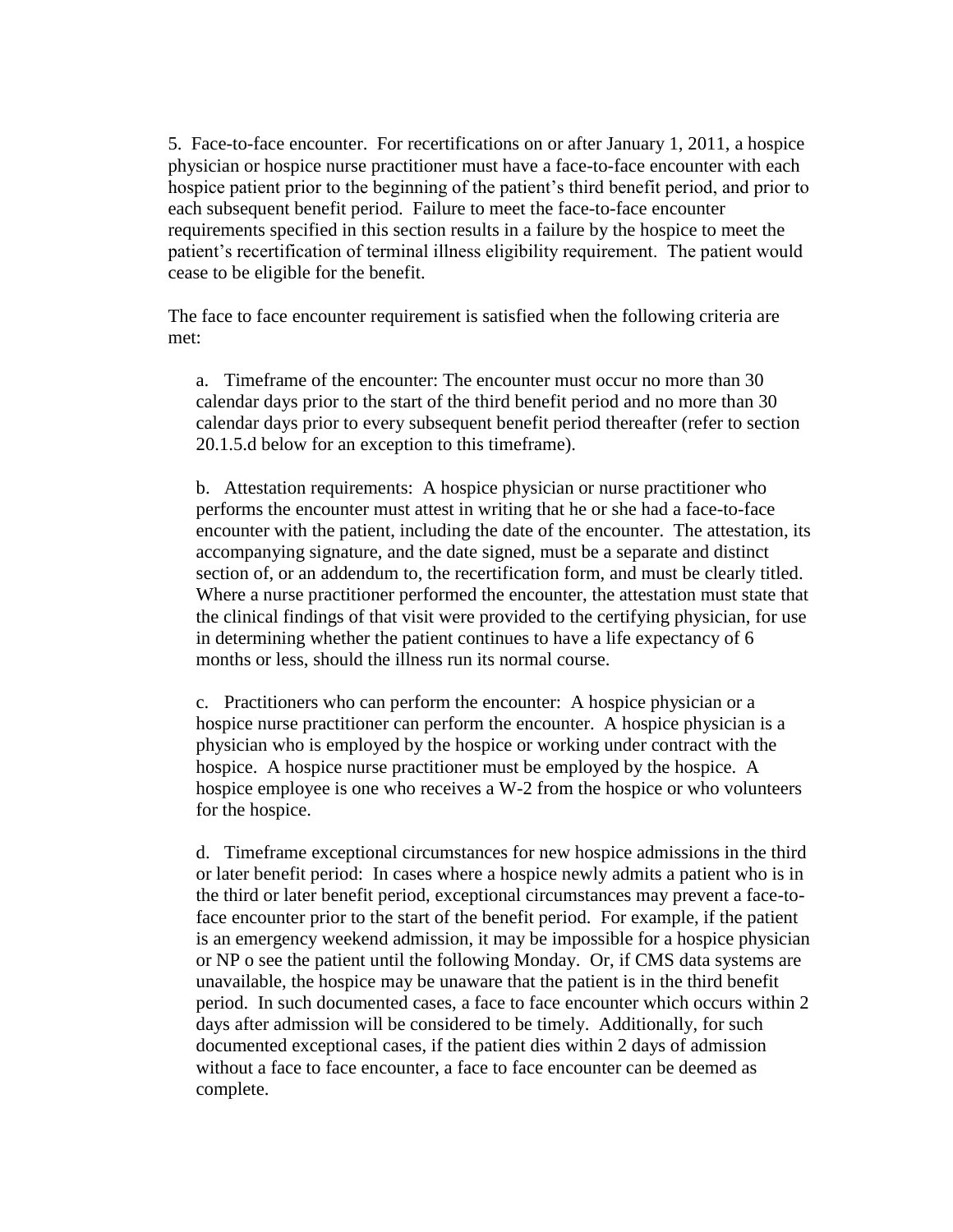5. Face-to-face encounter. For recertifications on or after January 1, 2011, a hospice physician or hospice nurse practitioner must have a face-to-face encounter with each hospice patient prior to the beginning of the patient's third benefit period, and prior to each subsequent benefit period. Failure to meet the face-to-face encounter requirements specified in this section results in a failure by the hospice to meet the patient's recertification of terminal illness eligibility requirement. The patient would cease to be eligible for the benefit.

The face to face encounter requirement is satisfied when the following criteria are met:

a. Timeframe of the encounter: The encounter must occur no more than 30 calendar days prior to the start of the third benefit period and no more than 30 calendar days prior to every subsequent benefit period thereafter (refer to section 20.1.5.d below for an exception to this timeframe).

b. Attestation requirements: A hospice physician or nurse practitioner who performs the encounter must attest in writing that he or she had a face-to-face encounter with the patient, including the date of the encounter. The attestation, its accompanying signature, and the date signed, must be a separate and distinct section of, or an addendum to, the recertification form, and must be clearly titled. Where a nurse practitioner performed the encounter, the attestation must state that the clinical findings of that visit were provided to the certifying physician, for use in determining whether the patient continues to have a life expectancy of 6 months or less, should the illness run its normal course.

c. Practitioners who can perform the encounter: A hospice physician or a hospice nurse practitioner can perform the encounter. A hospice physician is a physician who is employed by the hospice or working under contract with the hospice. A hospice nurse practitioner must be employed by the hospice. A hospice employee is one who receives a W-2 from the hospice or who volunteers for the hospice.

d. Timeframe exceptional circumstances for new hospice admissions in the third or later benefit period: In cases where a hospice newly admits a patient who is in the third or later benefit period, exceptional circumstances may prevent a face-to-face encounter prior to the start of the benefit period. For example, if the patient is an emergency weekend admission, it may be impossible for a hospice physician or NP o see the patient until the following Monday. Or, if CMS data systems are unavailable, the hospice may be unaware that the patient is in the third benefit period. In such documented cases, a face to face encounter which occurs within 2 days after admission will be considered to be timely. Additionally, for such documented exceptional cases, if the patient dies within 2 days of admission without a face to face encounter, a face to face encounter can be deemed as complete.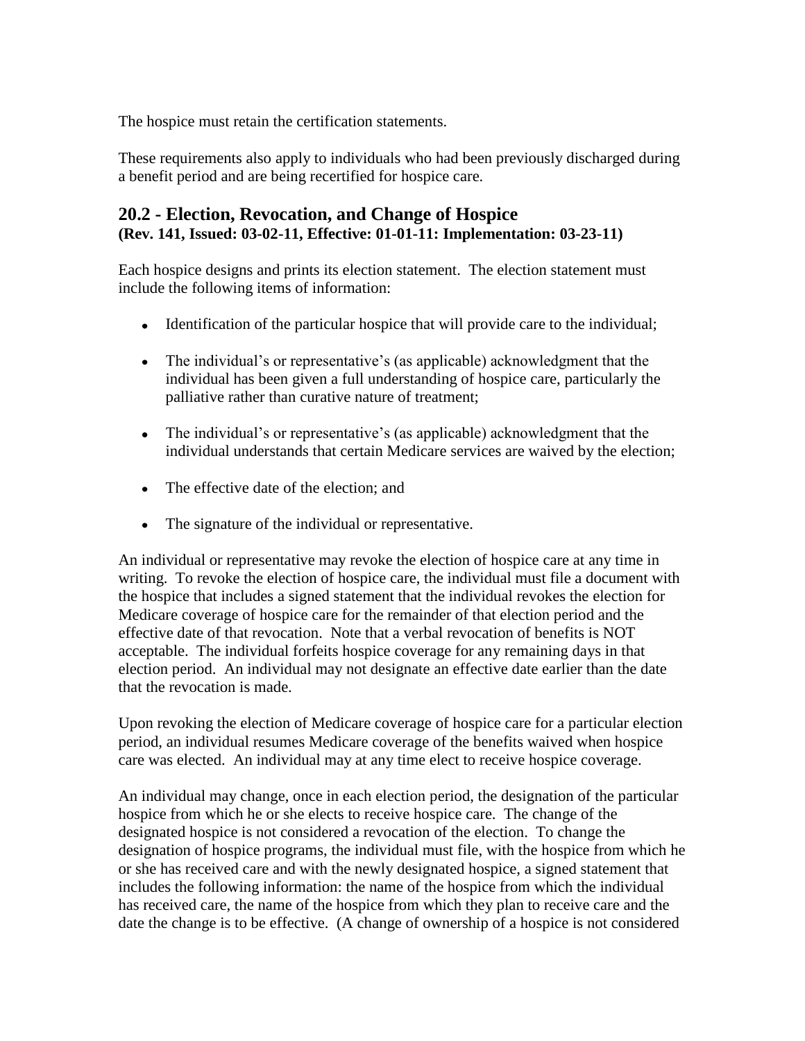The hospice must retain the certification statements.

These requirements also apply to individuals who had been previously discharged during a benefit period and are being recertified for hospice care.

## 20.2 - Election, Revocation, and Change of Hospice

**(Rev. 141, Issued: 03-02-11, Effective: 01-01-11: Implementation: 03-23-11)**

Each hospice designs and prints its election statement. The election statement must include the following items of information:

- Identification of the particular hospice that will provide care to the individual;
- The individual's or representative's (as applicable) acknowledgment that the individual has been given a full understanding of hospice care, particularly the palliative rather than curative nature of treatment;
- The individual's or representative's (as applicable) acknowledgment that the individual understands that certain Medicare services are waived by the election;
- The effective date of the election; and
- The signature of the individual or representative.

An individual or representative may revoke the election of hospice care at any time in writing. To revoke the election of hospice care, the individual must file a document with the hospice that includes a signed statement that the individual revokes the election for Medicare coverage of hospice care for the remainder of that election period and the effective date of that revocation. Note that a verbal revocation of benefits is NOT acceptable. The individual forfeits hospice coverage for any remaining days in that election period. An individual may not designate an effective date earlier than the date that the revocation is made.

Upon revoking the election of Medicare coverage of hospice care for a particular election period, an individual resumes Medicare coverage of the benefits waived when hospice care was elected. An individual may at any time elect to receive hospice coverage.

An individual may change, once in each election period, the designation of the particular hospice from which he or she elects to receive hospice care. The change of the designated hospice is not considered a revocation of the election. To change the designation of hospice programs, the individual must file, with the hospice from which he or she has received care and with the newly designated hospice, a signed statement that includes the following information: the name of the hospice from which the individual has received care, the name of the hospice from which they plan to receive care and the date the change is to be effective. (A change of ownership of a hospice is not considered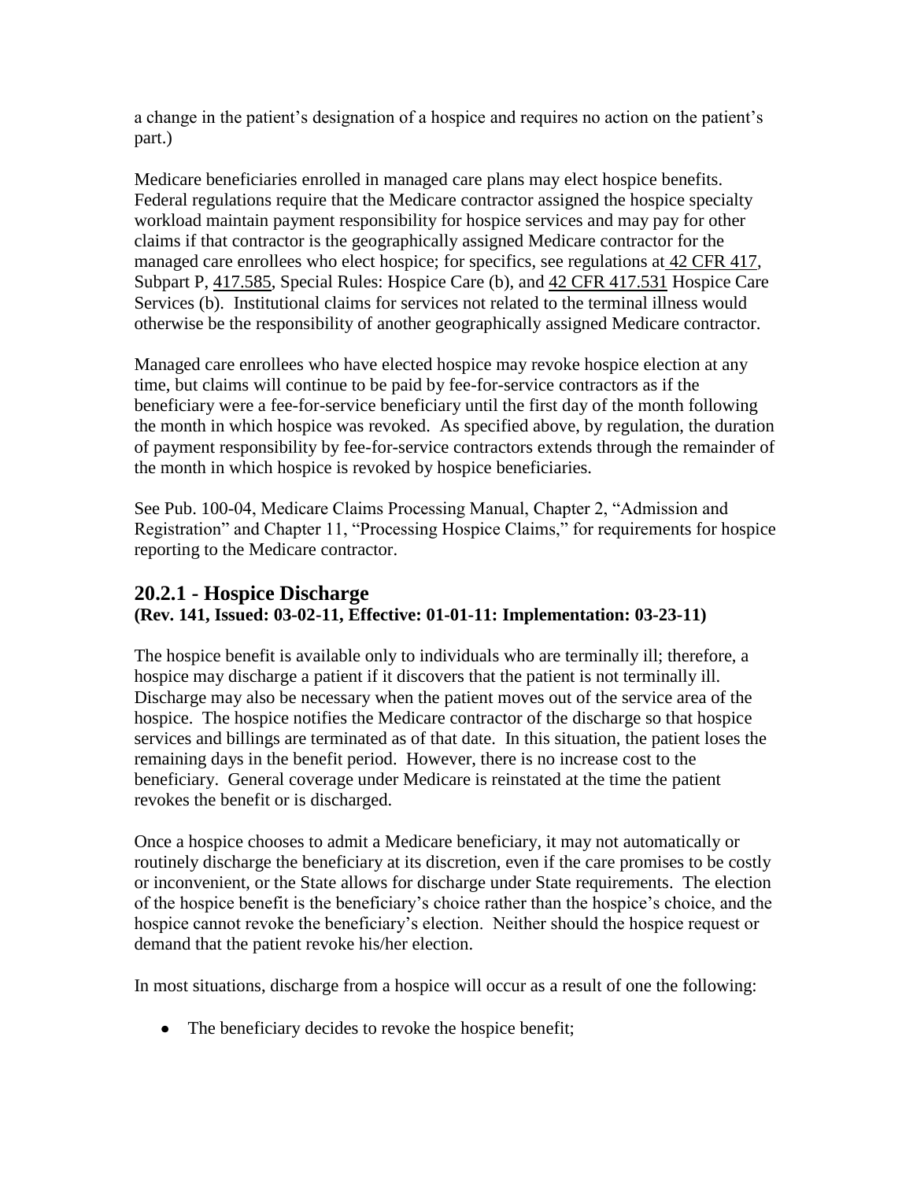a change in the patient's designation of a hospice and requires no action on the patient's part.)

Medicare beneficiaries enrolled in managed care plans may elect hospice benefits. Federal regulations require that the Medicare contractor assigned the hospice specialty workload maintain payment responsibility for hospice services and may pay for other claims if that contractor is the geographically assigned Medicare contractor for the managed care enrollees who elect hospice; for specifics, see regulations at 42 CFR 417, Subpart P, 417.585, Special Rules: Hospice Care (b), and 42 CFR 417.531 Hospice Care Services (b). Institutional claims for services not related to the terminal illness would otherwise be the responsibility of another geographically assigned Medicare contractor.

Managed care enrollees who have elected hospice may revoke hospice election at any time, but claims will continue to be paid by fee-for-service contractors as if the beneficiary were a fee-for-service beneficiary until the first day of the month following the month in which hospice was revoked. As specified above, by regulation, the duration of payment responsibility by fee-for-service contractors extends through the remainder of the month in which hospice is revoked by hospice beneficiaries.

See Pub. 100-04, Medicare Claims Processing Manual, Chapter 2, "Admission and Registration" and Chapter 11, "Processing Hospice Claims," for requirements for hospice reporting to the Medicare contractor.

## 20.2.1 - Hospice Discharge
**(Rev. 141, Issued: 03-02-11, Effective: 01-01-11: Implementation: 03-23-11)**

The hospice benefit is available only to individuals who are terminally ill; therefore, a hospice may discharge a patient if it discovers that the patient is not terminally ill. Discharge may also be necessary when the patient moves out of the service area of the hospice. The hospice notifies the Medicare contractor of the discharge so that hospice services and billings are terminated as of that date. In this situation, the patient loses the remaining days in the benefit period. However, there is no increase cost to the beneficiary. General coverage under Medicare is reinstated at the time the patient revokes the benefit or is discharged.

Once a hospice chooses to admit a Medicare beneficiary, it may not automatically or routinely discharge the beneficiary at its discretion, even if the care promises to be costly or inconvenient, or the State allows for discharge under State requirements. The election of the hospice benefit is the beneficiary's choice rather than the hospice's choice, and the hospice cannot revoke the beneficiary's election. Neither should the hospice request or demand that the patient revoke his/her election.

In most situations, discharge from a hospice will occur as a result of one the following:

- The beneficiary decides to revoke the hospice benefit;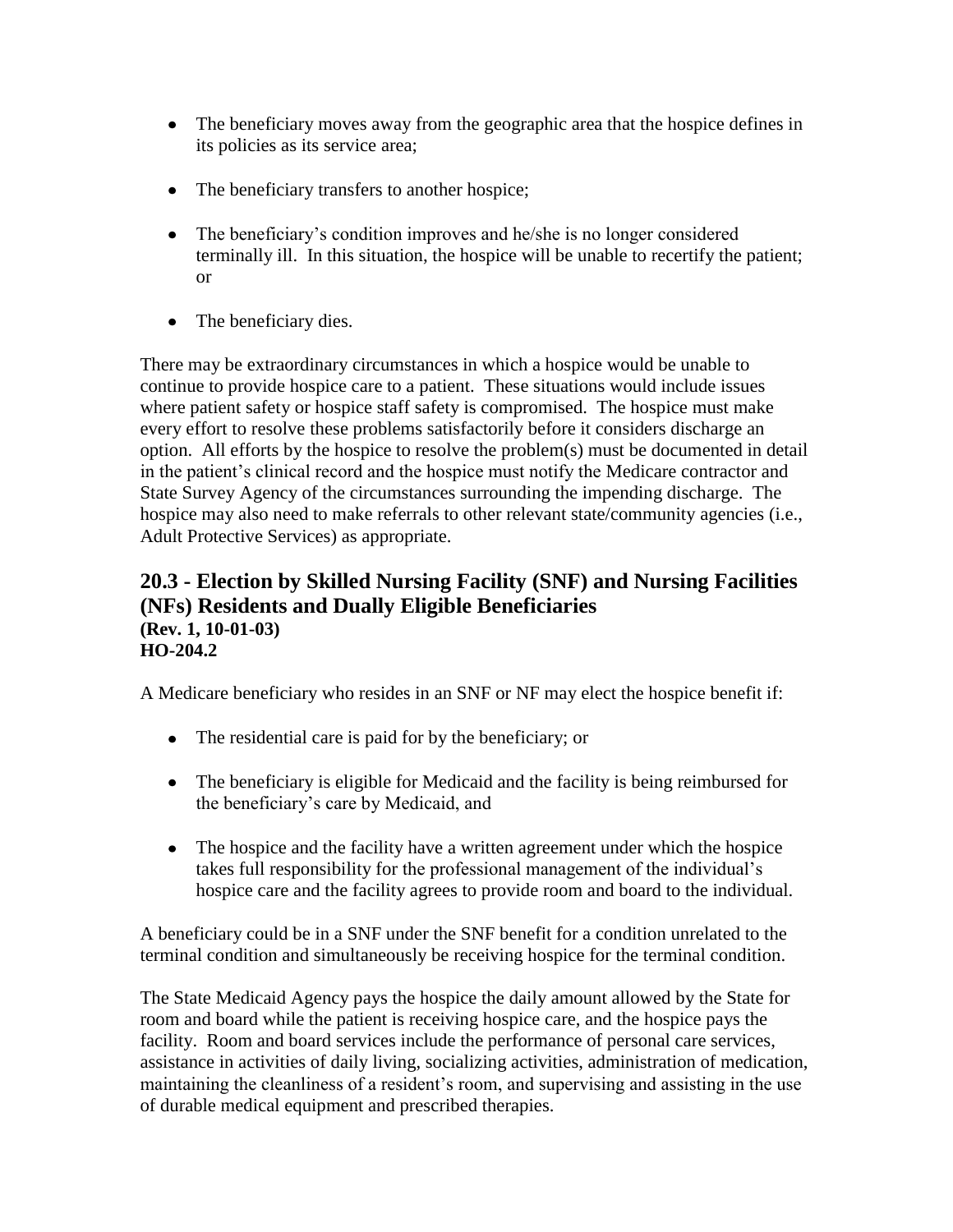- The beneficiary moves away from the geographic area that the hospice defines in its policies as its service area;

- The beneficiary transfers to another hospice;

- The beneficiary's condition improves and he/she is no longer considered terminally ill. In this situation, the hospice will be unable to recertify the patient; or

- The beneficiary dies.

There may be extraordinary circumstances in which a hospice would be unable to continue to provide hospice care to a patient. These situations would include issues where patient safety or hospice staff safety is compromised. The hospice must make every effort to resolve these problems satisfactorily before it considers discharge an option. All efforts by the hospice to resolve the problem(s) must be documented in detail in the patient's clinical record and the hospice must notify the Medicare contractor and State Survey Agency of the circumstances surrounding the impending discharge. The hospice may also need to make referrals to other relevant state/community agencies (i.e., Adult Protective Services) as appropriate.

## 20.3 - Election by Skilled Nursing Facility (SNF) and Nursing Facilities (NFs) Residents and Dually Eligible Beneficiaries

**(Rev. 1, 10-01-03)**
**HO-204.2**

A Medicare beneficiary who resides in an SNF or NF may elect the hospice benefit if:

- The residential care is paid for by the beneficiary; or

- The beneficiary is eligible for Medicaid and the facility is being reimbursed for the beneficiary's care by Medicaid, and

- The hospice and the facility have a written agreement under which the hospice takes full responsibility for the professional management of the individual's hospice care and the facility agrees to provide room and board to the individual.

A beneficiary could be in a SNF under the SNF benefit for a condition unrelated to the terminal condition and simultaneously be receiving hospice for the terminal condition.

The State Medicaid Agency pays the hospice the daily amount allowed by the State for room and board while the patient is receiving hospice care, and the hospice pays the facility. Room and board services include the performance of personal care services, assistance in activities of daily living, socializing activities, administration of medication, maintaining the cleanliness of a resident's room, and supervising and assisting in the use of durable medical equipment and prescribed therapies.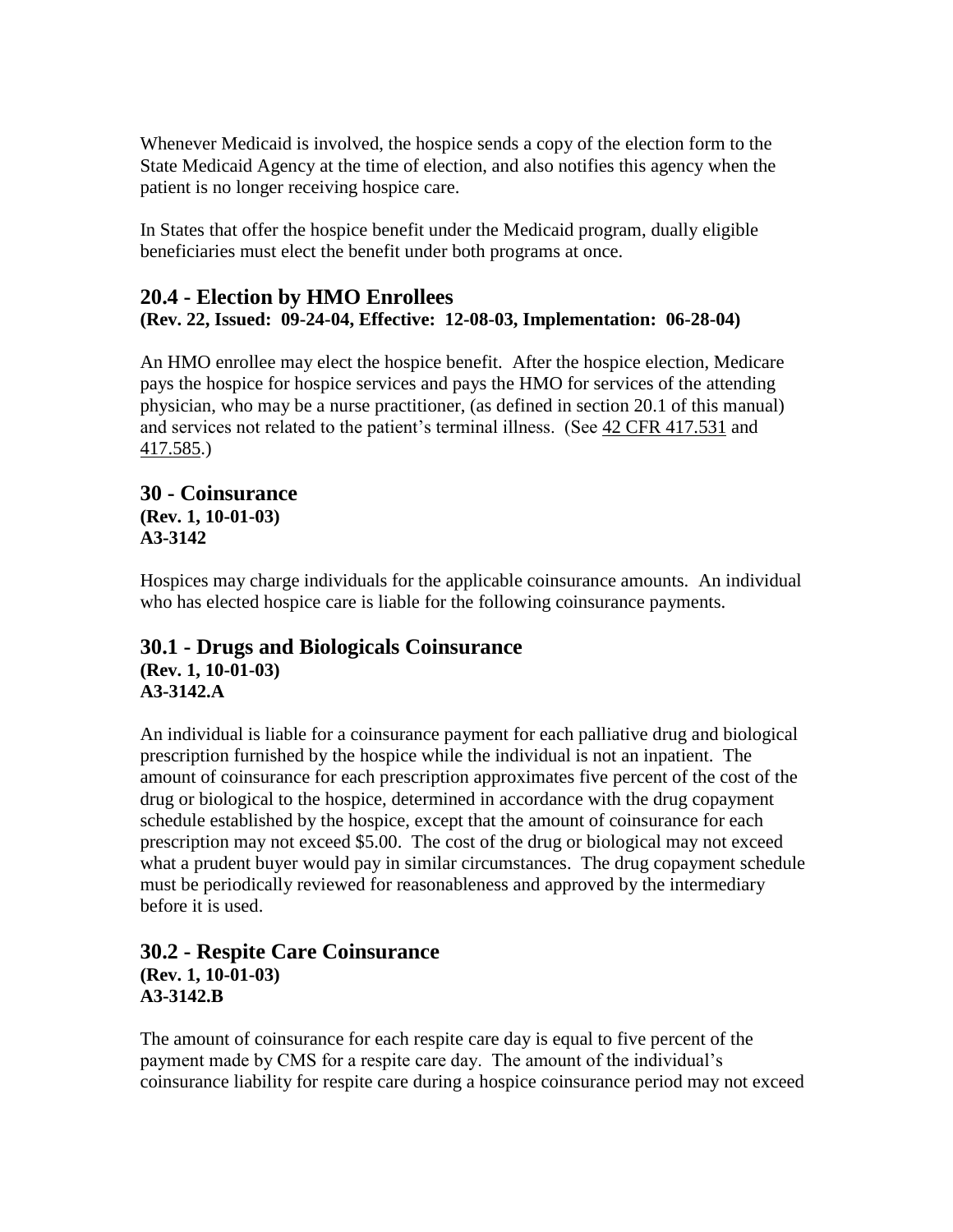Whenever Medicaid is involved, the hospice sends a copy of the election form to the State Medicaid Agency at the time of election, and also notifies this agency when the patient is no longer receiving hospice care.

In States that offer the hospice benefit under the Medicaid program, dually eligible beneficiaries must elect the benefit under both programs at once.

## 20.4 - Election by HMO Enrollees

**(Rev. 22, Issued: 09-24-04, Effective: 12-08-03, Implementation: 06-28-04)**

An HMO enrollee may elect the hospice benefit. After the hospice election, Medicare pays the hospice for hospice services and pays the HMO for services of the attending physician, who may be a nurse practitioner, (as defined in section 20.1 of this manual) and services not related to the patient's terminal illness. (See 42 CFR 417.531 and 417.585.)

## 30 - Coinsurance

**(Rev. 1, 10-01-03)**
**A3-3142**

Hospices may charge individuals for the applicable coinsurance amounts. An individual who has elected hospice care is liable for the following coinsurance payments.

## 30.1 - Drugs and Biologicals Coinsurance

**(Rev. 1, 10-01-03)**
**A3-3142.A**

An individual is liable for a coinsurance payment for each palliative drug and biological prescription furnished by the hospice while the individual is not an inpatient. The amount of coinsurance for each prescription approximates five percent of the cost of the drug or biological to the hospice, determined in accordance with the drug copayment schedule established by the hospice, except that the amount of coinsurance for each prescription may not exceed $5.00. The cost of the drug or biological may not exceed what a prudent buyer would pay in similar circumstances. The drug copayment schedule must be periodically reviewed for reasonableness and approved by the intermediary before it is used.

## 30.2 - Respite Care Coinsurance

**(Rev. 1, 10-01-03)**
**A3-3142.B**

The amount of coinsurance for each respite care day is equal to five percent of the payment made by CMS for a respite care day. The amount of the individual's coinsurance liability for respite care during a hospice coinsurance period may not exceed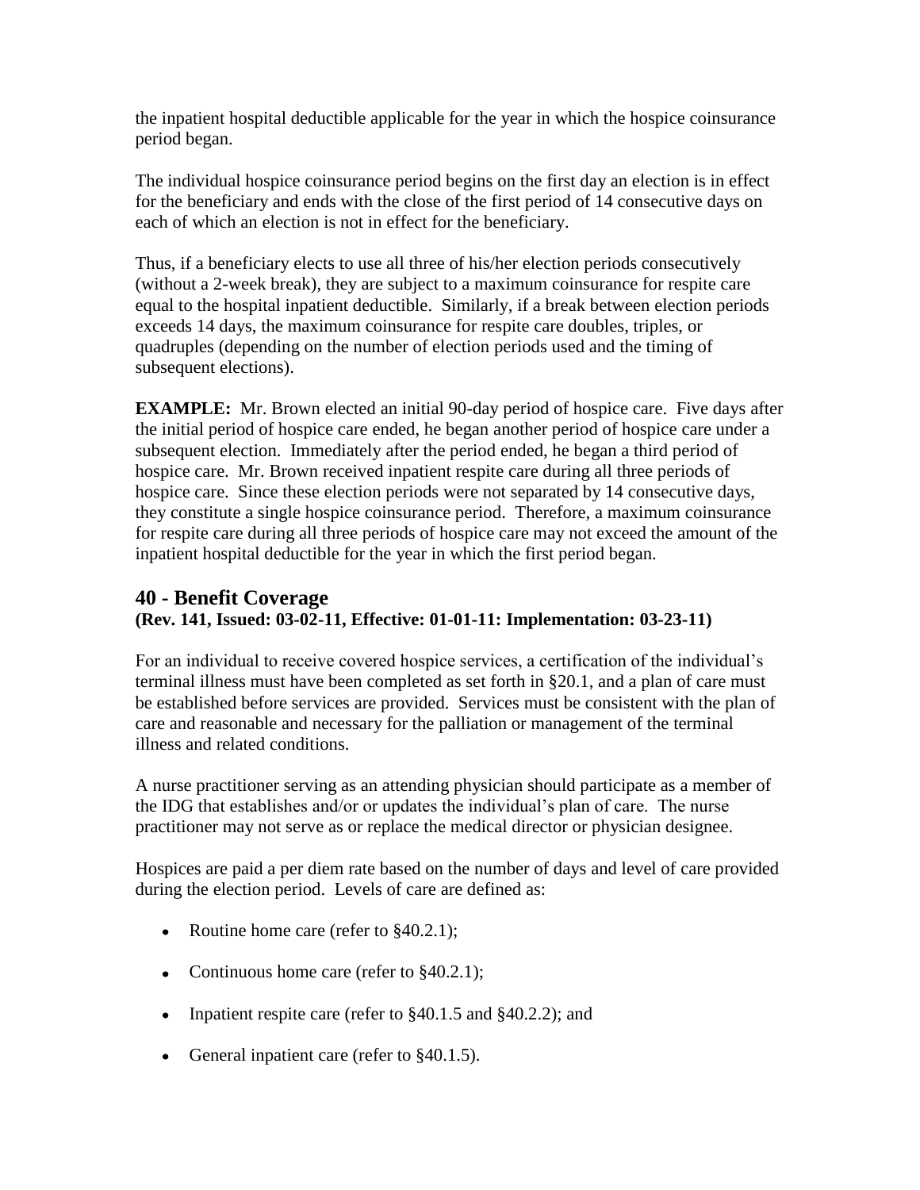the inpatient hospital deductible applicable for the year in which the hospice coinsurance period began.

The individual hospice coinsurance period begins on the first day an election is in effect for the beneficiary and ends with the close of the first period of 14 consecutive days on each of which an election is not in effect for the beneficiary.

Thus, if a beneficiary elects to use all three of his/her election periods consecutively (without a 2-week break), they are subject to a maximum coinsurance for respite care equal to the hospital inpatient deductible. Similarly, if a break between election periods exceeds 14 days, the maximum coinsurance for respite care doubles, triples, or quadruples (depending on the number of election periods used and the timing of subsequent elections).

**EXAMPLE:** Mr. Brown elected an initial 90-day period of hospice care. Five days after the initial period of hospice care ended, he began another period of hospice care under a subsequent election. Immediately after the period ended, he began a third period of hospice care. Mr. Brown received inpatient respite care during all three periods of hospice care. Since these election periods were not separated by 14 consecutive days, they constitute a single hospice coinsurance period. Therefore, a maximum coinsurance for respite care during all three periods of hospice care may not exceed the amount of the inpatient hospital deductible for the year in which the first period began.

## 40 - Benefit Coverage

**(Rev. 141, Issued: 03-02-11, Effective: 01-01-11: Implementation: 03-23-11)**

For an individual to receive covered hospice services, a certification of the individual's terminal illness must have been completed as set forth in §20.1, and a plan of care must be established before services are provided. Services must be consistent with the plan of care and reasonable and necessary for the palliation or management of the terminal illness and related conditions.

A nurse practitioner serving as an attending physician should participate as a member of the IDG that establishes and/or or updates the individual's plan of care. The nurse practitioner may not serve as or replace the medical director or physician designee.

Hospices are paid a per diem rate based on the number of days and level of care provided during the election period. Levels of care are defined as:

- Routine home care (refer to §40.2.1);
- Continuous home care (refer to §40.2.1);
- Inpatient respite care (refer to §40.1.5 and §40.2.2); and
- General inpatient care (refer to §40.1.5).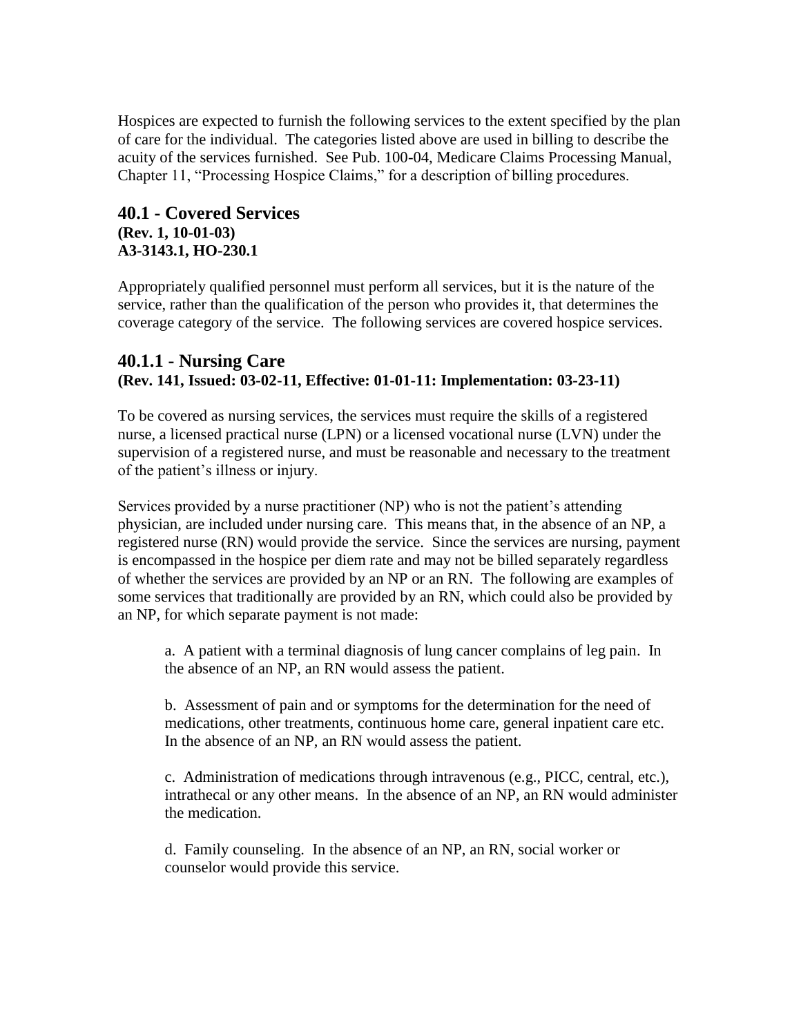Hospices are expected to furnish the following services to the extent specified by the plan of care for the individual. The categories listed above are used in billing to describe the acuity of the services furnished. See Pub. 100-04, Medicare Claims Processing Manual, Chapter 11, "Processing Hospice Claims," for a description of billing procedures.

## 40.1 - Covered Services

**(Rev. 1, 10-01-03)**
**A3-3143.1, HO-230.1**

Appropriately qualified personnel must perform all services, but it is the nature of the service, rather than the qualification of the person who provides it, that determines the coverage category of the service. The following services are covered hospice services.

### 40.1.1 - Nursing Care

**(Rev. 141, Issued: 03-02-11, Effective: 01-01-11: Implementation: 03-23-11)**

To be covered as nursing services, the services must require the skills of a registered nurse, a licensed practical nurse (LPN) or a licensed vocational nurse (LVN) under the supervision of a registered nurse, and must be reasonable and necessary to the treatment of the patient's illness or injury.

Services provided by a nurse practitioner (NP) who is not the patient's attending physician, are included under nursing care. This means that, in the absence of an NP, a registered nurse (RN) would provide the service. Since the services are nursing, payment is encompassed in the hospice per diem rate and may not be billed separately regardless of whether the services are provided by an NP or an RN. The following are examples of some services that traditionally are provided by an RN, which could also be provided by an NP, for which separate payment is not made:

a. A patient with a terminal diagnosis of lung cancer complains of leg pain. In the absence of an NP, an RN would assess the patient.

b. Assessment of pain and or symptoms for the determination for the need of medications, other treatments, continuous home care, general inpatient care etc. In the absence of an NP, an RN would assess the patient.

c. Administration of medications through intravenous (e.g., PICC, central, etc.), intrathecal or any other means. In the absence of an NP, an RN would administer the medication.

d. Family counseling. In the absence of an NP, an RN, social worker or counselor would provide this service.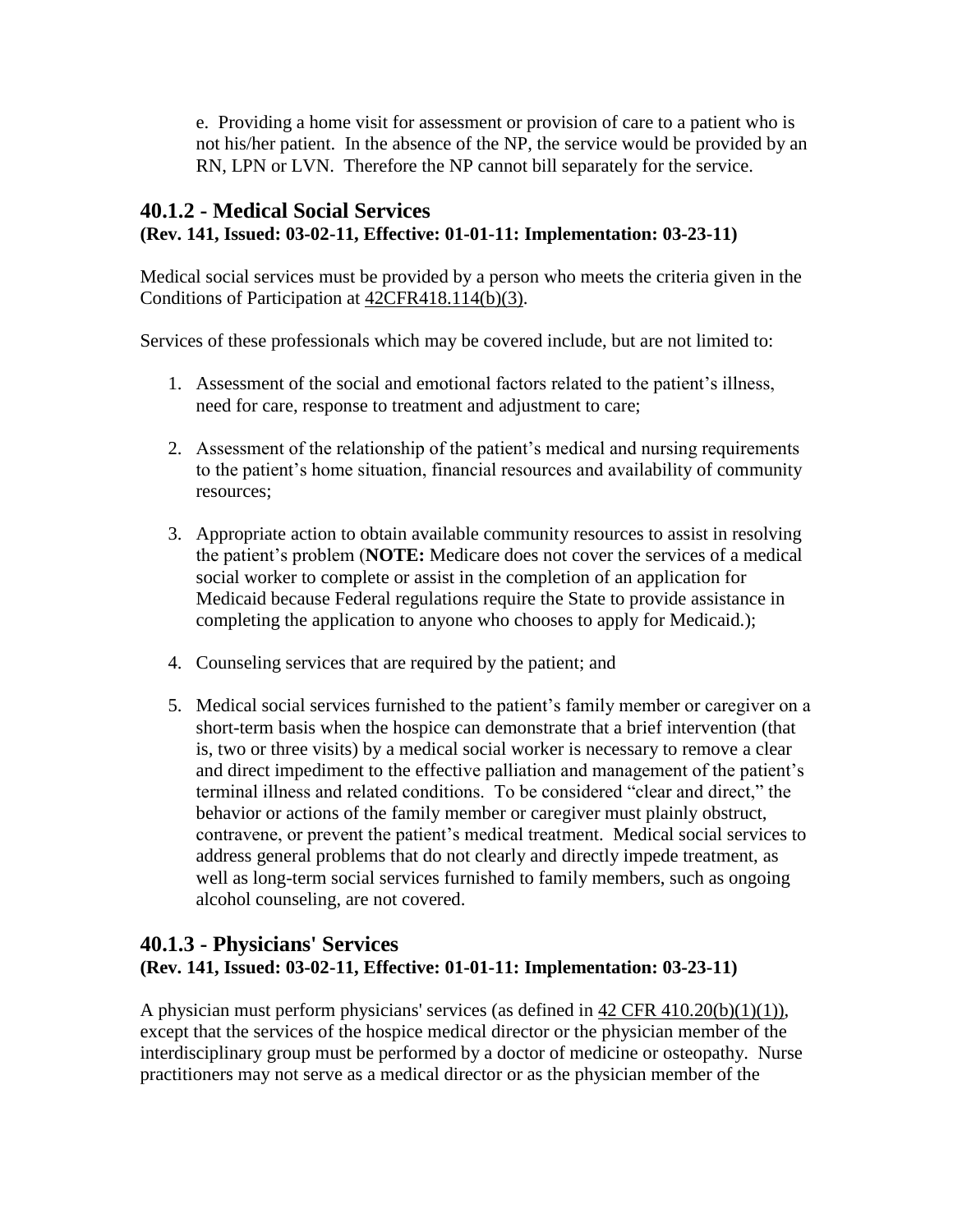e. Providing a home visit for assessment or provision of care to a patient who is not his/her patient. In the absence of the NP, the service would be provided by an RN, LPN or LVN. Therefore the NP cannot bill separately for the service.

## 40.1.2 - Medical Social Services

**(Rev. 141, Issued: 03-02-11, Effective: 01-01-11: Implementation: 03-23-11)**

Medical social services must be provided by a person who meets the criteria given in the Conditions of Participation at 42CFR418.114(b)(3).

Services of these professionals which may be covered include, but are not limited to:

1. Assessment of the social and emotional factors related to the patient's illness, need for care, response to treatment and adjustment to care;

2. Assessment of the relationship of the patient's medical and nursing requirements to the patient's home situation, financial resources and availability of community resources;

3. Appropriate action to obtain available community resources to assist in resolving the patient's problem (**NOTE:** Medicare does not cover the services of a medical social worker to complete or assist in the completion of an application for Medicaid because Federal regulations require the State to provide assistance in completing the application to anyone who chooses to apply for Medicaid.);

4. Counseling services that are required by the patient; and

5. Medical social services furnished to the patient's family member or caregiver on a short-term basis when the hospice can demonstrate that a brief intervention (that is, two or three visits) by a medical social worker is necessary to remove a clear and direct impediment to the effective palliation and management of the patient's terminal illness and related conditions. To be considered "clear and direct," the behavior or actions of the family member or caregiver must plainly obstruct, contravene, or prevent the patient's medical treatment. Medical social services to address general problems that do not clearly and directly impede treatment, as well as long-term social services furnished to family members, such as ongoing alcohol counseling, are not covered.

## 40.1.3 - Physicians' Services

**(Rev. 141, Issued: 03-02-11, Effective: 01-01-11: Implementation: 03-23-11)**

A physician must perform physicians' services (as defined in 42 CFR 410.20(b)(1)(1)), except that the services of the hospice medical director or the physician member of the interdisciplinary group must be performed by a doctor of medicine or osteopathy. Nurse practitioners may not serve as a medical director or as the physician member of the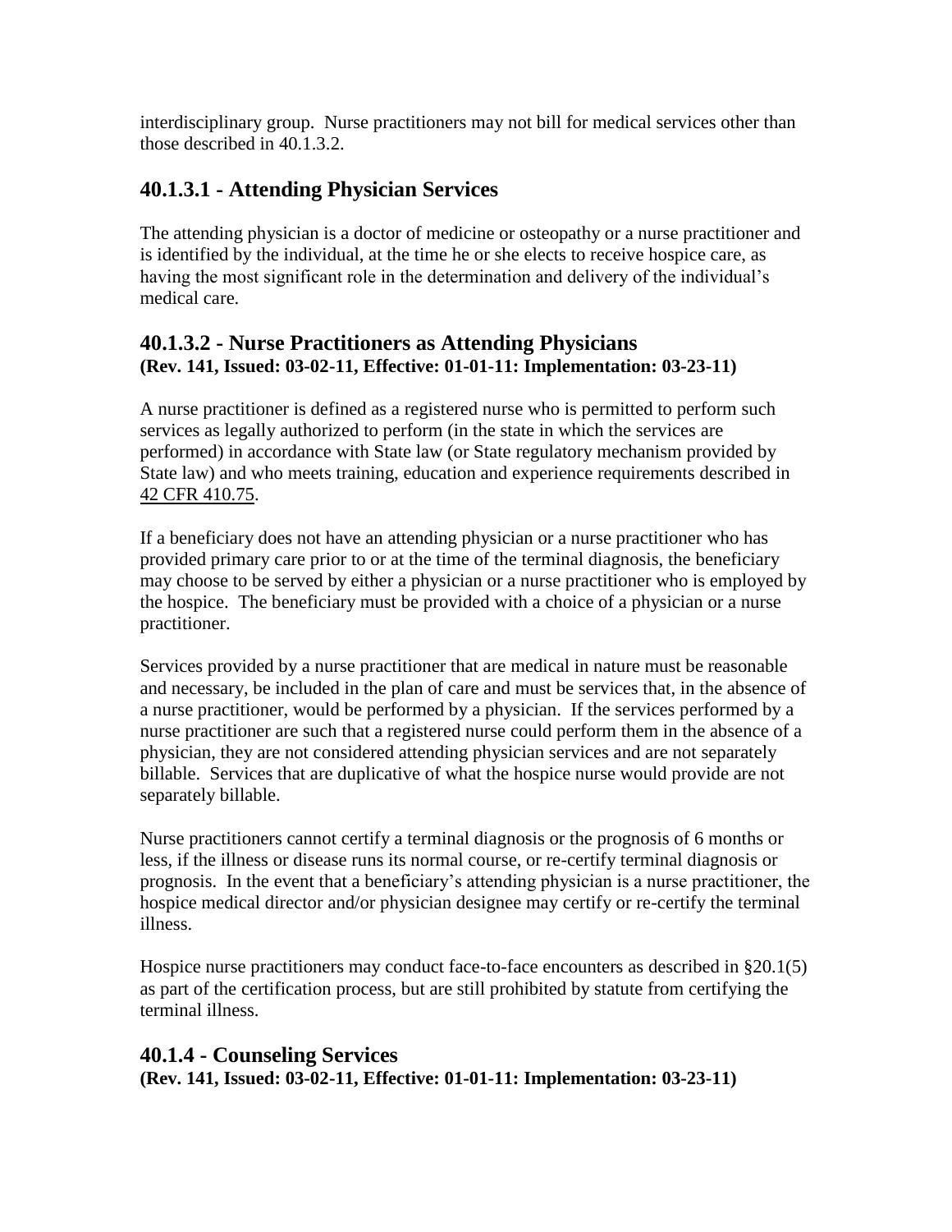interdisciplinary group. Nurse practitioners may not bill for medical services other than those described in 40.1.3.2.

## 40.1.3.1 - Attending Physician Services

The attending physician is a doctor of medicine or osteopathy or a nurse practitioner and is identified by the individual, at the time he or she elects to receive hospice care, as having the most significant role in the determination and delivery of the individual's medical care.

## 40.1.3.2 - Nurse Practitioners as Attending Physicians

**(Rev. 141, Issued: 03-02-11, Effective: 01-01-11: Implementation: 03-23-11)**

A nurse practitioner is defined as a registered nurse who is permitted to perform such services as legally authorized to perform (in the state in which the services are performed) in accordance with State law (or State regulatory mechanism provided by State law) and who meets training, education and experience requirements described in 42 CFR 410.75.

If a beneficiary does not have an attending physician or a nurse practitioner who has provided primary care prior to or at the time of the terminal diagnosis, the beneficiary may choose to be served by either a physician or a nurse practitioner who is employed by the hospice. The beneficiary must be provided with a choice of a physician or a nurse practitioner.

Services provided by a nurse practitioner that are medical in nature must be reasonable and necessary, be included in the plan of care and must be services that, in the absence of a nurse practitioner, would be performed by a physician. If the services performed by a nurse practitioner are such that a registered nurse could perform them in the absence of a physician, they are not considered attending physician services and are not separately billable. Services that are duplicative of what the hospice nurse would provide are not separately billable.

Nurse practitioners cannot certify a terminal diagnosis or the prognosis of 6 months or less, if the illness or disease runs its normal course, or re-certify terminal diagnosis or prognosis. In the event that a beneficiary's attending physician is a nurse practitioner, the hospice medical director and/or physician designee may certify or re-certify the terminal illness.

Hospice nurse practitioners may conduct face-to-face encounters as described in §20.1(5) as part of the certification process, but are still prohibited by statute from certifying the terminal illness.

## 40.1.4 - Counseling Services

**(Rev. 141, Issued: 03-02-11, Effective: 01-01-11: Implementation: 03-23-11)**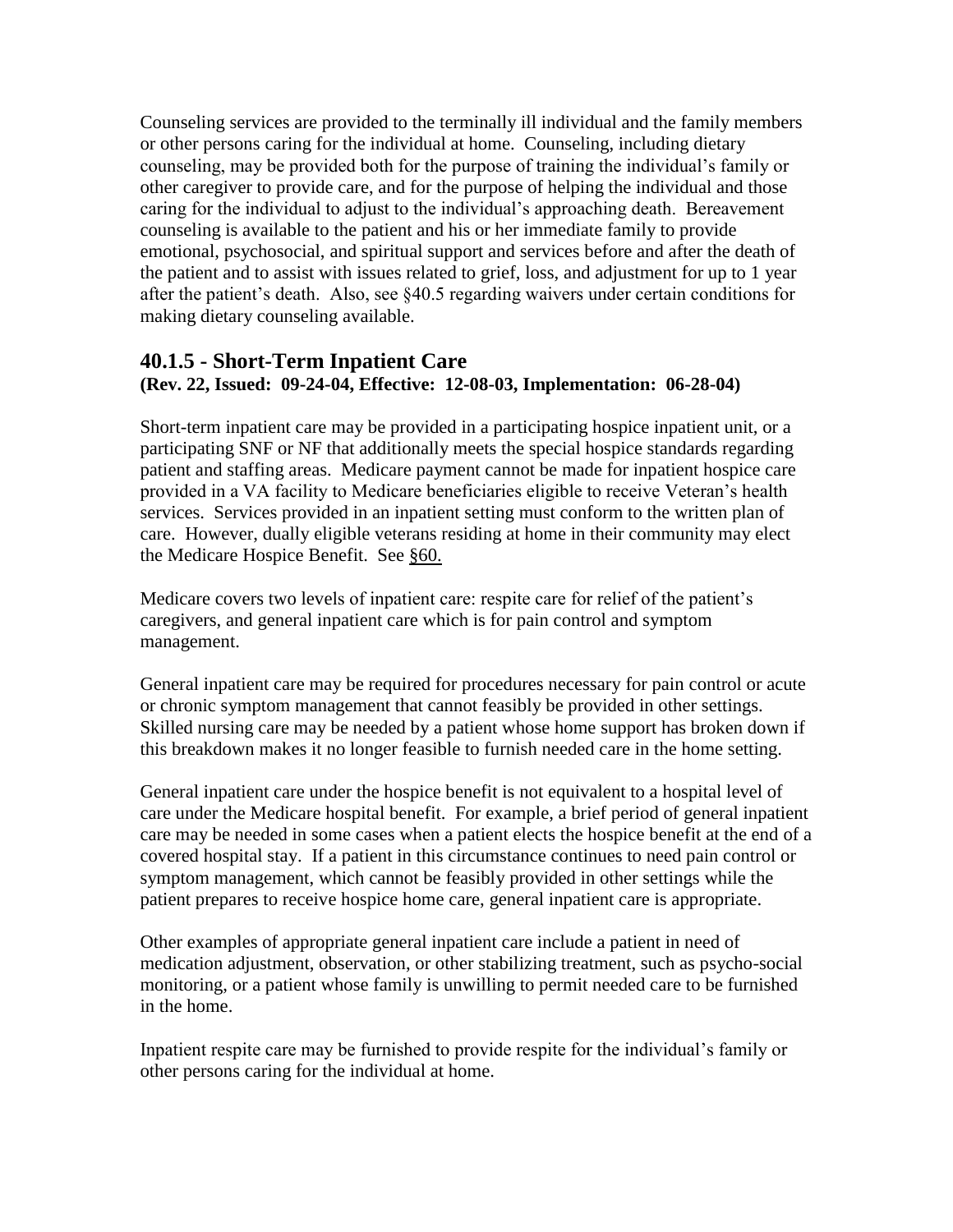Counseling services are provided to the terminally ill individual and the family members or other persons caring for the individual at home. Counseling, including dietary counseling, may be provided both for the purpose of training the individual's family or other caregiver to provide care, and for the purpose of helping the individual and those caring for the individual to adjust to the individual's approaching death. Bereavement counseling is available to the patient and his or her immediate family to provide emotional, psychosocial, and spiritual support and services before and after the death of the patient and to assist with issues related to grief, loss, and adjustment for up to 1 year after the patient's death. Also, see §40.5 regarding waivers under certain conditions for making dietary counseling available.

## 40.1.5 - Short-Term Inpatient Care

**(Rev. 22, Issued: 09-24-04, Effective: 12-08-03, Implementation: 06-28-04)**

Short-term inpatient care may be provided in a participating hospice inpatient unit, or a participating SNF or NF that additionally meets the special hospice standards regarding patient and staffing areas. Medicare payment cannot be made for inpatient hospice care provided in a VA facility to Medicare beneficiaries eligible to receive Veteran's health services. Services provided in an inpatient setting must conform to the written plan of care. However, dually eligible veterans residing at home in their community may elect the Medicare Hospice Benefit. See §60.

Medicare covers two levels of inpatient care: respite care for relief of the patient's caregivers, and general inpatient care which is for pain control and symptom management.

General inpatient care may be required for procedures necessary for pain control or acute or chronic symptom management that cannot feasibly be provided in other settings. Skilled nursing care may be needed by a patient whose home support has broken down if this breakdown makes it no longer feasible to furnish needed care in the home setting.

General inpatient care under the hospice benefit is not equivalent to a hospital level of care under the Medicare hospital benefit. For example, a brief period of general inpatient care may be needed in some cases when a patient elects the hospice benefit at the end of a covered hospital stay. If a patient in this circumstance continues to need pain control or symptom management, which cannot be feasibly provided in other settings while the patient prepares to receive hospice home care, general inpatient care is appropriate.

Other examples of appropriate general inpatient care include a patient in need of medication adjustment, observation, or other stabilizing treatment, such as psycho-social monitoring, or a patient whose family is unwilling to permit needed care to be furnished in the home.

Inpatient respite care may be furnished to provide respite for the individual's family or other persons caring for the individual at home.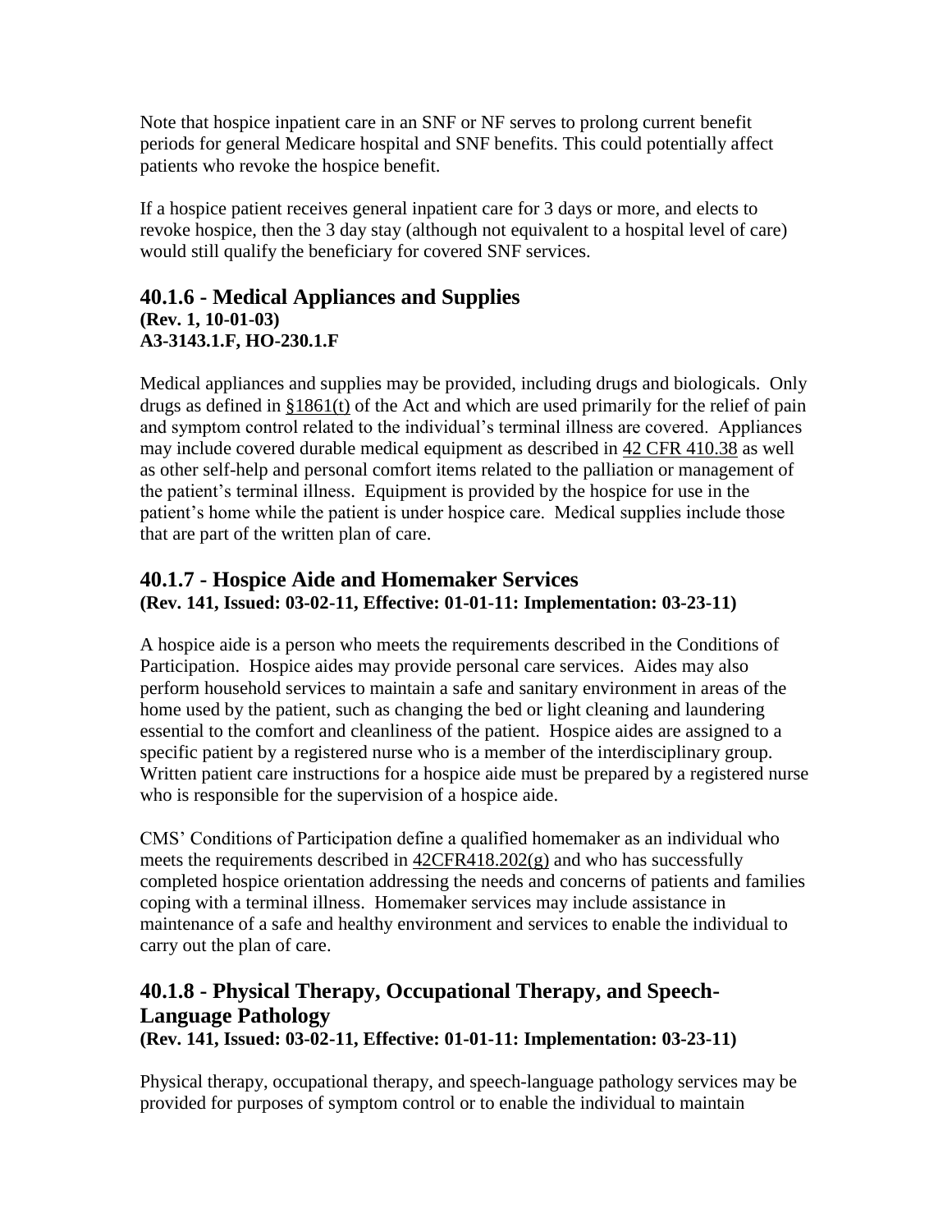Note that hospice inpatient care in an SNF or NF serves to prolong current benefit periods for general Medicare hospital and SNF benefits. This could potentially affect patients who revoke the hospice benefit.

If a hospice patient receives general inpatient care for 3 days or more, and elects to revoke hospice, then the 3 day stay (although not equivalent to a hospital level of care) would still qualify the beneficiary for covered SNF services.

## 40.1.6 - Medical Appliances and Supplies

**(Rev. 1, 10-01-03)**
**A3-3143.1.F, HO-230.1.F**

Medical appliances and supplies may be provided, including drugs and biologicals. Only drugs as defined in §1861(t) of the Act and which are used primarily for the relief of pain and symptom control related to the individual's terminal illness are covered. Appliances may include covered durable medical equipment as described in 42 CFR 410.38 as well as other self-help and personal comfort items related to the palliation or management of the patient's terminal illness. Equipment is provided by the hospice for use in the patient's home while the patient is under hospice care. Medical supplies include those that are part of the written plan of care.

## 40.1.7 - Hospice Aide and Homemaker Services

**(Rev. 141, Issued: 03-02-11, Effective: 01-01-11: Implementation: 03-23-11)**

A hospice aide is a person who meets the requirements described in the Conditions of Participation. Hospice aides may provide personal care services. Aides may also perform household services to maintain a safe and sanitary environment in areas of the home used by the patient, such as changing the bed or light cleaning and laundering essential to the comfort and cleanliness of the patient. Hospice aides are assigned to a specific patient by a registered nurse who is a member of the interdisciplinary group. Written patient care instructions for a hospice aide must be prepared by a registered nurse who is responsible for the supervision of a hospice aide.

CMS' Conditions of Participation define a qualified homemaker as an individual who meets the requirements described in 42CFR418.202(g) and who has successfully completed hospice orientation addressing the needs and concerns of patients and families coping with a terminal illness. Homemaker services may include assistance in maintenance of a safe and healthy environment and services to enable the individual to carry out the plan of care.

## 40.1.8 - Physical Therapy, Occupational Therapy, and Speech-Language Pathology

**(Rev. 141, Issued: 03-02-11, Effective: 01-01-11: Implementation: 03-23-11)**

Physical therapy, occupational therapy, and speech-language pathology services may be provided for purposes of symptom control or to enable the individual to maintain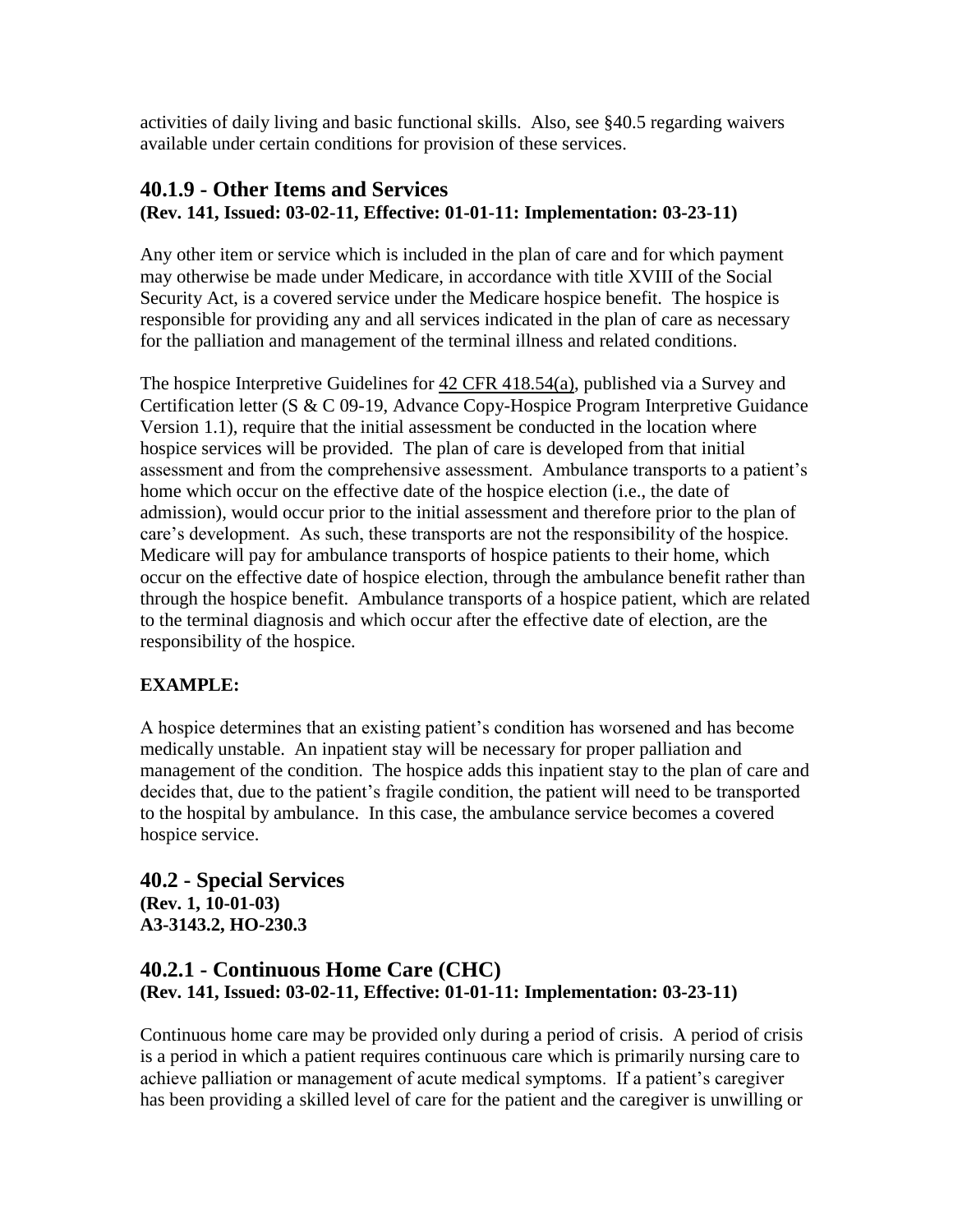activities of daily living and basic functional skills. Also, see §40.5 regarding waivers available under certain conditions for provision of these services.

## 40.1.9 - Other Items and Services

**(Rev. 141, Issued: 03-02-11, Effective: 01-01-11: Implementation: 03-23-11)**

Any other item or service which is included in the plan of care and for which payment may otherwise be made under Medicare, in accordance with title XVIII of the Social Security Act, is a covered service under the Medicare hospice benefit. The hospice is responsible for providing any and all services indicated in the plan of care as necessary for the palliation and management of the terminal illness and related conditions.

The hospice Interpretive Guidelines for 42 CFR 418.54(a), published via a Survey and Certification letter (S & C 09-19, Advance Copy-Hospice Program Interpretive Guidance Version 1.1), require that the initial assessment be conducted in the location where hospice services will be provided. The plan of care is developed from that initial assessment and from the comprehensive assessment. Ambulance transports to a patient's home which occur on the effective date of the hospice election (i.e., the date of admission), would occur prior to the initial assessment and therefore prior to the plan of care's development. As such, these transports are not the responsibility of the hospice. Medicare will pay for ambulance transports of hospice patients to their home, which occur on the effective date of hospice election, through the ambulance benefit rather than through the hospice benefit. Ambulance transports of a hospice patient, which are related to the terminal diagnosis and which occur after the effective date of election, are the responsibility of the hospice.

**EXAMPLE:**

A hospice determines that an existing patient's condition has worsened and has become medically unstable. An inpatient stay will be necessary for proper palliation and management of the condition. The hospice adds this inpatient stay to the plan of care and decides that, due to the patient's fragile condition, the patient will need to be transported to the hospital by ambulance. In this case, the ambulance service becomes a covered hospice service.

## 40.2 - Special Services

**(Rev. 1, 10-01-03)**
**A3-3143.2, HO-230.3**

## 40.2.1 - Continuous Home Care (CHC)

**(Rev. 141, Issued: 03-02-11, Effective: 01-01-11: Implementation: 03-23-11)**

Continuous home care may be provided only during a period of crisis. A period of crisis is a period in which a patient requires continuous care which is primarily nursing care to achieve palliation or management of acute medical symptoms. If a patient's caregiver has been providing a skilled level of care for the patient and the caregiver is unwilling or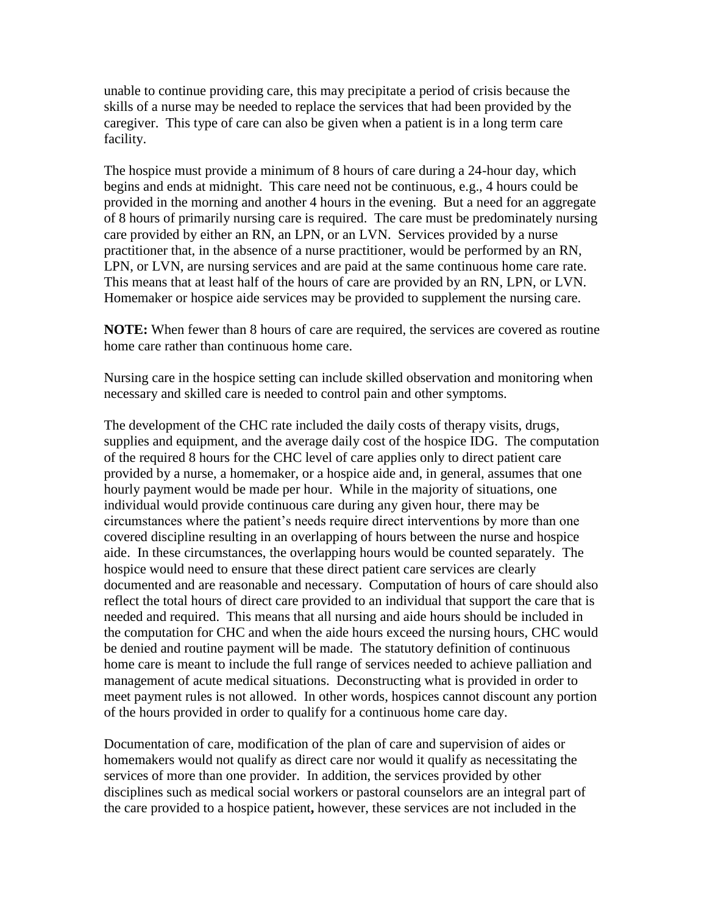unable to continue providing care, this may precipitate a period of crisis because the skills of a nurse may be needed to replace the services that had been provided by the caregiver. This type of care can also be given when a patient is in a long term care facility.

The hospice must provide a minimum of 8 hours of care during a 24-hour day, which begins and ends at midnight. This care need not be continuous, e.g., 4 hours could be provided in the morning and another 4 hours in the evening. But a need for an aggregate of 8 hours of primarily nursing care is required. The care must be predominately nursing care provided by either an RN, an LPN, or an LVN. Services provided by a nurse practitioner that, in the absence of a nurse practitioner, would be performed by an RN, LPN, or LVN, are nursing services and are paid at the same continuous home care rate. This means that at least half of the hours of care are provided by an RN, LPN, or LVN. Homemaker or hospice aide services may be provided to supplement the nursing care.

**NOTE:** When fewer than 8 hours of care are required, the services are covered as routine home care rather than continuous home care.

Nursing care in the hospice setting can include skilled observation and monitoring when necessary and skilled care is needed to control pain and other symptoms.

The development of the CHC rate included the daily costs of therapy visits, drugs, supplies and equipment, and the average daily cost of the hospice IDG. The computation of the required 8 hours for the CHC level of care applies only to direct patient care provided by a nurse, a homemaker, or a hospice aide and, in general, assumes that one hourly payment would be made per hour. While in the majority of situations, one individual would provide continuous care during any given hour, there may be circumstances where the patient's needs require direct interventions by more than one covered discipline resulting in an overlapping of hours between the nurse and hospice aide. In these circumstances, the overlapping hours would be counted separately. The hospice would need to ensure that these direct patient care services are clearly documented and are reasonable and necessary. Computation of hours of care should also reflect the total hours of direct care provided to an individual that support the care that is needed and required. This means that all nursing and aide hours should be included in the computation for CHC and when the aide hours exceed the nursing hours, CHC would be denied and routine payment will be made. The statutory definition of continuous home care is meant to include the full range of services needed to achieve palliation and management of acute medical situations. Deconstructing what is provided in order to meet payment rules is not allowed. In other words, hospices cannot discount any portion of the hours provided in order to qualify for a continuous home care day.

Documentation of care, modification of the plan of care and supervision of aides or homemakers would not qualify as direct care nor would it qualify as necessitating the services of more than one provider. In addition, the services provided by other disciplines such as medical social workers or pastoral counselors are an integral part of the care provided to a hospice patient**,** however, these services are not included in the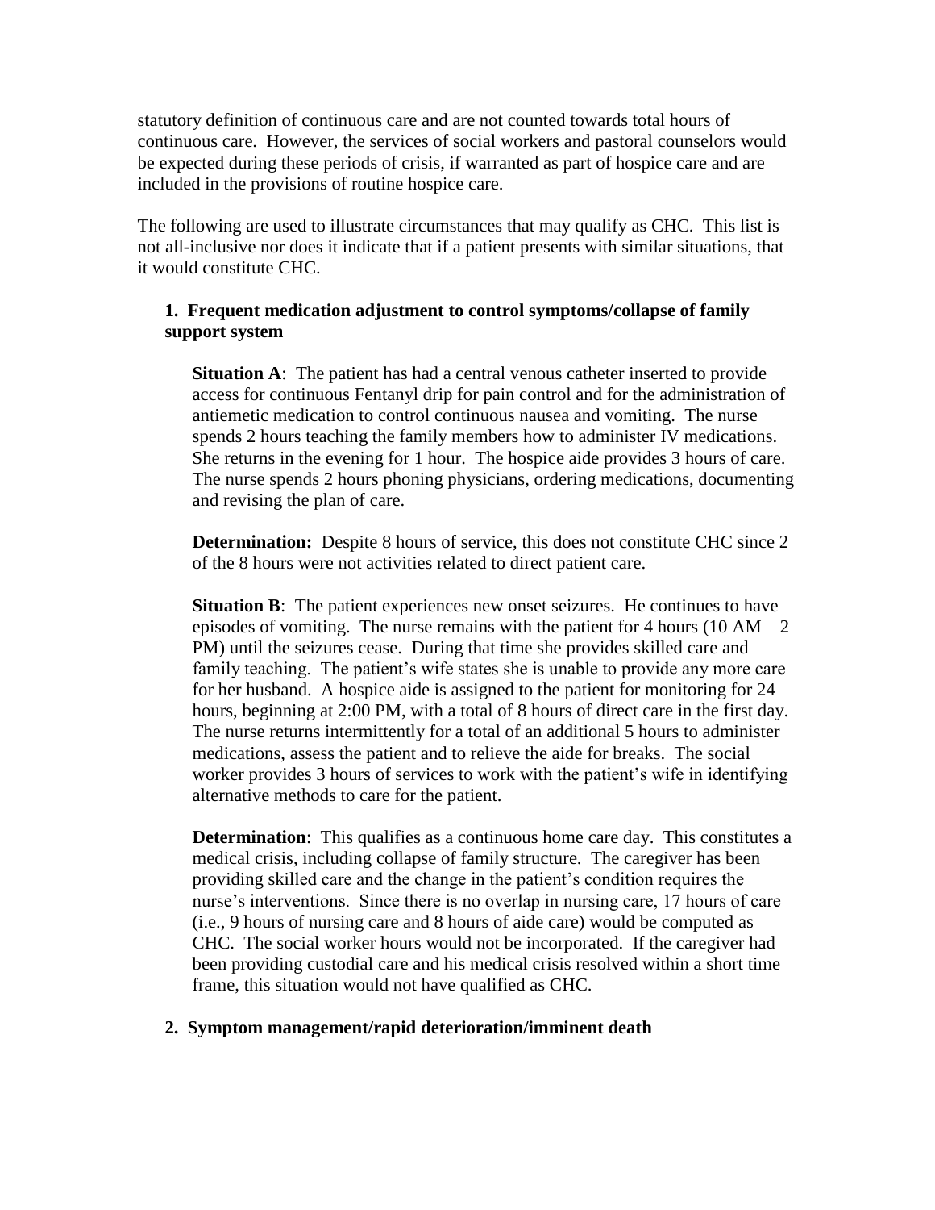statutory definition of continuous care and are not counted towards total hours of continuous care. However, the services of social workers and pastoral counselors would be expected during these periods of crisis, if warranted as part of hospice care and are included in the provisions of routine hospice care.

The following are used to illustrate circumstances that may qualify as CHC. This list is not all-inclusive nor does it indicate that if a patient presents with similar situations, that it would constitute CHC.

**1. Frequent medication adjustment to control symptoms/collapse of family support system**

**Situation A**: The patient has had a central venous catheter inserted to provide access for continuous Fentanyl drip for pain control and for the administration of antiemetic medication to control continuous nausea and vomiting. The nurse spends 2 hours teaching the family members how to administer IV medications. She returns in the evening for 1 hour. The hospice aide provides 3 hours of care. The nurse spends 2 hours phoning physicians, ordering medications, documenting and revising the plan of care.

**Determination:** Despite 8 hours of service, this does not constitute CHC since 2 of the 8 hours were not activities related to direct patient care.

**Situation B**: The patient experiences new onset seizures. He continues to have episodes of vomiting. The nurse remains with the patient for 4 hours (10 AM – 2 PM) until the seizures cease. During that time she provides skilled care and family teaching. The patient's wife states she is unable to provide any more care for her husband. A hospice aide is assigned to the patient for monitoring for 24 hours, beginning at 2:00 PM, with a total of 8 hours of direct care in the first day. The nurse returns intermittently for a total of an additional 5 hours to administer medications, assess the patient and to relieve the aide for breaks. The social worker provides 3 hours of services to work with the patient's wife in identifying alternative methods to care for the patient.

**Determination**: This qualifies as a continuous home care day. This constitutes a medical crisis, including collapse of family structure. The caregiver has been providing skilled care and the change in the patient's condition requires the nurse's interventions. Since there is no overlap in nursing care, 17 hours of care (i.e., 9 hours of nursing care and 8 hours of aide care) would be computed as CHC. The social worker hours would not be incorporated. If the caregiver had been providing custodial care and his medical crisis resolved within a short time frame, this situation would not have qualified as CHC.

**2. Symptom management/rapid deterioration/imminent death**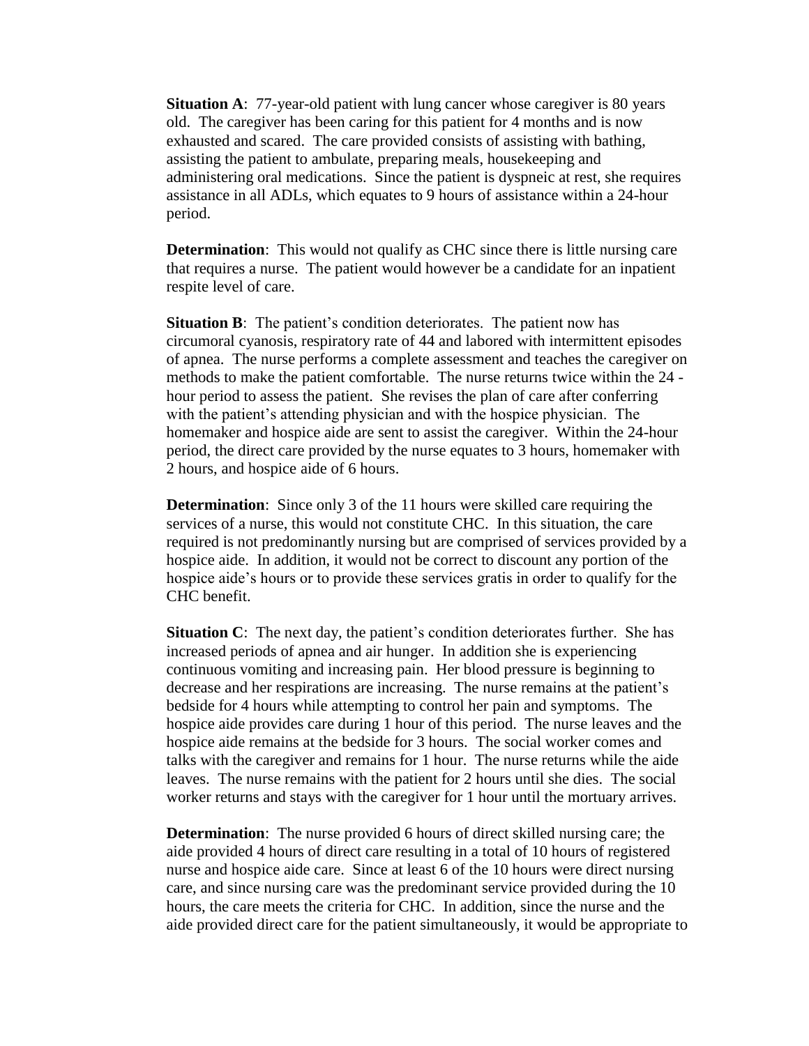**Situation A**: 77-year-old patient with lung cancer whose caregiver is 80 years old. The caregiver has been caring for this patient for 4 months and is now exhausted and scared. The care provided consists of assisting with bathing, assisting the patient to ambulate, preparing meals, housekeeping and administering oral medications. Since the patient is dyspneic at rest, she requires assistance in all ADLs, which equates to 9 hours of assistance within a 24-hour period.

**Determination**: This would not qualify as CHC since there is little nursing care that requires a nurse. The patient would however be a candidate for an inpatient respite level of care.

**Situation B**: The patient's condition deteriorates. The patient now has circumoral cyanosis, respiratory rate of 44 and labored with intermittent episodes of apnea. The nurse performs a complete assessment and teaches the caregiver on methods to make the patient comfortable. The nurse returns twice within the 24 - hour period to assess the patient. She revises the plan of care after conferring with the patient's attending physician and with the hospice physician. The homemaker and hospice aide are sent to assist the caregiver. Within the 24-hour period, the direct care provided by the nurse equates to 3 hours, homemaker with 2 hours, and hospice aide of 6 hours.

**Determination**: Since only 3 of the 11 hours were skilled care requiring the services of a nurse, this would not constitute CHC. In this situation, the care required is not predominantly nursing but are comprised of services provided by a hospice aide. In addition, it would not be correct to discount any portion of the hospice aide's hours or to provide these services gratis in order to qualify for the CHC benefit.

**Situation C**: The next day, the patient's condition deteriorates further. She has increased periods of apnea and air hunger. In addition she is experiencing continuous vomiting and increasing pain. Her blood pressure is beginning to decrease and her respirations are increasing. The nurse remains at the patient's bedside for 4 hours while attempting to control her pain and symptoms. The hospice aide provides care during 1 hour of this period. The nurse leaves and the hospice aide remains at the bedside for 3 hours. The social worker comes and talks with the caregiver and remains for 1 hour. The nurse returns while the aide leaves. The nurse remains with the patient for 2 hours until she dies. The social worker returns and stays with the caregiver for 1 hour until the mortuary arrives.

**Determination**: The nurse provided 6 hours of direct skilled nursing care; the aide provided 4 hours of direct care resulting in a total of 10 hours of registered nurse and hospice aide care. Since at least 6 of the 10 hours were direct nursing care, and since nursing care was the predominant service provided during the 10 hours, the care meets the criteria for CHC. In addition, since the nurse and the aide provided direct care for the patient simultaneously, it would be appropriate to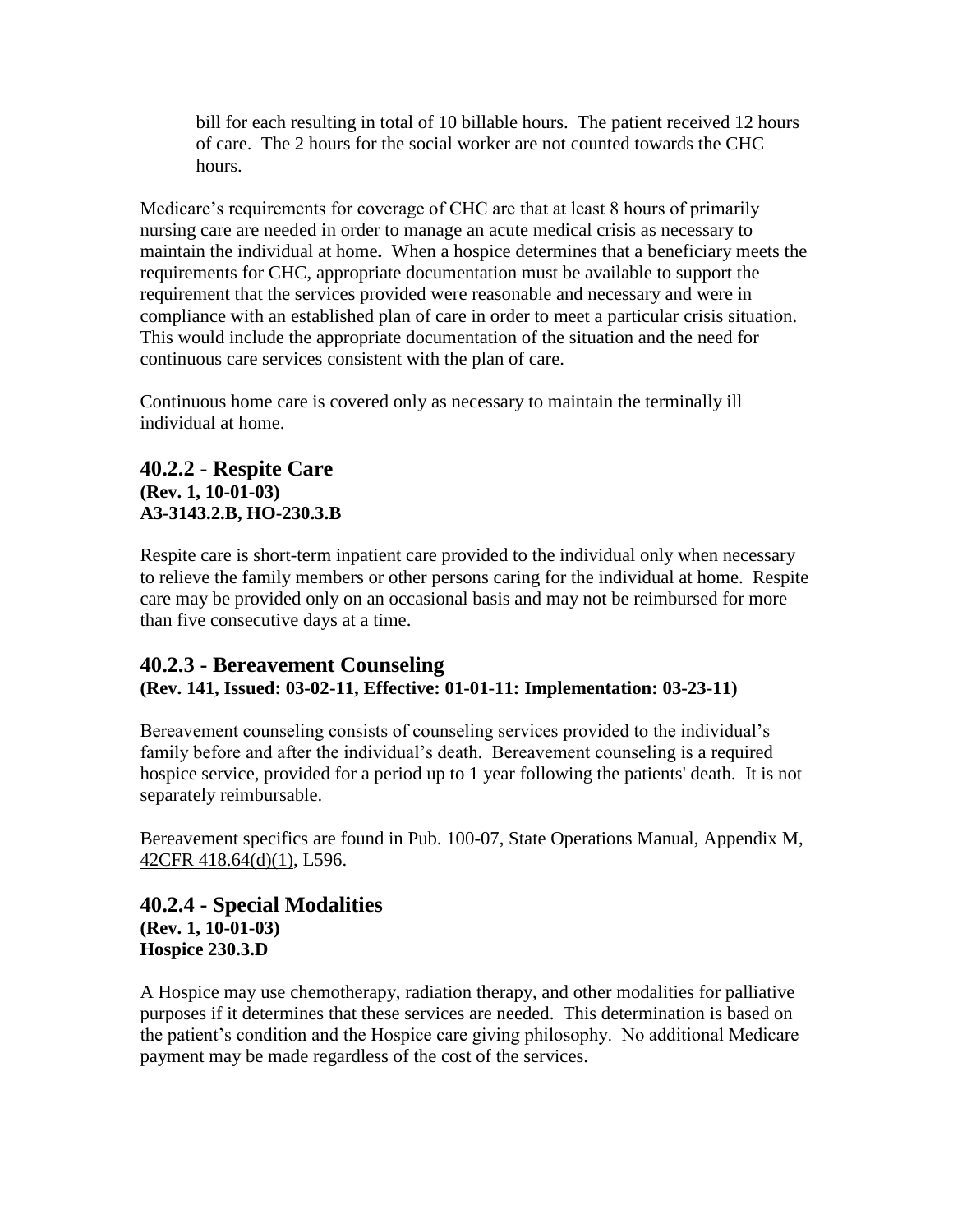bill for each resulting in total of 10 billable hours. The patient received 12 hours of care. The 2 hours for the social worker are not counted towards the CHC hours.

Medicare's requirements for coverage of CHC are that at least 8 hours of primarily nursing care are needed in order to manage an acute medical crisis as necessary to maintain the individual at home**.** When a hospice determines that a beneficiary meets the requirements for CHC, appropriate documentation must be available to support the requirement that the services provided were reasonable and necessary and were in compliance with an established plan of care in order to meet a particular crisis situation. This would include the appropriate documentation of the situation and the need for continuous care services consistent with the plan of care.

Continuous home care is covered only as necessary to maintain the terminally ill individual at home.

## 40.2.2 - Respite Care

**(Rev. 1, 10-01-03)**
**A3-3143.2.B, HO-230.3.B**

Respite care is short-term inpatient care provided to the individual only when necessary to relieve the family members or other persons caring for the individual at home. Respite care may be provided only on an occasional basis and may not be reimbursed for more than five consecutive days at a time.

## 40.2.3 - Bereavement Counseling

**(Rev. 141, Issued: 03-02-11, Effective: 01-01-11: Implementation: 03-23-11)**

Bereavement counseling consists of counseling services provided to the individual's family before and after the individual's death. Bereavement counseling is a required hospice service, provided for a period up to 1 year following the patients' death. It is not separately reimbursable.

Bereavement specifics are found in Pub. 100-07, State Operations Manual, Appendix M, 42CFR 418.64(d)(1), L596.

## 40.2.4 - Special Modalities

**(Rev. 1, 10-01-03)**
**Hospice 230.3.D**

A Hospice may use chemotherapy, radiation therapy, and other modalities for palliative purposes if it determines that these services are needed. This determination is based on the patient's condition and the Hospice care giving philosophy. No additional Medicare payment may be made regardless of the cost of the services.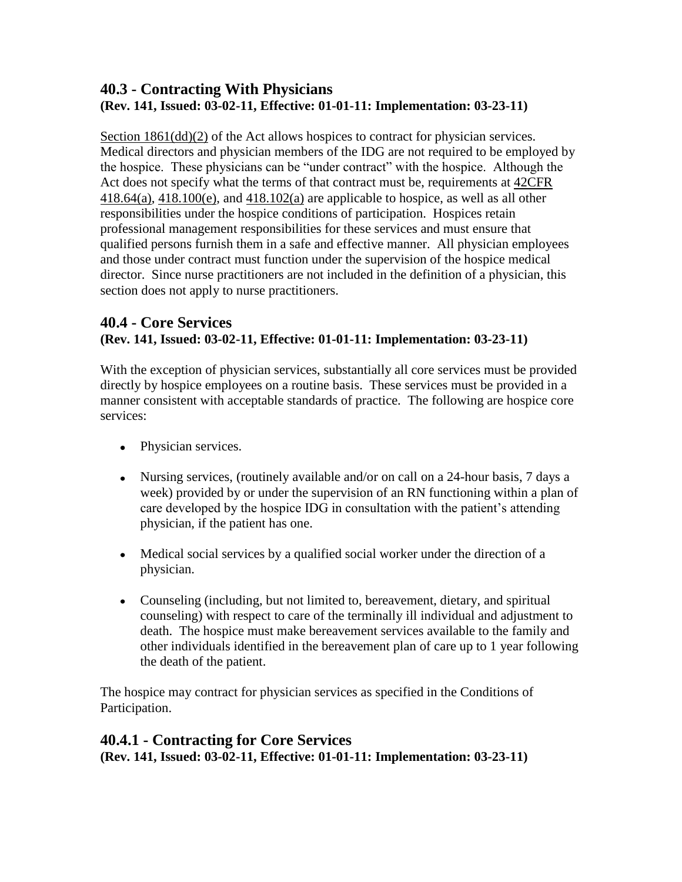## 40.3 - Contracting With Physicians

**(Rev. 141, Issued: 03-02-11, Effective: 01-01-11: Implementation: 03-23-11)**

Section 1861(dd)(2) of the Act allows hospices to contract for physician services. Medical directors and physician members of the IDG are not required to be employed by the hospice. These physicians can be "under contract" with the hospice. Although the Act does not specify what the terms of that contract must be, requirements at 42CFR 418.64(a), 418.100(e), and 418.102(a) are applicable to hospice, as well as all other responsibilities under the hospice conditions of participation. Hospices retain professional management responsibilities for these services and must ensure that qualified persons furnish them in a safe and effective manner. All physician employees and those under contract must function under the supervision of the hospice medical director. Since nurse practitioners are not included in the definition of a physician, this section does not apply to nurse practitioners.

## 40.4 - Core Services

**(Rev. 141, Issued: 03-02-11, Effective: 01-01-11: Implementation: 03-23-11)**

With the exception of physician services, substantially all core services must be provided directly by hospice employees on a routine basis. These services must be provided in a manner consistent with acceptable standards of practice. The following are hospice core services:

- Physician services.
- Nursing services, (routinely available and/or on call on a 24-hour basis, 7 days a week) provided by or under the supervision of an RN functioning within a plan of care developed by the hospice IDG in consultation with the patient's attending physician, if the patient has one.
- Medical social services by a qualified social worker under the direction of a physician.
- Counseling (including, but not limited to, bereavement, dietary, and spiritual counseling) with respect to care of the terminally ill individual and adjustment to death. The hospice must make bereavement services available to the family and other individuals identified in the bereavement plan of care up to 1 year following the death of the patient.

The hospice may contract for physician services as specified in the Conditions of Participation.

### 40.4.1 - Contracting for Core Services

**(Rev. 141, Issued: 03-02-11, Effective: 01-01-11: Implementation: 03-23-11)**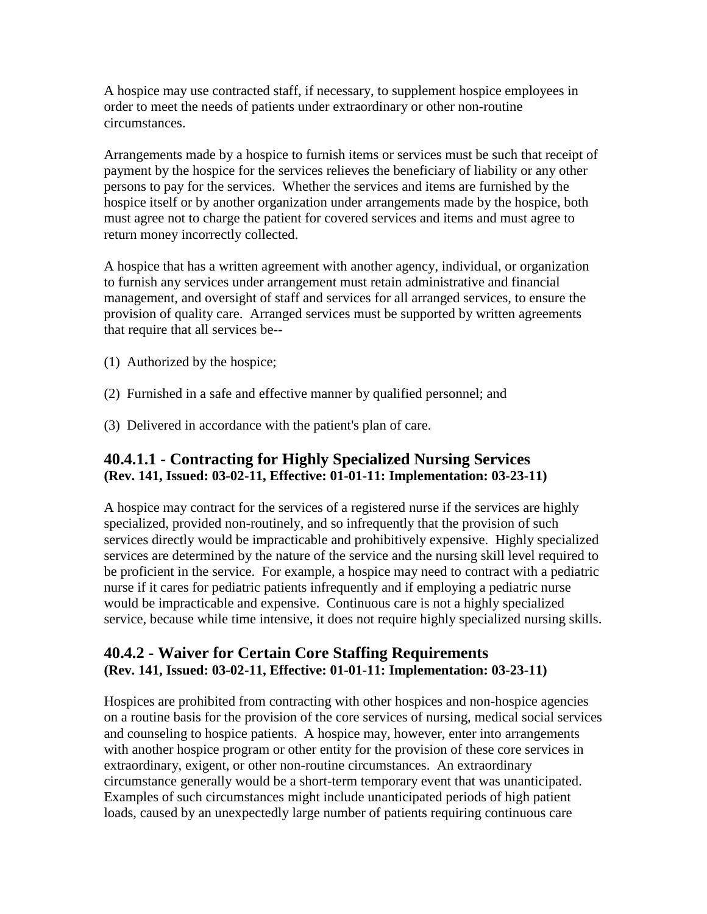A hospice may use contracted staff, if necessary, to supplement hospice employees in order to meet the needs of patients under extraordinary or other non-routine circumstances.

Arrangements made by a hospice to furnish items or services must be such that receipt of payment by the hospice for the services relieves the beneficiary of liability or any other persons to pay for the services. Whether the services and items are furnished by the hospice itself or by another organization under arrangements made by the hospice, both must agree not to charge the patient for covered services and items and must agree to return money incorrectly collected.

A hospice that has a written agreement with another agency, individual, or organization to furnish any services under arrangement must retain administrative and financial management, and oversight of staff and services for all arranged services, to ensure the provision of quality care. Arranged services must be supported by written agreements that require that all services be--

(1) Authorized by the hospice;

(2) Furnished in a safe and effective manner by qualified personnel; and

(3) Delivered in accordance with the patient's plan of care.

## 40.4.1.1 - Contracting for Highly Specialized Nursing Services
**(Rev. 141, Issued: 03-02-11, Effective: 01-01-11: Implementation: 03-23-11)**

A hospice may contract for the services of a registered nurse if the services are highly specialized, provided non-routinely, and so infrequently that the provision of such services directly would be impracticable and prohibitively expensive. Highly specialized services are determined by the nature of the service and the nursing skill level required to be proficient in the service. For example, a hospice may need to contract with a pediatric nurse if it cares for pediatric patients infrequently and if employing a pediatric nurse would be impracticable and expensive. Continuous care is not a highly specialized service, because while time intensive, it does not require highly specialized nursing skills.

## 40.4.2 - Waiver for Certain Core Staffing Requirements
**(Rev. 141, Issued: 03-02-11, Effective: 01-01-11: Implementation: 03-23-11)**

Hospices are prohibited from contracting with other hospices and non-hospice agencies on a routine basis for the provision of the core services of nursing, medical social services and counseling to hospice patients. A hospice may, however, enter into arrangements with another hospice program or other entity for the provision of these core services in extraordinary, exigent, or other non-routine circumstances. An extraordinary circumstance generally would be a short-term temporary event that was unanticipated. Examples of such circumstances might include unanticipated periods of high patient loads, caused by an unexpectedly large number of patients requiring continuous care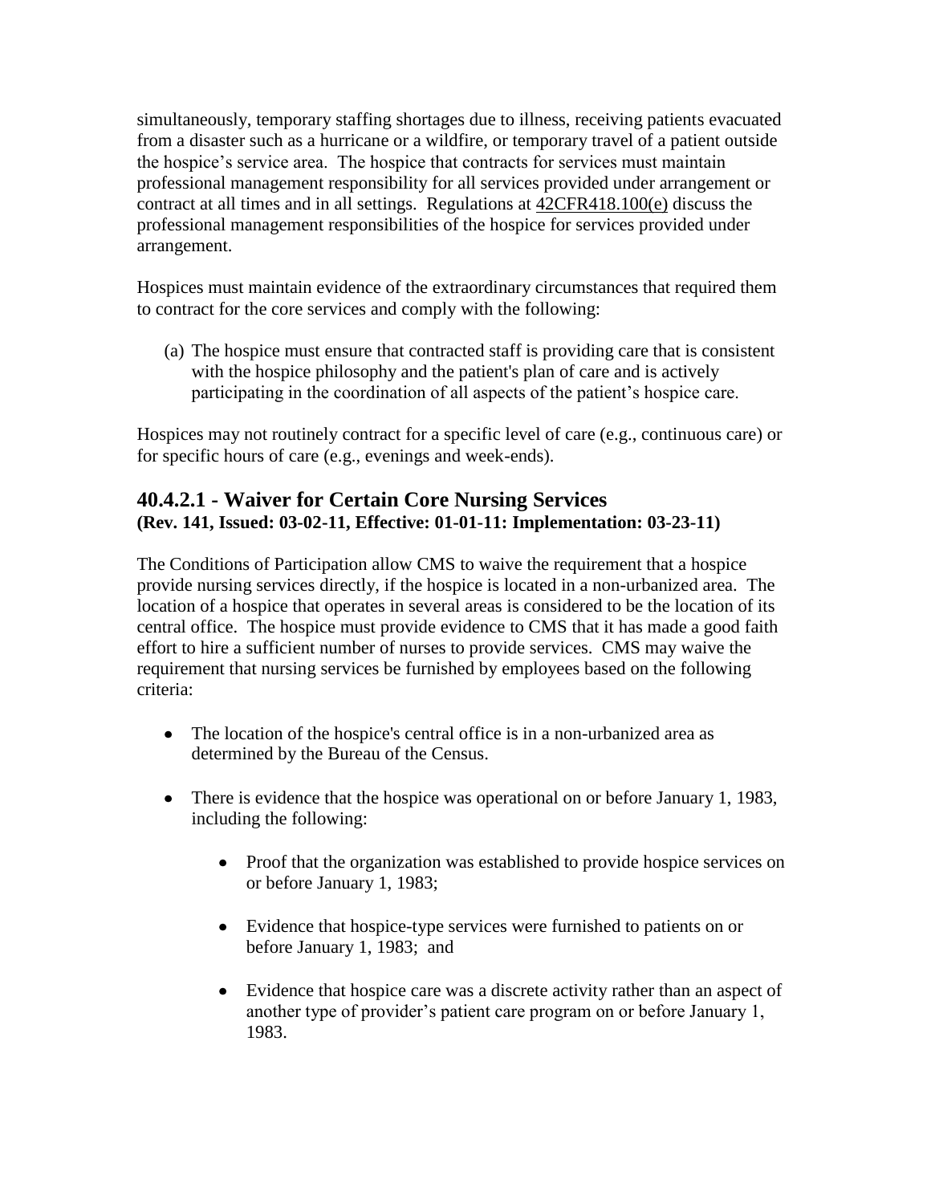simultaneously, temporary staffing shortages due to illness, receiving patients evacuated from a disaster such as a hurricane or a wildfire, or temporary travel of a patient outside the hospice's service area. The hospice that contracts for services must maintain professional management responsibility for all services provided under arrangement or contract at all times and in all settings. Regulations at 42CFR418.100(e) discuss the professional management responsibilities of the hospice for services provided under arrangement.

Hospices must maintain evidence of the extraordinary circumstances that required them to contract for the core services and comply with the following:

(a) The hospice must ensure that contracted staff is providing care that is consistent with the hospice philosophy and the patient's plan of care and is actively participating in the coordination of all aspects of the patient's hospice care.

Hospices may not routinely contract for a specific level of care (e.g., continuous care) or for specific hours of care (e.g., evenings and week-ends).

## 40.4.2.1 - Waiver for Certain Core Nursing Services
**(Rev. 141, Issued: 03-02-11, Effective: 01-01-11: Implementation: 03-23-11)**

The Conditions of Participation allow CMS to waive the requirement that a hospice provide nursing services directly, if the hospice is located in a non-urbanized area. The location of a hospice that operates in several areas is considered to be the location of its central office. The hospice must provide evidence to CMS that it has made a good faith effort to hire a sufficient number of nurses to provide services. CMS may waive the requirement that nursing services be furnished by employees based on the following criteria:

- The location of the hospice's central office is in a non-urbanized area as determined by the Bureau of the Census.
- There is evidence that the hospice was operational on or before January 1, 1983, including the following:
    - Proof that the organization was established to provide hospice services on or before January 1, 1983;
    - Evidence that hospice-type services were furnished to patients on or before January 1, 1983; and
    - Evidence that hospice care was a discrete activity rather than an aspect of another type of provider's patient care program on or before January 1, 1983.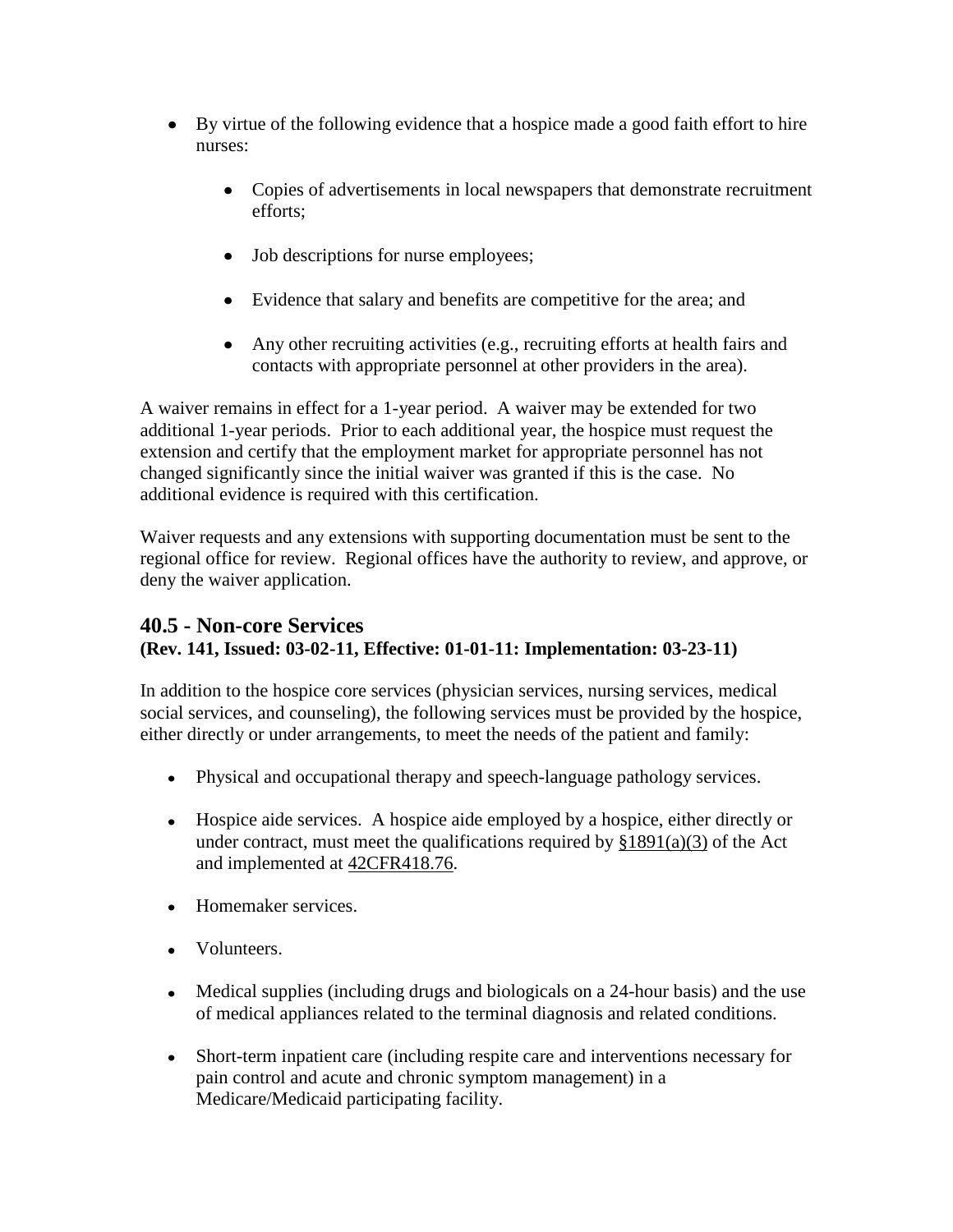- By virtue of the following evidence that a hospice made a good faith effort to hire nurses:
    - Copies of advertisements in local newspapers that demonstrate recruitment efforts;
    - Job descriptions for nurse employees;
    - Evidence that salary and benefits are competitive for the area; and
    - Any other recruiting activities (e.g., recruiting efforts at health fairs and contacts with appropriate personnel at other providers in the area).

A waiver remains in effect for a 1-year period. A waiver may be extended for two additional 1-year periods. Prior to each additional year, the hospice must request the extension and certify that the employment market for appropriate personnel has not changed significantly since the initial waiver was granted if this is the case. No additional evidence is required with this certification.

Waiver requests and any extensions with supporting documentation must be sent to the regional office for review. Regional offices have the authority to review, and approve, or deny the waiver application.

## 40.5 - Non-core Services

**(Rev. 141, Issued: 03-02-11, Effective: 01-01-11: Implementation: 03-23-11)**

In addition to the hospice core services (physician services, nursing services, medical social services, and counseling), the following services must be provided by the hospice, either directly or under arrangements, to meet the needs of the patient and family:

- Physical and occupational therapy and speech-language pathology services.
- Hospice aide services. A hospice aide employed by a hospice, either directly or under contract, must meet the qualifications required by §1891(a)(3) of the Act and implemented at 42CFR418.76.
- Homemaker services.
- Volunteers.
- Medical supplies (including drugs and biologicals on a 24-hour basis) and the use of medical appliances related to the terminal diagnosis and related conditions.
- Short-term inpatient care (including respite care and interventions necessary for pain control and acute and chronic symptom management) in a Medicare/Medicaid participating facility.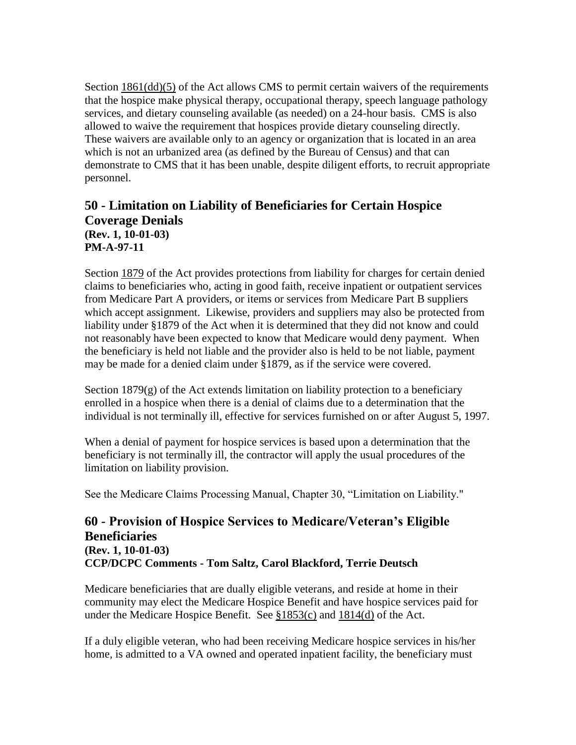Section 1861(dd)(5) of the Act allows CMS to permit certain waivers of the requirements that the hospice make physical therapy, occupational therapy, speech language pathology services, and dietary counseling available (as needed) on a 24-hour basis. CMS is also allowed to waive the requirement that hospices provide dietary counseling directly. These waivers are available only to an agency or organization that is located in an area which is not an urbanized area (as defined by the Bureau of Census) and that can demonstrate to CMS that it has been unable, despite diligent efforts, to recruit appropriate personnel.

## 50 - Limitation on Liability of Beneficiaries for Certain Hospice Coverage Denials

**(Rev. 1, 10-01-03)**
**PM-A-97-11**

Section 1879 of the Act provides protections from liability for charges for certain denied claims to beneficiaries who, acting in good faith, receive inpatient or outpatient services from Medicare Part A providers, or items or services from Medicare Part B suppliers which accept assignment. Likewise, providers and suppliers may also be protected from liability under §1879 of the Act when it is determined that they did not know and could not reasonably have been expected to know that Medicare would deny payment. When the beneficiary is held not liable and the provider also is held to be not liable, payment may be made for a denied claim under §1879, as if the service were covered.

Section 1879(g) of the Act extends limitation on liability protection to a beneficiary enrolled in a hospice when there is a denial of claims due to a determination that the individual is not terminally ill, effective for services furnished on or after August 5, 1997.

When a denial of payment for hospice services is based upon a determination that the beneficiary is not terminally ill, the contractor will apply the usual procedures of the limitation on liability provision.

See the Medicare Claims Processing Manual, Chapter 30, "Limitation on Liability."

## 60 - Provision of Hospice Services to Medicare/Veteran's Eligible Beneficiaries

**(Rev. 1, 10-01-03)**
**CCP/DCPC Comments - Tom Saltz, Carol Blackford, Terrie Deutsch**

Medicare beneficiaries that are dually eligible veterans, and reside at home in their community may elect the Medicare Hospice Benefit and have hospice services paid for under the Medicare Hospice Benefit. See §1853(c) and 1814(d) of the Act.

If a duly eligible veteran, who had been receiving Medicare hospice services in his/her home, is admitted to a VA owned and operated inpatient facility, the beneficiary must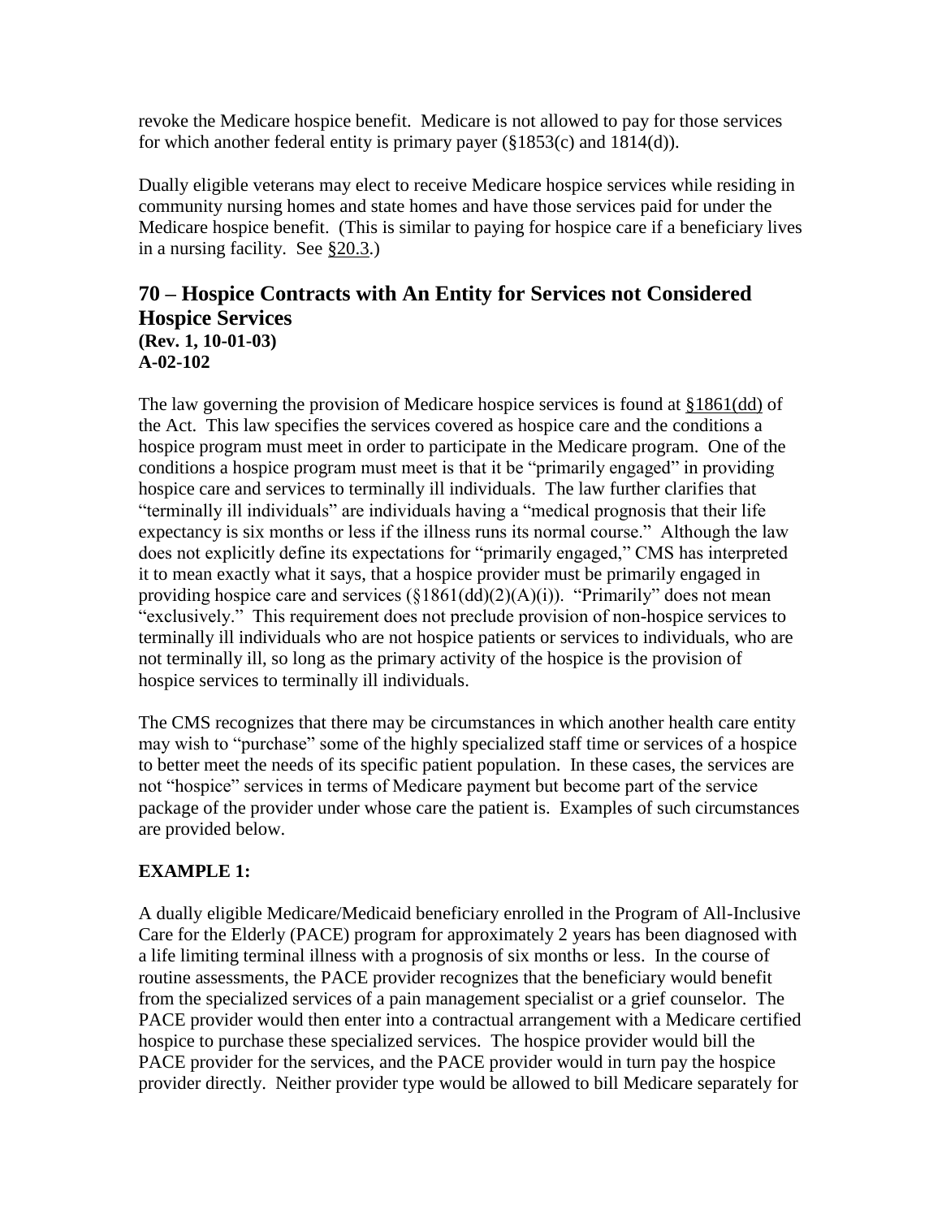revoke the Medicare hospice benefit. Medicare is not allowed to pay for those services for which another federal entity is primary payer (§1853(c) and 1814(d)).

Dually eligible veterans may elect to receive Medicare hospice services while residing in community nursing homes and state homes and have those services paid for under the Medicare hospice benefit. (This is similar to paying for hospice care if a beneficiary lives in a nursing facility. See §20.3.)

## 70 – Hospice Contracts with An Entity for Services not Considered Hospice Services

**(Rev. 1, 10-01-03)**
**A-02-102**

The law governing the provision of Medicare hospice services is found at §1861(dd) of the Act. This law specifies the services covered as hospice care and the conditions a hospice program must meet in order to participate in the Medicare program. One of the conditions a hospice program must meet is that it be "primarily engaged" in providing hospice care and services to terminally ill individuals. The law further clarifies that "terminally ill individuals" are individuals having a "medical prognosis that their life expectancy is six months or less if the illness runs its normal course." Although the law does not explicitly define its expectations for "primarily engaged," CMS has interpreted it to mean exactly what it says, that a hospice provider must be primarily engaged in providing hospice care and services (§1861(dd)(2)(A)(i)). "Primarily" does not mean "exclusively." This requirement does not preclude provision of non-hospice services to terminally ill individuals who are not hospice patients or services to individuals, who are not terminally ill, so long as the primary activity of the hospice is the provision of hospice services to terminally ill individuals.

The CMS recognizes that there may be circumstances in which another health care entity may wish to "purchase" some of the highly specialized staff time or services of a hospice to better meet the needs of its specific patient population. In these cases, the services are not "hospice" services in terms of Medicare payment but become part of the service package of the provider under whose care the patient is. Examples of such circumstances are provided below.

**EXAMPLE 1:**

A dually eligible Medicare/Medicaid beneficiary enrolled in the Program of All-Inclusive Care for the Elderly (PACE) program for approximately 2 years has been diagnosed with a life limiting terminal illness with a prognosis of six months or less. In the course of routine assessments, the PACE provider recognizes that the beneficiary would benefit from the specialized services of a pain management specialist or a grief counselor. The PACE provider would then enter into a contractual arrangement with a Medicare certified hospice to purchase these specialized services. The hospice provider would bill the PACE provider for the services, and the PACE provider would in turn pay the hospice provider directly. Neither provider type would be allowed to bill Medicare separately for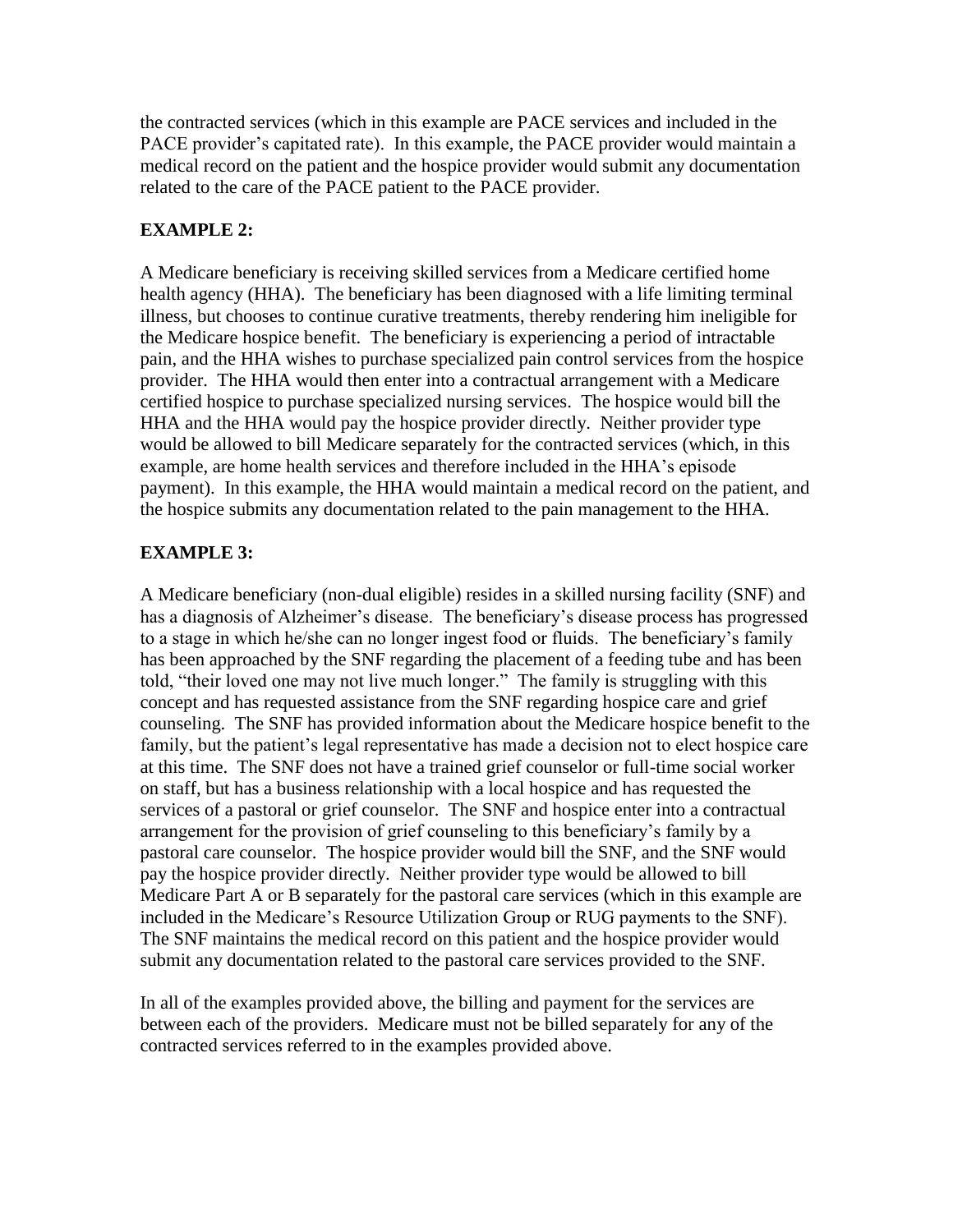the contracted services (which in this example are PACE services and included in the PACE provider's capitated rate). In this example, the PACE provider would maintain a medical record on the patient and the hospice provider would submit any documentation related to the care of the PACE patient to the PACE provider.

**EXAMPLE 2:**

A Medicare beneficiary is receiving skilled services from a Medicare certified home health agency (HHA). The beneficiary has been diagnosed with a life limiting terminal illness, but chooses to continue curative treatments, thereby rendering him ineligible for the Medicare hospice benefit. The beneficiary is experiencing a period of intractable pain, and the HHA wishes to purchase specialized pain control services from the hospice provider. The HHA would then enter into a contractual arrangement with a Medicare certified hospice to purchase specialized nursing services. The hospice would bill the HHA and the HHA would pay the hospice provider directly. Neither provider type would be allowed to bill Medicare separately for the contracted services (which, in this example, are home health services and therefore included in the HHA's episode payment). In this example, the HHA would maintain a medical record on the patient, and the hospice submits any documentation related to the pain management to the HHA.

**EXAMPLE 3:**

A Medicare beneficiary (non-dual eligible) resides in a skilled nursing facility (SNF) and has a diagnosis of Alzheimer's disease. The beneficiary's disease process has progressed to a stage in which he/she can no longer ingest food or fluids. The beneficiary's family has been approached by the SNF regarding the placement of a feeding tube and has been told, "their loved one may not live much longer." The family is struggling with this concept and has requested assistance from the SNF regarding hospice care and grief counseling. The SNF has provided information about the Medicare hospice benefit to the family, but the patient's legal representative has made a decision not to elect hospice care at this time. The SNF does not have a trained grief counselor or full-time social worker on staff, but has a business relationship with a local hospice and has requested the services of a pastoral or grief counselor. The SNF and hospice enter into a contractual arrangement for the provision of grief counseling to this beneficiary's family by a pastoral care counselor. The hospice provider would bill the SNF, and the SNF would pay the hospice provider directly. Neither provider type would be allowed to bill Medicare Part A or B separately for the pastoral care services (which in this example are included in the Medicare's Resource Utilization Group or RUG payments to the SNF). The SNF maintains the medical record on this patient and the hospice provider would submit any documentation related to the pastoral care services provided to the SNF.

In all of the examples provided above, the billing and payment for the services are between each of the providers. Medicare must not be billed separately for any of the contracted services referred to in the examples provided above.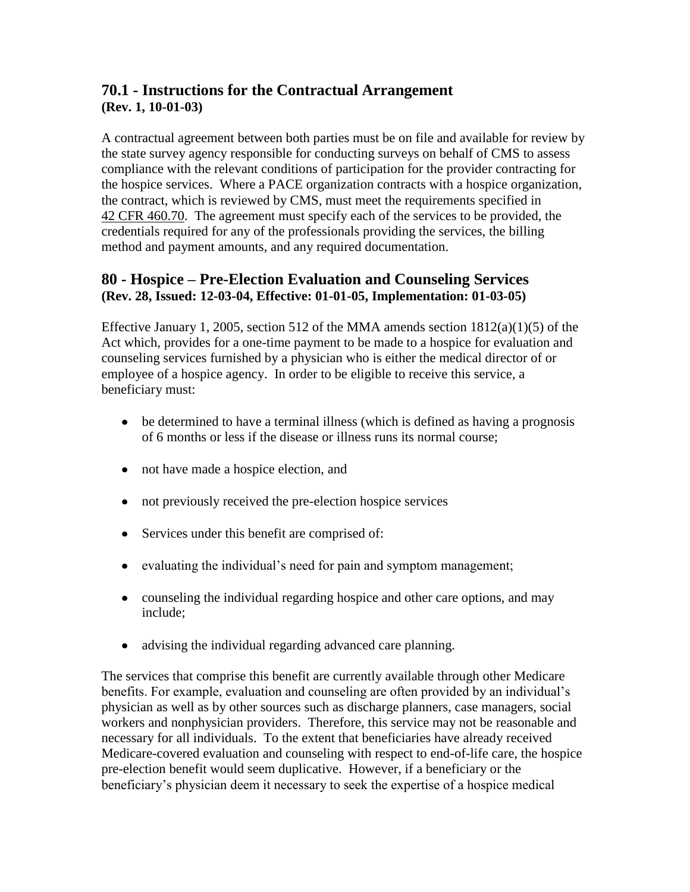## 70.1 - Instructions for the Contractual Arrangement
**(Rev. 1, 10-01-03)**

A contractual agreement between both parties must be on file and available for review by the state survey agency responsible for conducting surveys on behalf of CMS to assess compliance with the relevant conditions of participation for the provider contracting for the hospice services. Where a PACE organization contracts with a hospice organization, the contract, which is reviewed by CMS, must meet the requirements specified in 42 CFR 460.70. The agreement must specify each of the services to be provided, the credentials required for any of the professionals providing the services, the billing method and payment amounts, and any required documentation.

## 80 - Hospice – Pre-Election Evaluation and Counseling Services
**(Rev. 28, Issued: 12-03-04, Effective: 01-01-05, Implementation: 01-03-05)**

Effective January 1, 2005, section 512 of the MMA amends section 1812(a)(1)(5) of the Act which, provides for a one-time payment to be made to a hospice for evaluation and counseling services furnished by a physician who is either the medical director of or employee of a hospice agency. In order to be eligible to receive this service, a beneficiary must:

- be determined to have a terminal illness (which is defined as having a prognosis of 6 months or less if the disease or illness runs its normal course;
- not have made a hospice election, and
- not previously received the pre-election hospice services
- Services under this benefit are comprised of:
- evaluating the individual's need for pain and symptom management;
- counseling the individual regarding hospice and other care options, and may include;
- advising the individual regarding advanced care planning.

The services that comprise this benefit are currently available through other Medicare benefits. For example, evaluation and counseling are often provided by an individual's physician as well as by other sources such as discharge planners, case managers, social workers and nonphysician providers. Therefore, this service may not be reasonable and necessary for all individuals. To the extent that beneficiaries have already received Medicare-covered evaluation and counseling with respect to end-of-life care, the hospice pre-election benefit would seem duplicative. However, if a beneficiary or the beneficiary's physician deem it necessary to seek the expertise of a hospice medical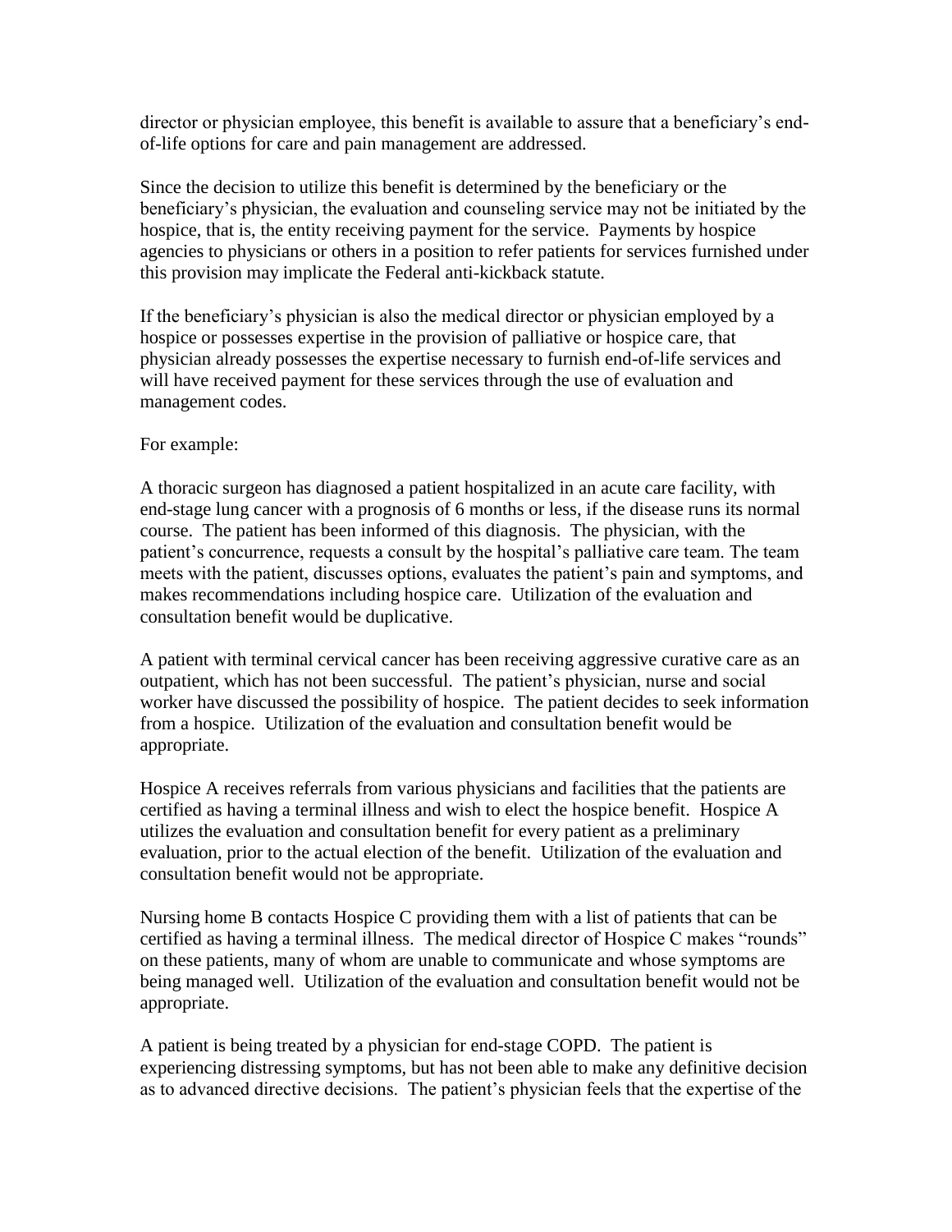director or physician employee, this benefit is available to assure that a beneficiary's end-of-life options for care and pain management are addressed.

Since the decision to utilize this benefit is determined by the beneficiary or the beneficiary's physician, the evaluation and counseling service may not be initiated by the hospice, that is, the entity receiving payment for the service. Payments by hospice agencies to physicians or others in a position to refer patients for services furnished under this provision may implicate the Federal anti-kickback statute.

If the beneficiary's physician is also the medical director or physician employed by a hospice or possesses expertise in the provision of palliative or hospice care, that physician already possesses the expertise necessary to furnish end-of-life services and will have received payment for these services through the use of evaluation and management codes.

For example:

A thoracic surgeon has diagnosed a patient hospitalized in an acute care facility, with end-stage lung cancer with a prognosis of 6 months or less, if the disease runs its normal course. The patient has been informed of this diagnosis. The physician, with the patient's concurrence, requests a consult by the hospital's palliative care team. The team meets with the patient, discusses options, evaluates the patient's pain and symptoms, and makes recommendations including hospice care. Utilization of the evaluation and consultation benefit would be duplicative.

A patient with terminal cervical cancer has been receiving aggressive curative care as an outpatient, which has not been successful. The patient's physician, nurse and social worker have discussed the possibility of hospice. The patient decides to seek information from a hospice. Utilization of the evaluation and consultation benefit would be appropriate.

Hospice A receives referrals from various physicians and facilities that the patients are certified as having a terminal illness and wish to elect the hospice benefit. Hospice A utilizes the evaluation and consultation benefit for every patient as a preliminary evaluation, prior to the actual election of the benefit. Utilization of the evaluation and consultation benefit would not be appropriate.

Nursing home B contacts Hospice C providing them with a list of patients that can be certified as having a terminal illness. The medical director of Hospice C makes "rounds" on these patients, many of whom are unable to communicate and whose symptoms are being managed well. Utilization of the evaluation and consultation benefit would not be appropriate.

A patient is being treated by a physician for end-stage COPD. The patient is experiencing distressing symptoms, but has not been able to make any definitive decision as to advanced directive decisions. The patient's physician feels that the expertise of the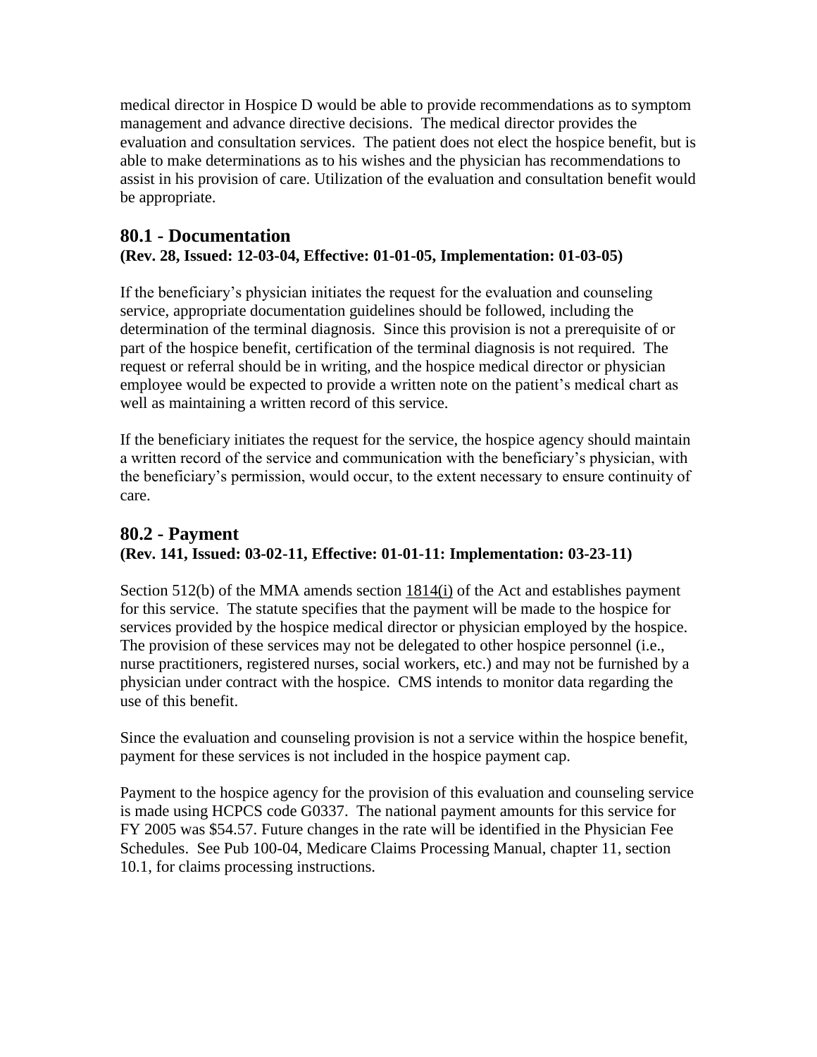medical director in Hospice D would be able to provide recommendations as to symptom management and advance directive decisions. The medical director provides the evaluation and consultation services. The patient does not elect the hospice benefit, but is able to make determinations as to his wishes and the physician has recommendations to assist in his provision of care. Utilization of the evaluation and consultation benefit would be appropriate.

## 80.1 - Documentation

**(Rev. 28, Issued: 12-03-04, Effective: 01-01-05, Implementation: 01-03-05)**

If the beneficiary's physician initiates the request for the evaluation and counseling service, appropriate documentation guidelines should be followed, including the determination of the terminal diagnosis. Since this provision is not a prerequisite of or part of the hospice benefit, certification of the terminal diagnosis is not required. The request or referral should be in writing, and the hospice medical director or physician employee would be expected to provide a written note on the patient's medical chart as well as maintaining a written record of this service.

If the beneficiary initiates the request for the service, the hospice agency should maintain a written record of the service and communication with the beneficiary's physician, with the beneficiary's permission, would occur, to the extent necessary to ensure continuity of care.

## 80.2 - Payment

**(Rev. 141, Issued: 03-02-11, Effective: 01-01-11: Implementation: 03-23-11)**

Section 512(b) of the MMA amends section 1814(i) of the Act and establishes payment for this service. The statute specifies that the payment will be made to the hospice for services provided by the hospice medical director or physician employed by the hospice. The provision of these services may not be delegated to other hospice personnel (i.e., nurse practitioners, registered nurses, social workers, etc.) and may not be furnished by a physician under contract with the hospice. CMS intends to monitor data regarding the use of this benefit.

Since the evaluation and counseling provision is not a service within the hospice benefit, payment for these services is not included in the hospice payment cap.

Payment to the hospice agency for the provision of this evaluation and counseling service is made using HCPCS code G0337. The national payment amounts for this service for FY 2005 was $54.57. Future changes in the rate will be identified in the Physician Fee Schedules. See Pub 100-04, Medicare Claims Processing Manual, chapter 11, section 10.1, for claims processing instructions.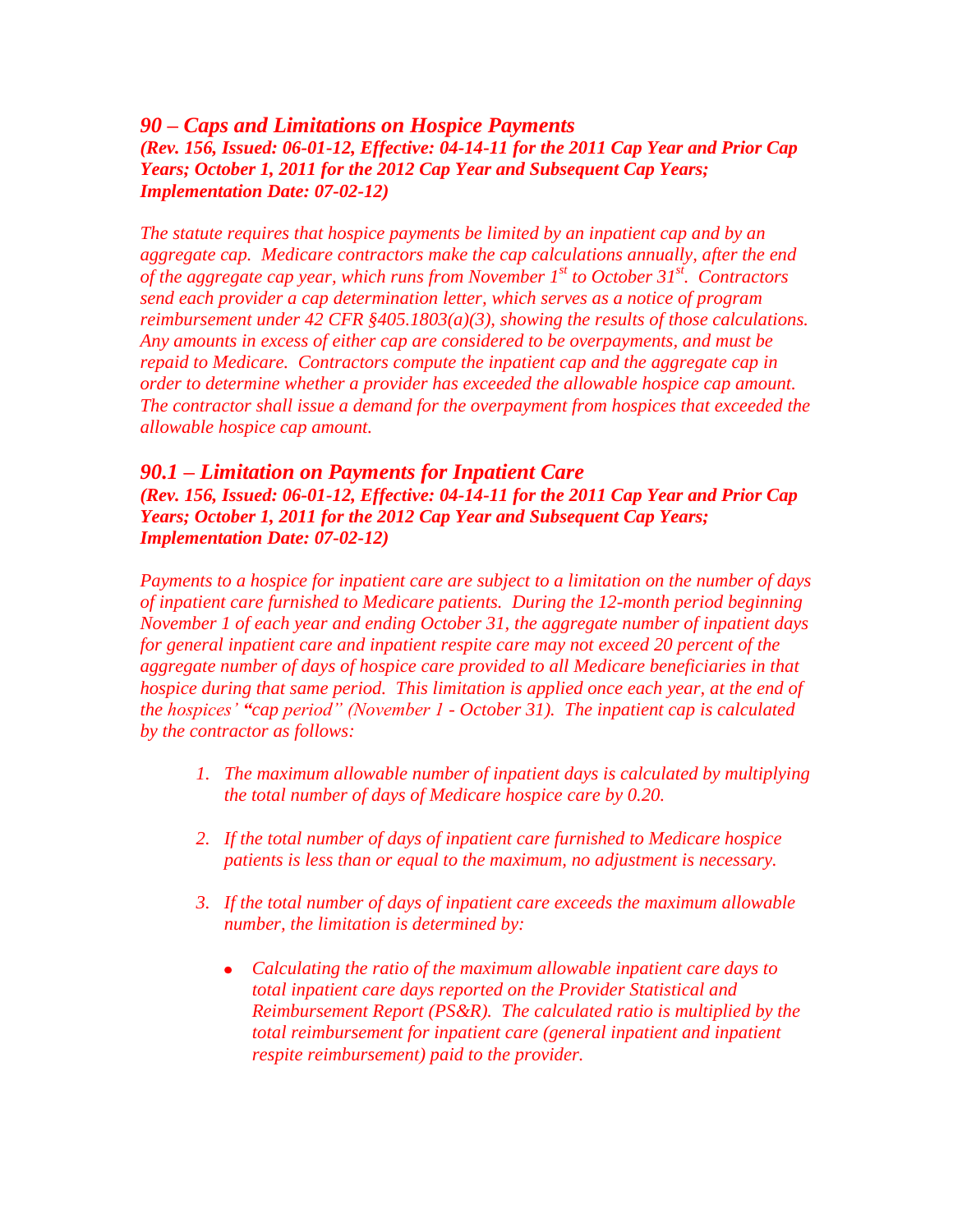## *90 – Caps and Limitations on Hospice Payments*

***(Rev. 156, Issued: 06-01-12, Effective: 04-14-11 for the 2011 Cap Year and Prior Cap Years; October 1, 2011 for the 2012 Cap Year and Subsequent Cap Years; Implementation Date: 07-02-12)***

*The statute requires that hospice payments be limited by an inpatient cap and by an aggregate cap. Medicare contractors make the cap calculations annually, after the end of the aggregate cap year, which runs from November 1st to October 31st. Contractors send each provider a cap determination letter, which serves as a notice of program reimbursement under 42 CFR §405.1803(a)(3), showing the results of those calculations. Any amounts in excess of either cap are considered to be overpayments, and must be repaid to Medicare. Contractors compute the inpatient cap and the aggregate cap in order to determine whether a provider has exceeded the allowable hospice cap amount. The contractor shall issue a demand for the overpayment from hospices that exceeded the allowable hospice cap amount.*

## *90.1 – Limitation on Payments for Inpatient Care*

***(Rev. 156, Issued: 06-01-12, Effective: 04-14-11 for the 2011 Cap Year and Prior Cap Years; October 1, 2011 for the 2012 Cap Year and Subsequent Cap Years; Implementation Date: 07-02-12)***

*Payments to a hospice for inpatient care are subject to a limitation on the number of days of inpatient care furnished to Medicare patients. During the 12-month period beginning November 1 of each year and ending October 31, the aggregate number of inpatient days for general inpatient care and inpatient respite care may not exceed 20 percent of the aggregate number of days of hospice care provided to all Medicare beneficiaries in that hospice during that same period. This limitation is applied once each year, at the end of the hospices' "cap period" (November 1 - October 31). The inpatient cap is calculated by the contractor as follows:*

1. *The maximum allowable number of inpatient days is calculated by multiplying the total number of days of Medicare hospice care by 0.20.*

2. *If the total number of days of inpatient care furnished to Medicare hospice patients is less than or equal to the maximum, no adjustment is necessary.*

3. *If the total number of days of inpatient care exceeds the maximum allowable number, the limitation is determined by:*

   - *Calculating the ratio of the maximum allowable inpatient care days to total inpatient care days reported on the Provider Statistical and Reimbursement Report (PS&R). The calculated ratio is multiplied by the total reimbursement for inpatient care (general inpatient and inpatient respite reimbursement) paid to the provider.*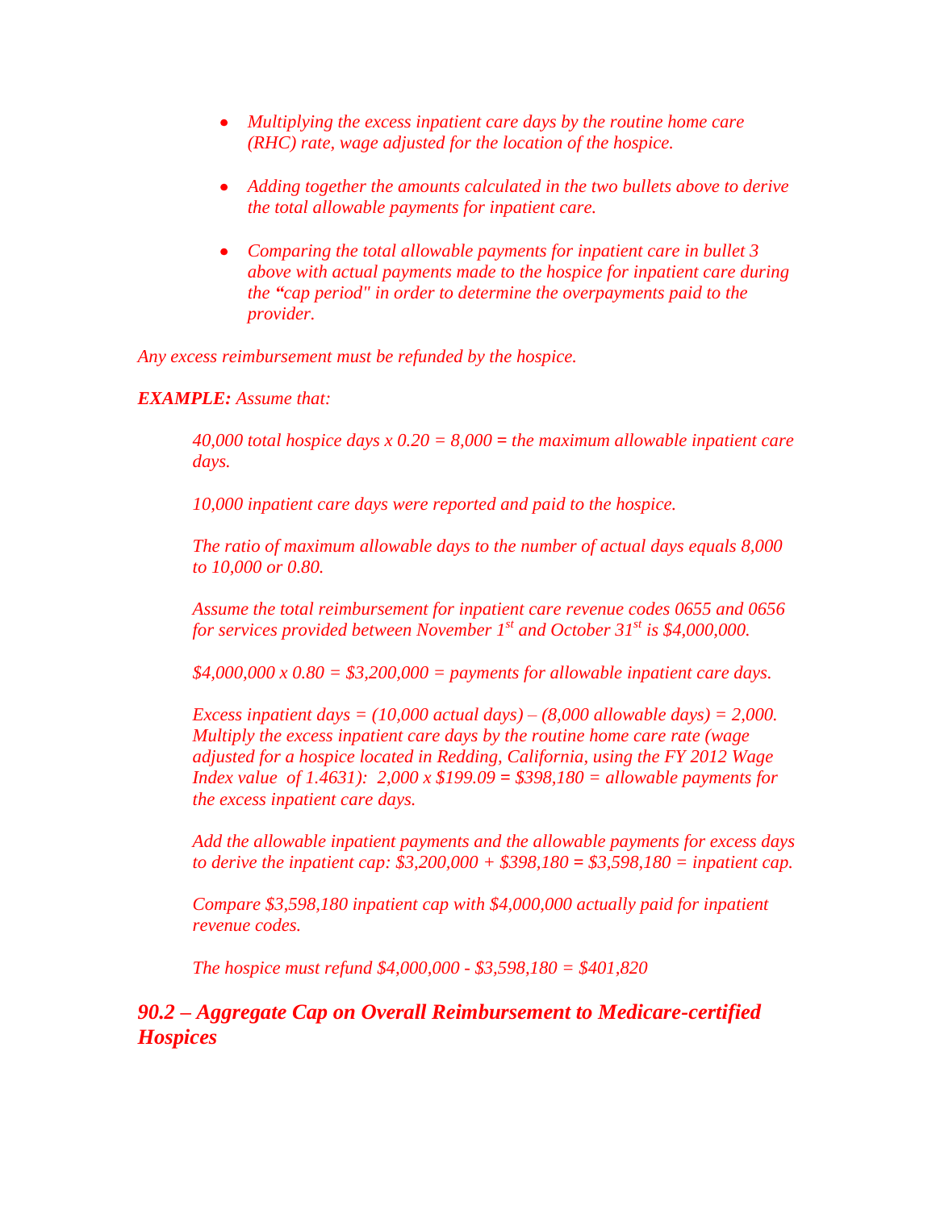- *Multiplying the excess inpatient care days by the routine home care (RHC) rate, wage adjusted for the location of the hospice.*

- *Adding together the amounts calculated in the two bullets above to derive the total allowable payments for inpatient care.*

- *Comparing the total allowable payments for inpatient care in bullet 3 above with actual payments made to the hospice for inpatient care during the "cap period" in order to determine the overpayments paid to the provider.*

*Any excess reimbursement must be refunded by the hospice.*

***EXAMPLE:*** *Assume that:*

*40,000 total hospice days x 0.20 = 8,000 = the maximum allowable inpatient care days.*

*10,000 inpatient care days were reported and paid to the hospice.*

*The ratio of maximum allowable days to the number of actual days equals 8,000 to 10,000 or 0.80.*

*Assume the total reimbursement for inpatient care revenue codes 0655 and 0656 for services provided between November 1st and October 31st is $4,000,000.*

*$4,000,000 x 0.80 = $3,200,000 = payments for allowable inpatient care days.*

*Excess inpatient days = (10,000 actual days) – (8,000 allowable days) = 2,000. Multiply the excess inpatient care days by the routine home care rate (wage adjusted for a hospice located in Redding, California, using the FY 2012 Wage Index value of 1.4631): 2,000 x $199.09 = $398,180 = allowable payments for the excess inpatient care days.*

*Add the allowable inpatient payments and the allowable payments for excess days to derive the inpatient cap: $3,200,000 + $398,180 = $3,598,180 = inpatient cap.*

*Compare $3,598,180 inpatient cap with $4,000,000 actually paid for inpatient revenue codes.*

*The hospice must refund $4,000,000 - $3,598,180 = $401,820*

## *90.2 – Aggregate Cap on Overall Reimbursement to Medicare-certified Hospices*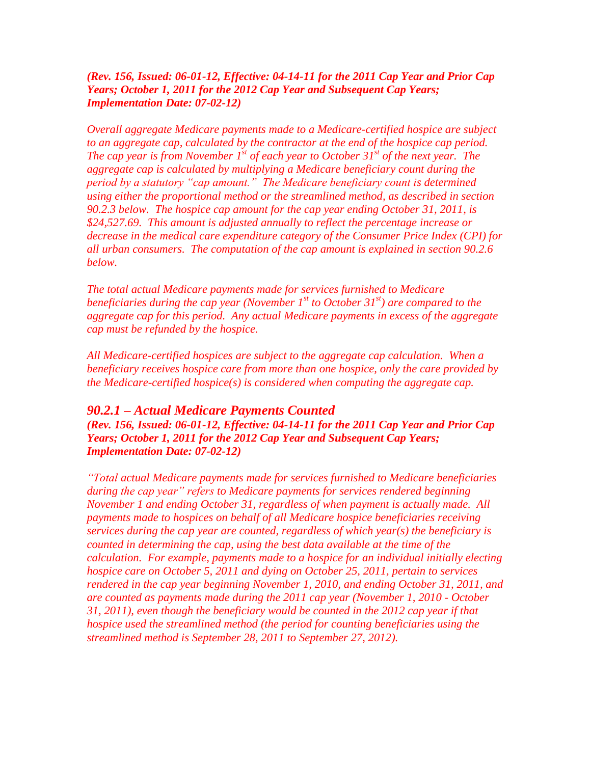***(Rev. 156, Issued: 06-01-12, Effective: 04-14-11 for the 2011 Cap Year and Prior Cap Years; October 1, 2011 for the 2012 Cap Year and Subsequent Cap Years; Implementation Date: 07-02-12)***

*Overall aggregate Medicare payments made to a Medicare-certified hospice are subject to an aggregate cap, calculated by the contractor at the end of the hospice cap period. The cap year is from November 1st of each year to October 31st of the next year. The aggregate cap is calculated by multiplying a Medicare beneficiary count during the period by a statutory "cap amount." The Medicare beneficiary count is determined using either the proportional method or the streamlined method, as described in section 90.2.3 below. The hospice cap amount for the cap year ending October 31, 2011, is $24,527.69. This amount is adjusted annually to reflect the percentage increase or decrease in the medical care expenditure category of the Consumer Price Index (CPI) for all urban consumers. The computation of the cap amount is explained in section 90.2.6 below.*

*The total actual Medicare payments made for services furnished to Medicare beneficiaries during the cap year (November 1st to October 31st) are compared to the aggregate cap for this period. Any actual Medicare payments in excess of the aggregate cap must be refunded by the hospice.*

*All Medicare-certified hospices are subject to the aggregate cap calculation. When a beneficiary receives hospice care from more than one hospice, only the care provided by the Medicare-certified hospice(s) is considered when computing the aggregate cap.*

## *90.2.1 – Actual Medicare Payments Counted*

***(Rev. 156, Issued: 06-01-12, Effective: 04-14-11 for the 2011 Cap Year and Prior Cap Years; October 1, 2011 for the 2012 Cap Year and Subsequent Cap Years; Implementation Date: 07-02-12)***

*"Total actual Medicare payments made for services furnished to Medicare beneficiaries during the cap year" refers to Medicare payments for services rendered beginning November 1 and ending October 31, regardless of when payment is actually made. All payments made to hospices on behalf of all Medicare hospice beneficiaries receiving services during the cap year are counted, regardless of which year(s) the beneficiary is counted in determining the cap, using the best data available at the time of the calculation. For example, payments made to a hospice for an individual initially electing hospice care on October 5, 2011 and dying on October 25, 2011, pertain to services rendered in the cap year beginning November 1, 2010, and ending October 31, 2011, and are counted as payments made during the 2011 cap year (November 1, 2010 - October 31, 2011), even though the beneficiary would be counted in the 2012 cap year if that hospice used the streamlined method (the period for counting beneficiaries using the streamlined method is September 28, 2011 to September 27, 2012).*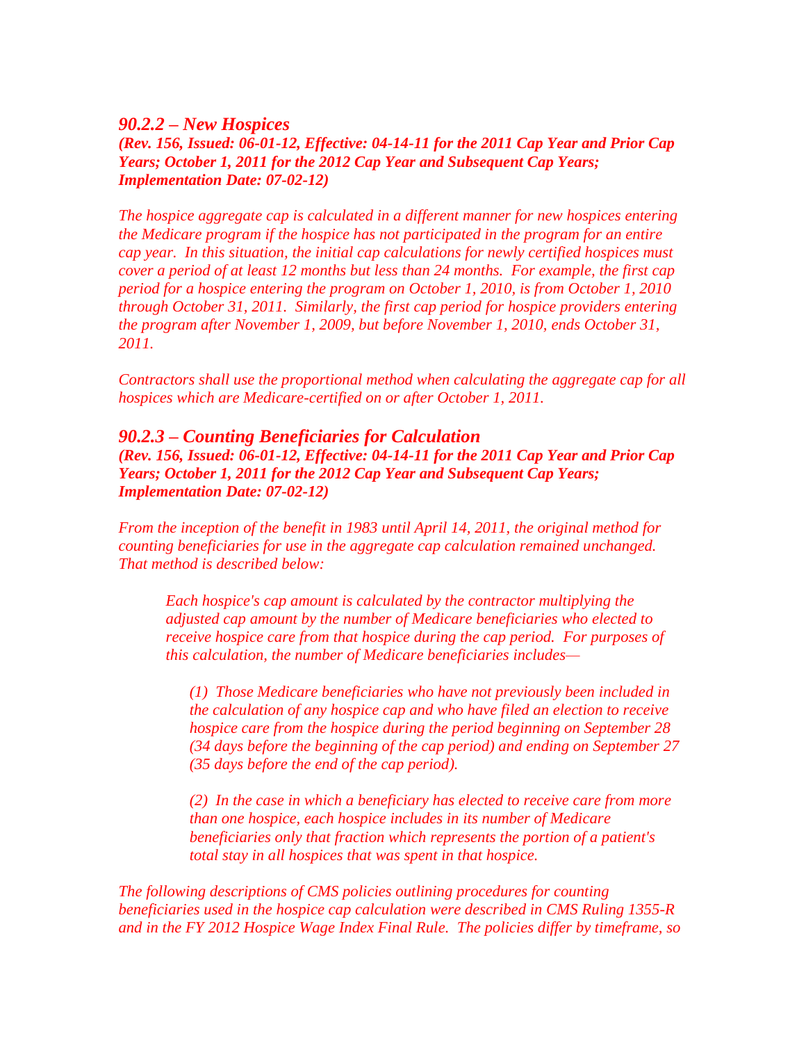### *90.2.2 – New Hospices*

***(Rev. 156, Issued: 06-01-12, Effective: 04-14-11 for the 2011 Cap Year and Prior Cap Years; October 1, 2011 for the 2012 Cap Year and Subsequent Cap Years; Implementation Date: 07-02-12)***

*The hospice aggregate cap is calculated in a different manner for new hospices entering the Medicare program if the hospice has not participated in the program for an entire cap year. In this situation, the initial cap calculations for newly certified hospices must cover a period of at least 12 months but less than 24 months. For example, the first cap period for a hospice entering the program on October 1, 2010, is from October 1, 2010 through October 31, 2011. Similarly, the first cap period for hospice providers entering the program after November 1, 2009, but before November 1, 2010, ends October 31, 2011.*

*Contractors shall use the proportional method when calculating the aggregate cap for all hospices which are Medicare-certified on or after October 1, 2011.*

### *90.2.3 – Counting Beneficiaries for Calculation*

***(Rev. 156, Issued: 06-01-12, Effective: 04-14-11 for the 2011 Cap Year and Prior Cap Years; October 1, 2011 for the 2012 Cap Year and Subsequent Cap Years; Implementation Date: 07-02-12)***

*From the inception of the benefit in 1983 until April 14, 2011, the original method for counting beneficiaries for use in the aggregate cap calculation remained unchanged. That method is described below:*

> *Each hospice's cap amount is calculated by the contractor multiplying the adjusted cap amount by the number of Medicare beneficiaries who elected to receive hospice care from that hospice during the cap period. For purposes of this calculation, the number of Medicare beneficiaries includes—*
>
> > *(1) Those Medicare beneficiaries who have not previously been included in the calculation of any hospice cap and who have filed an election to receive hospice care from the hospice during the period beginning on September 28 (34 days before the beginning of the cap period) and ending on September 27 (35 days before the end of the cap period).*
> >
> > *(2) In the case in which a beneficiary has elected to receive care from more than one hospice, each hospice includes in its number of Medicare beneficiaries only that fraction which represents the portion of a patient's total stay in all hospices that was spent in that hospice.*

*The following descriptions of CMS policies outlining procedures for counting beneficiaries used in the hospice cap calculation were described in CMS Ruling 1355-R and in the FY 2012 Hospice Wage Index Final Rule. The policies differ by timeframe, so*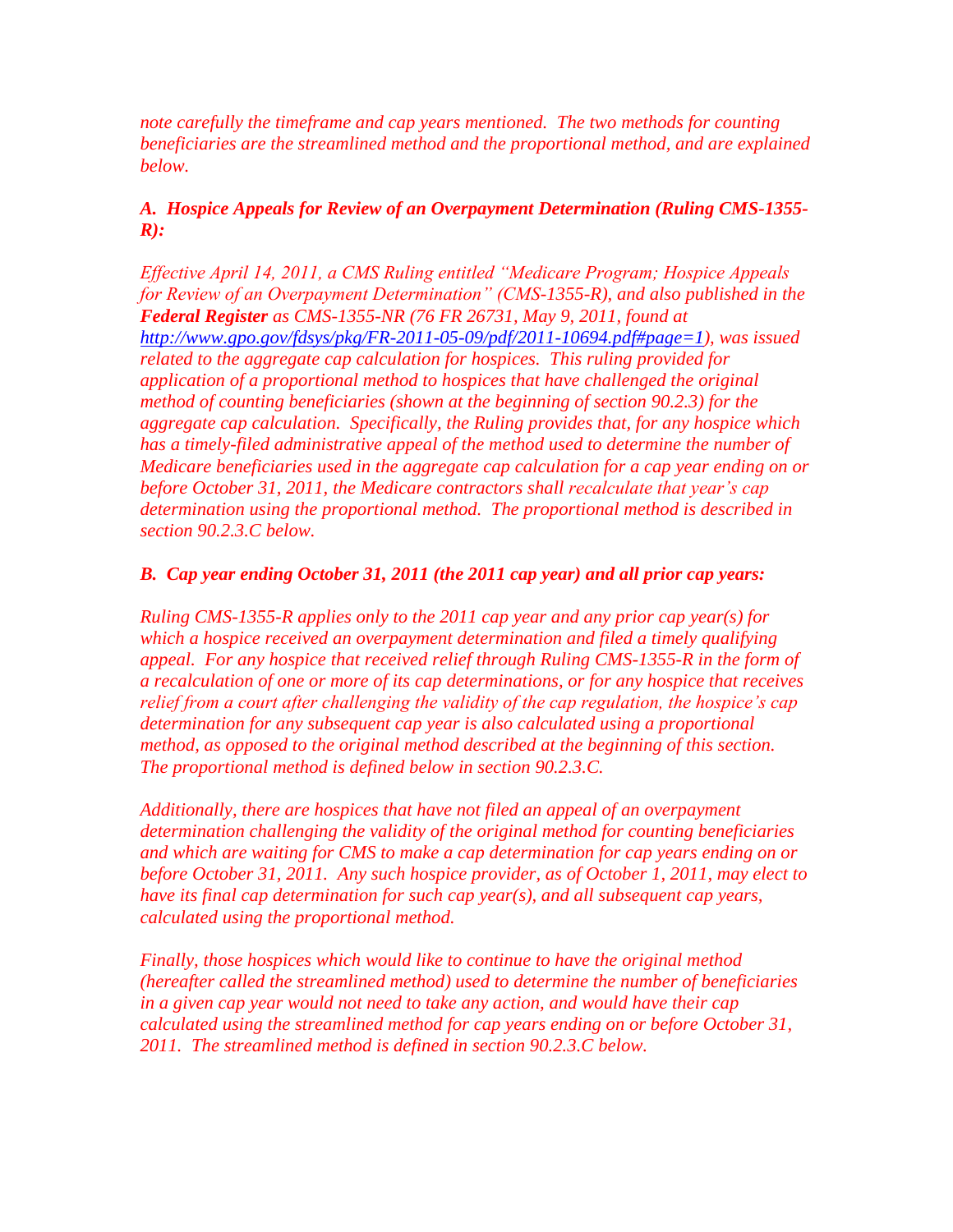*note carefully the timeframe and cap years mentioned. The two methods for counting beneficiaries are the streamlined method and the proportional method, and are explained below.*

### *A. Hospice Appeals for Review of an Overpayment Determination (Ruling CMS-1355-R):*

*Effective April 14, 2011, a CMS Ruling entitled "Medicare Program; Hospice Appeals for Review of an Overpayment Determination" (CMS-1355-R), and also published in the* ***Federal Register*** *as CMS-1355-NR (76 FR 26731, May 9, 2011, found at [http://www.gpo.gov/fdsys/pkg/FR-2011-05-09/pdf/2011-10694.pdf#page=1](http://www.gpo.gov/fdsys/pkg/FR-2011-05-09/pdf/2011-10694.pdf#page=1)), was issued related to the aggregate cap calculation for hospices. This ruling provided for application of a proportional method to hospices that have challenged the original method of counting beneficiaries (shown at the beginning of section 90.2.3) for the aggregate cap calculation. Specifically, the Ruling provides that, for any hospice which has a timely-filed administrative appeal of the method used to determine the number of Medicare beneficiaries used in the aggregate cap calculation for a cap year ending on or before October 31, 2011, the Medicare contractors shall recalculate that year's cap determination using the proportional method. The proportional method is described in section 90.2.3.C below.*

### *B. Cap year ending October 31, 2011 (the 2011 cap year) and all prior cap years:*

*Ruling CMS-1355-R applies only to the 2011 cap year and any prior cap year(s) for which a hospice received an overpayment determination and filed a timely qualifying appeal. For any hospice that received relief through Ruling CMS-1355-R in the form of a recalculation of one or more of its cap determinations, or for any hospice that receives relief from a court after challenging the validity of the cap regulation, the hospice's cap determination for any subsequent cap year is also calculated using a proportional method, as opposed to the original method described at the beginning of this section. The proportional method is defined below in section 90.2.3.C.*

*Additionally, there are hospices that have not filed an appeal of an overpayment determination challenging the validity of the original method for counting beneficiaries and which are waiting for CMS to make a cap determination for cap years ending on or before October 31, 2011. Any such hospice provider, as of October 1, 2011, may elect to have its final cap determination for such cap year(s), and all subsequent cap years, calculated using the proportional method.*

*Finally, those hospices which would like to continue to have the original method (hereafter called the streamlined method) used to determine the number of beneficiaries in a given cap year would not need to take any action, and would have their cap calculated using the streamlined method for cap years ending on or before October 31, 2011. The streamlined method is defined in section 90.2.3.C below.*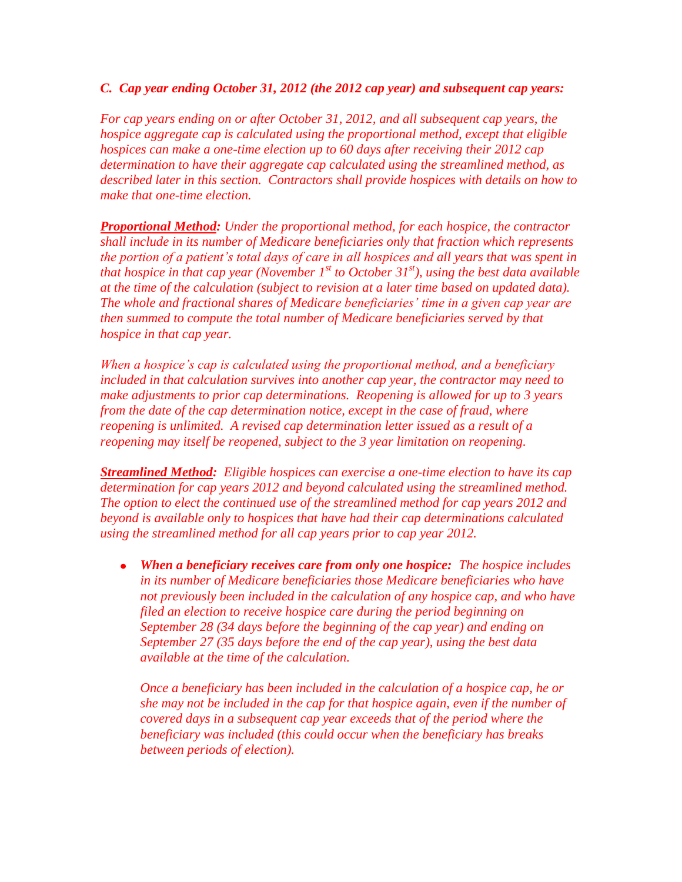*C. Cap year ending October 31, 2012 (the 2012 cap year) and subsequent cap years:*

*For cap years ending on or after October 31, 2012, and all subsequent cap years, the hospice aggregate cap is calculated using the proportional method, except that eligible hospices can make a one-time election up to 60 days after receiving their 2012 cap determination to have their aggregate cap calculated using the streamlined method, as described later in this section. Contractors shall provide hospices with details on how to make that one-time election.*

***Proportional Method:*** *Under the proportional method, for each hospice, the contractor shall include in its number of Medicare beneficiaries only that fraction which represents the portion of a patient's total days of care in all hospices and all years that was spent in that hospice in that cap year (November 1st to October 31st), using the best data available at the time of the calculation (subject to revision at a later time based on updated data). The whole and fractional shares of Medicare beneficiaries' time in a given cap year are then summed to compute the total number of Medicare beneficiaries served by that hospice in that cap year.*

*When a hospice's cap is calculated using the proportional method, and a beneficiary included in that calculation survives into another cap year, the contractor may need to make adjustments to prior cap determinations. Reopening is allowed for up to 3 years from the date of the cap determination notice, except in the case of fraud, where reopening is unlimited. A revised cap determination letter issued as a result of a reopening may itself be reopened, subject to the 3 year limitation on reopening.*

***Streamlined Method:*** *Eligible hospices can exercise a one-time election to have its cap determination for cap years 2012 and beyond calculated using the streamlined method. The option to elect the continued use of the streamlined method for cap years 2012 and beyond is available only to hospices that have had their cap determinations calculated using the streamlined method for all cap years prior to cap year 2012.*

- ***When a beneficiary receives care from only one hospice:*** *The hospice includes in its number of Medicare beneficiaries those Medicare beneficiaries who have not previously been included in the calculation of any hospice cap, and who have filed an election to receive hospice care during the period beginning on September 28 (34 days before the beginning of the cap year) and ending on September 27 (35 days before the end of the cap year), using the best data available at the time of the calculation.*

  *Once a beneficiary has been included in the calculation of a hospice cap, he or she may not be included in the cap for that hospice again, even if the number of covered days in a subsequent cap year exceeds that of the period where the beneficiary was included (this could occur when the beneficiary has breaks between periods of election).*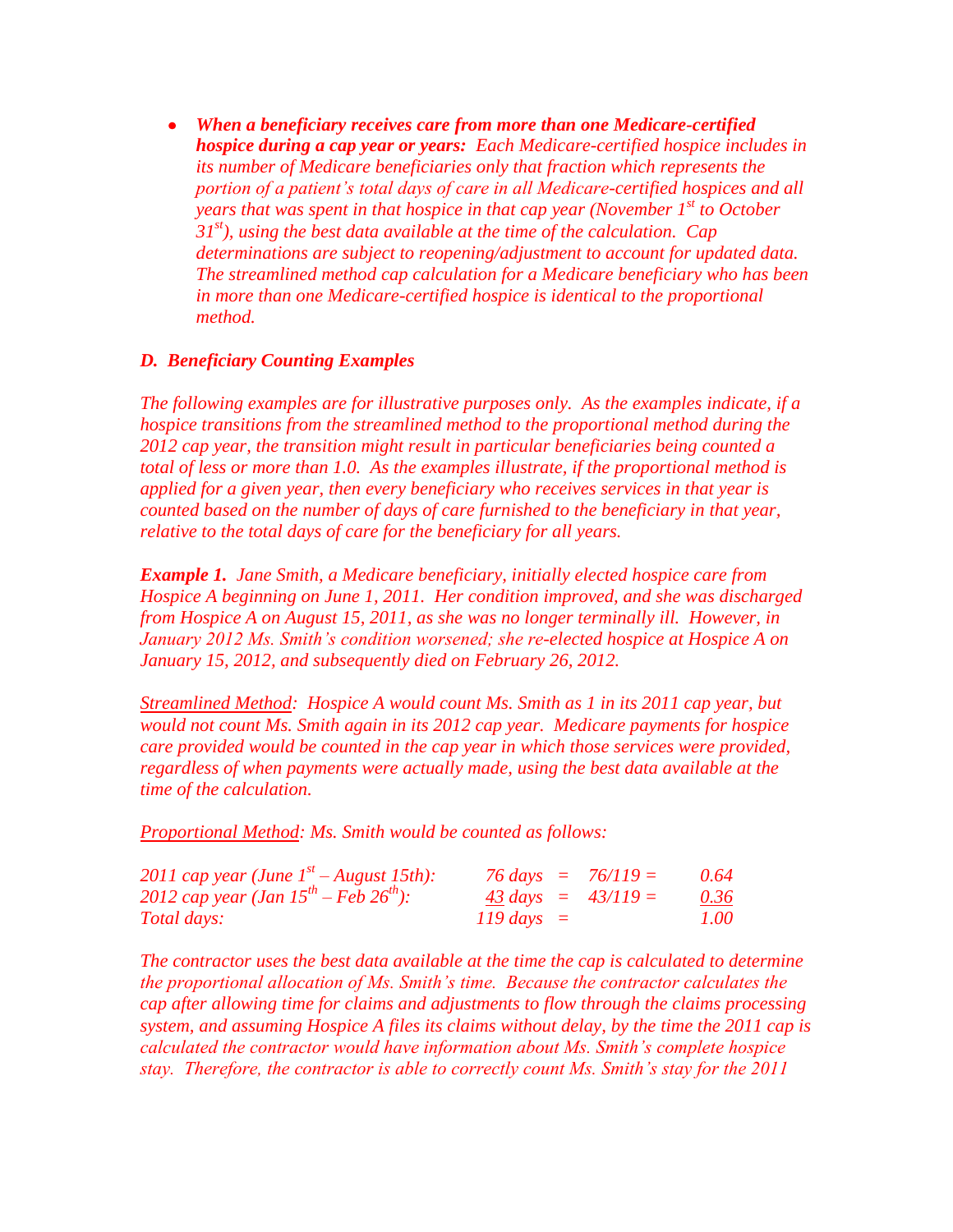- ***When a beneficiary receives care from more than one Medicare-certified hospice during a cap year or years:*** *Each Medicare-certified hospice includes in its number of Medicare beneficiaries only that fraction which represents the portion of a patient's total days of care in all Medicare-certified hospices and all years that was spent in that hospice in that cap year (November 1st to October 31st), using the best data available at the time of the calculation. Cap determinations are subject to reopening/adjustment to account for updated data. The streamlined method cap calculation for a Medicare beneficiary who has been in more than one Medicare-certified hospice is identical to the proportional method.*

### *D. Beneficiary Counting Examples*

*The following examples are for illustrative purposes only. As the examples indicate, if a hospice transitions from the streamlined method to the proportional method during the 2012 cap year, the transition might result in particular beneficiaries being counted a total of less or more than 1.0. As the examples illustrate, if the proportional method is applied for a given year, then every beneficiary who receives services in that year is counted based on the number of days of care furnished to the beneficiary in that year, relative to the total days of care for the beneficiary for all years.*

***Example 1.*** *Jane Smith, a Medicare beneficiary, initially elected hospice care from Hospice A beginning on June 1, 2011. Her condition improved, and she was discharged from Hospice A on August 15, 2011, as she was no longer terminally ill. However, in January 2012 Ms. Smith's condition worsened; she re-elected hospice at Hospice A on January 15, 2012, and subsequently died on February 26, 2012.*

*Streamlined Method: Hospice A would count Ms. Smith as 1 in its 2011 cap year, but would not count Ms. Smith again in its 2012 cap year. Medicare payments for hospice care provided would be counted in the cap year in which those services were provided, regardless of when payments were actually made, using the best data available at the time of the calculation.*

*Proportional Method: Ms. Smith would be counted as follows:*

| | | | | |
|---|---|---|---|---|
| *2011 cap year (June 1st – August 15th):* | *76 days* | = | *76/119 =* | *0.64* |
| *2012 cap year (Jan 15th – Feb 26th):* | *43 days* | = | *43/119 =* | *0.36* |
| *Total days:* | *119 days* | = | | *1.00* |

*The contractor uses the best data available at the time the cap is calculated to determine the proportional allocation of Ms. Smith's time. Because the contractor calculates the cap after allowing time for claims and adjustments to flow through the claims processing system, and assuming Hospice A files its claims without delay, by the time the 2011 cap is calculated the contractor would have information about Ms. Smith's complete hospice stay. Therefore, the contractor is able to correctly count Ms. Smith's stay for the 2011*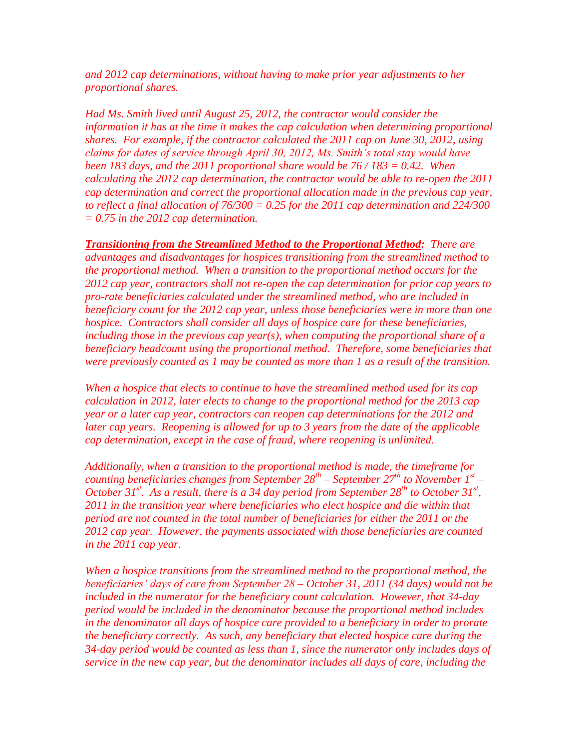*and 2012 cap determinations, without having to make prior year adjustments to her proportional shares.*

*Had Ms. Smith lived until August 25, 2012, the contractor would consider the information it has at the time it makes the cap calculation when determining proportional shares. For example, if the contractor calculated the 2011 cap on June 30, 2012, using claims for dates of service through April 30, 2012, Ms. Smith's total stay would have been 183 days, and the 2011 proportional share would be 76 / 183 = 0.42. When calculating the 2012 cap determination, the contractor would be able to re-open the 2011 cap determination and correct the proportional allocation made in the previous cap year, to reflect a final allocation of 76/300 = 0.25 for the 2011 cap determination and 224/300 = 0.75 in the 2012 cap determination.*

***Transitioning from the Streamlined Method to the Proportional Method:*** *There are advantages and disadvantages for hospices transitioning from the streamlined method to the proportional method. When a transition to the proportional method occurs for the 2012 cap year, contractors shall not re-open the cap determination for prior cap years to pro-rate beneficiaries calculated under the streamlined method, who are included in beneficiary count for the 2012 cap year, unless those beneficiaries were in more than one hospice. Contractors shall consider all days of hospice care for these beneficiaries, including those in the previous cap year(s), when computing the proportional share of a beneficiary headcount using the proportional method. Therefore, some beneficiaries that were previously counted as 1 may be counted as more than 1 as a result of the transition.*

*When a hospice that elects to continue to have the streamlined method used for its cap calculation in 2012, later elects to change to the proportional method for the 2013 cap year or a later cap year, contractors can reopen cap determinations for the 2012 and later cap years. Reopening is allowed for up to 3 years from the date of the applicable cap determination, except in the case of fraud, where reopening is unlimited.*

*Additionally, when a transition to the proportional method is made, the timeframe for counting beneficiaries changes from September 28th – September 27th to November 1st – October 31st. As a result, there is a 34 day period from September 28th to October 31st, 2011 in the transition year where beneficiaries who elect hospice and die within that period are not counted in the total number of beneficiaries for either the 2011 or the 2012 cap year. However, the payments associated with those beneficiaries are counted in the 2011 cap year.*

*When a hospice transitions from the streamlined method to the proportional method, the beneficiaries' days of care from September 28 – October 31, 2011 (34 days) would not be included in the numerator for the beneficiary count calculation. However, that 34-day period would be included in the denominator because the proportional method includes in the denominator all days of hospice care provided to a beneficiary in order to prorate the beneficiary correctly. As such, any beneficiary that elected hospice care during the 34-day period would be counted as less than 1, since the numerator only includes days of service in the new cap year, but the denominator includes all days of care, including the*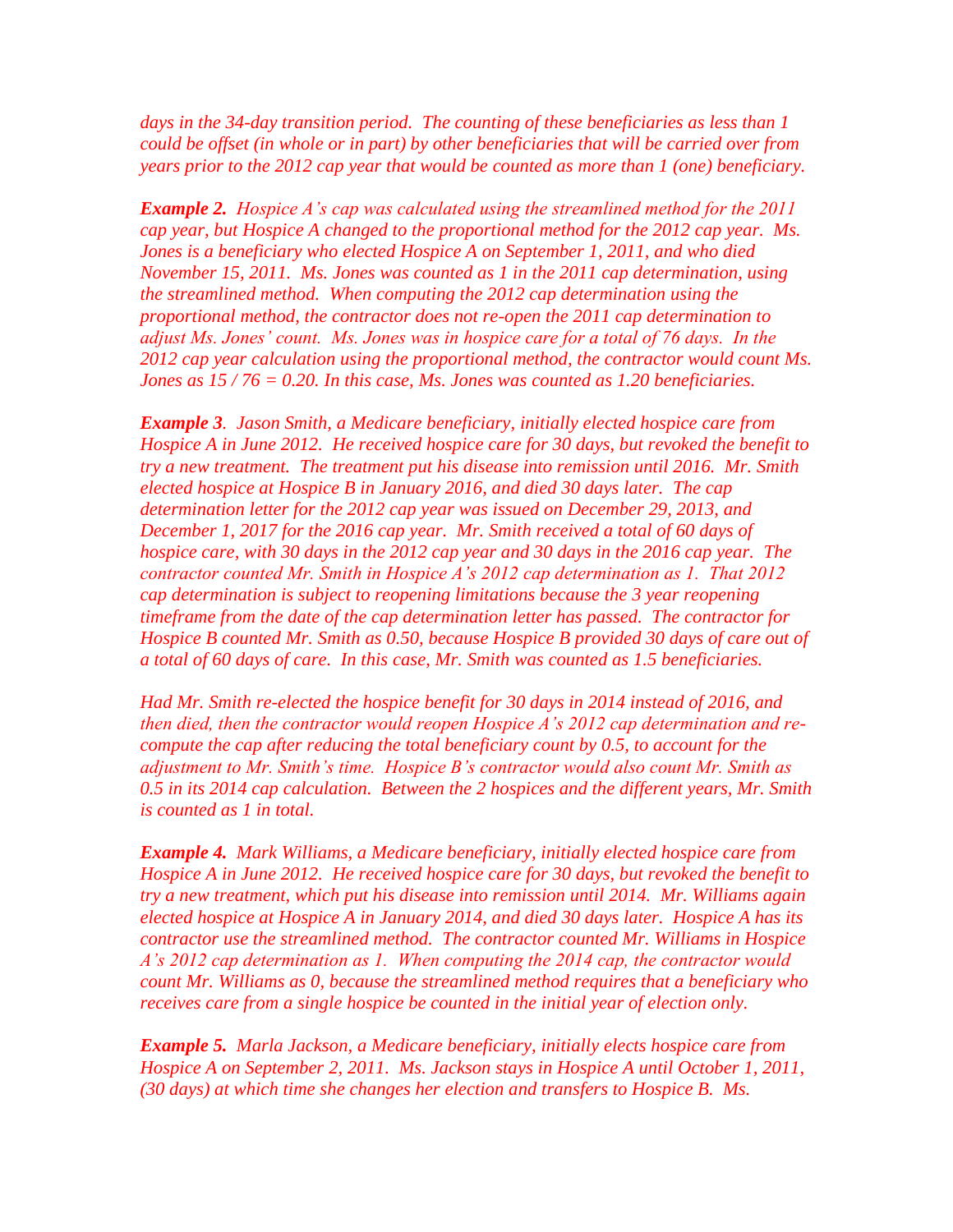*days in the 34-day transition period. The counting of these beneficiaries as less than 1 could be offset (in whole or in part) by other beneficiaries that will be carried over from years prior to the 2012 cap year that would be counted as more than 1 (one) beneficiary.*

***Example 2.*** *Hospice A's cap was calculated using the streamlined method for the 2011 cap year, but Hospice A changed to the proportional method for the 2012 cap year. Ms. Jones is a beneficiary who elected Hospice A on September 1, 2011, and who died November 15, 2011. Ms. Jones was counted as 1 in the 2011 cap determination, using the streamlined method. When computing the 2012 cap determination using the proportional method, the contractor does not re-open the 2011 cap determination to adjust Ms. Jones' count. Ms. Jones was in hospice care for a total of 76 days. In the 2012 cap year calculation using the proportional method, the contractor would count Ms. Jones as 15 / 76 = 0.20. In this case, Ms. Jones was counted as 1.20 beneficiaries.*

***Example 3.*** *Jason Smith, a Medicare beneficiary, initially elected hospice care from Hospice A in June 2012. He received hospice care for 30 days, but revoked the benefit to try a new treatment. The treatment put his disease into remission until 2016. Mr. Smith elected hospice at Hospice B in January 2016, and died 30 days later. The cap determination letter for the 2012 cap year was issued on December 29, 2013, and December 1, 2017 for the 2016 cap year. Mr. Smith received a total of 60 days of hospice care, with 30 days in the 2012 cap year and 30 days in the 2016 cap year. The contractor counted Mr. Smith in Hospice A's 2012 cap determination as 1. That 2012 cap determination is subject to reopening limitations because the 3 year reopening timeframe from the date of the cap determination letter has passed. The contractor for Hospice B counted Mr. Smith as 0.50, because Hospice B provided 30 days of care out of a total of 60 days of care. In this case, Mr. Smith was counted as 1.5 beneficiaries.*

*Had Mr. Smith re-elected the hospice benefit for 30 days in 2014 instead of 2016, and then died, then the contractor would reopen Hospice A's 2012 cap determination and re-compute the cap after reducing the total beneficiary count by 0.5, to account for the adjustment to Mr. Smith's time. Hospice B's contractor would also count Mr. Smith as 0.5 in its 2014 cap calculation. Between the 2 hospices and the different years, Mr. Smith is counted as 1 in total.*

***Example 4.*** *Mark Williams, a Medicare beneficiary, initially elected hospice care from Hospice A in June 2012. He received hospice care for 30 days, but revoked the benefit to try a new treatment, which put his disease into remission until 2014. Mr. Williams again elected hospice at Hospice A in January 2014, and died 30 days later. Hospice A has its contractor use the streamlined method. The contractor counted Mr. Williams in Hospice A's 2012 cap determination as 1. When computing the 2014 cap, the contractor would count Mr. Williams as 0, because the streamlined method requires that a beneficiary who receives care from a single hospice be counted in the initial year of election only.*

***Example 5.*** *Marla Jackson, a Medicare beneficiary, initially elects hospice care from Hospice A on September 2, 2011. Ms. Jackson stays in Hospice A until October 1, 2011, (30 days) at which time she changes her election and transfers to Hospice B. Ms.*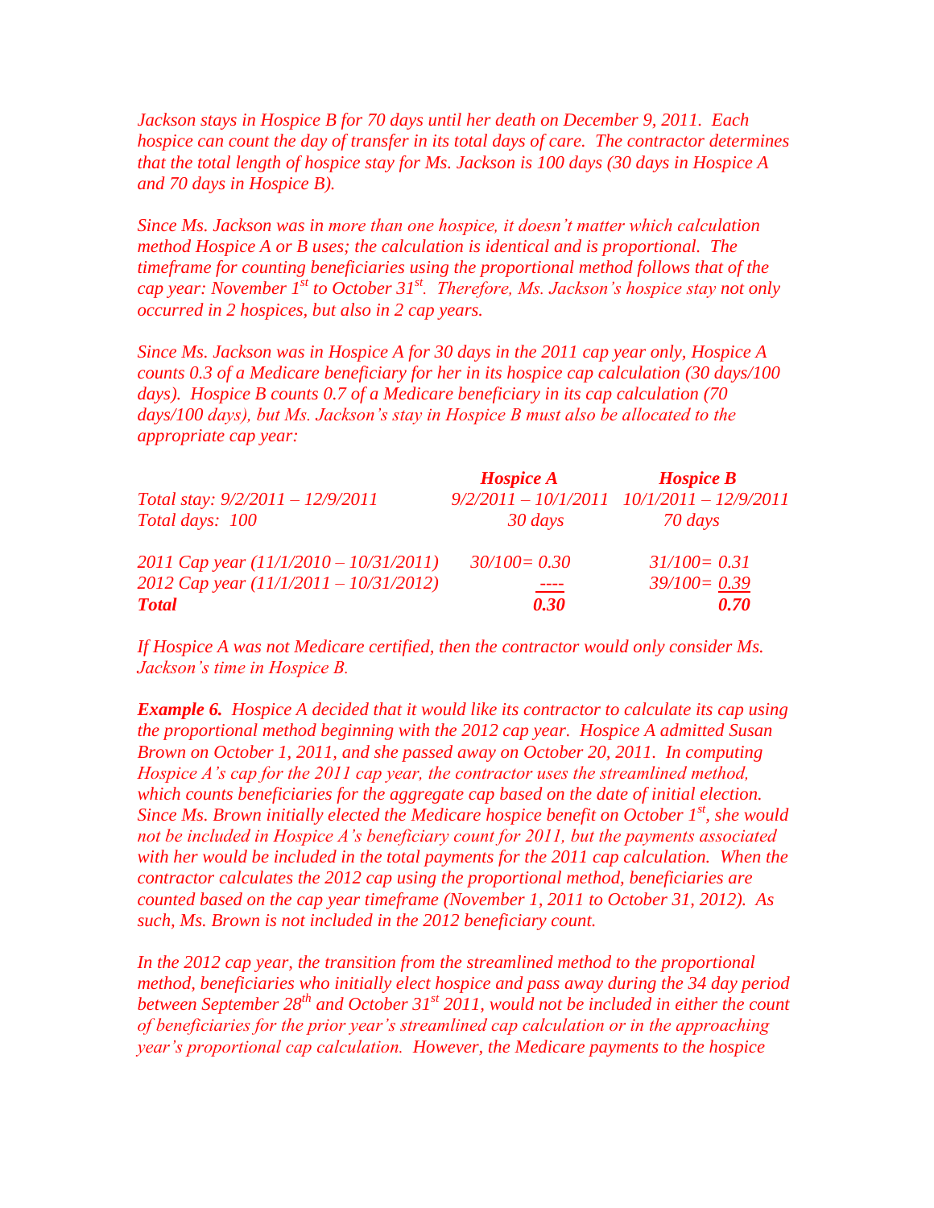*Jackson stays in Hospice B for 70 days until her death on December 9, 2011. Each hospice can count the day of transfer in its total days of care. The contractor determines that the total length of hospice stay for Ms. Jackson is 100 days (30 days in Hospice A and 70 days in Hospice B).*

*Since Ms. Jackson was in more than one hospice, it doesn't matter which calculation method Hospice A or B uses; the calculation is identical and is proportional. The timeframe for counting beneficiaries using the proportional method follows that of the cap year: November 1st to October 31st. Therefore, Ms. Jackson's hospice stay not only occurred in 2 hospices, but also in 2 cap years.*

*Since Ms. Jackson was in Hospice A for 30 days in the 2011 cap year only, Hospice A counts 0.3 of a Medicare beneficiary for her in its hospice cap calculation (30 days/100 days). Hospice B counts 0.7 of a Medicare beneficiary in its cap calculation (70 days/100 days), but Ms. Jackson's stay in Hospice B must also be allocated to the appropriate cap year:*

| | ***Hospice A*** | ***Hospice B*** |
|---|---|---|
| *Total stay: 9/2/2011 – 12/9/2011* | *9/2/2011 – 10/1/2011* | *10/1/2011 – 12/9/2011* |
| *Total days: 100* | *30 days* | *70 days* |
| *2011 Cap year (11/1/2010 – 10/31/2011)* | *30/100= 0.30* | *31/100= 0.31* |
| *2012 Cap year (11/1/2011 – 10/31/2012)* | *----* | *39/100= 0.39* |
| ***Total*** | ***0.30*** | ***0.70*** |

*If Hospice A was not Medicare certified, then the contractor would only consider Ms. Jackson's time in Hospice B.*

***Example 6.*** *Hospice A decided that it would like its contractor to calculate its cap using the proportional method beginning with the 2012 cap year. Hospice A admitted Susan Brown on October 1, 2011, and she passed away on October 20, 2011. In computing Hospice A's cap for the 2011 cap year, the contractor uses the streamlined method, which counts beneficiaries for the aggregate cap based on the date of initial election. Since Ms. Brown initially elected the Medicare hospice benefit on October 1st, she would not be included in Hospice A's beneficiary count for 2011, but the payments associated with her would be included in the total payments for the 2011 cap calculation. When the contractor calculates the 2012 cap using the proportional method, beneficiaries are counted based on the cap year timeframe (November 1, 2011 to October 31, 2012). As such, Ms. Brown is not included in the 2012 beneficiary count.*

*In the 2012 cap year, the transition from the streamlined method to the proportional method, beneficiaries who initially elect hospice and pass away during the 34 day period between September 28th and October 31st 2011, would not be included in either the count of beneficiaries for the prior year's streamlined cap calculation or in the approaching year's proportional cap calculation. However, the Medicare payments to the hospice*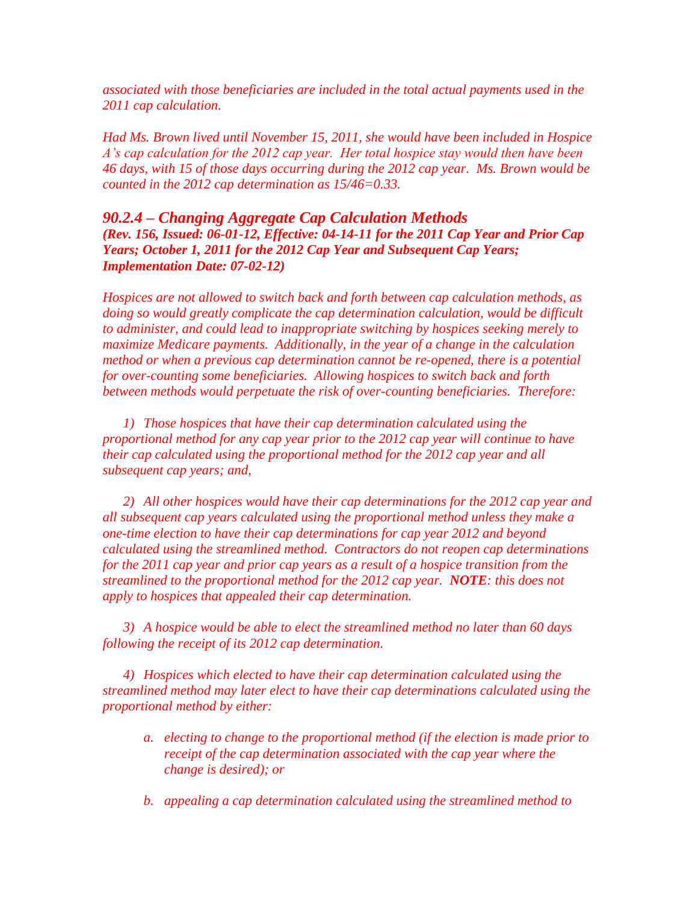*associated with those beneficiaries are included in the total actual payments used in the 2011 cap calculation.*

*Had Ms. Brown lived until November 15, 2011, she would have been included in Hospice A's cap calculation for the 2012 cap year. Her total hospice stay would then have been 46 days, with 15 of those days occurring during the 2012 cap year. Ms. Brown would be counted in the 2012 cap determination as 15/46=0.33.*

### *90.2.4 – Changing Aggregate Cap Calculation Methods*

***(Rev. 156, Issued: 06-01-12, Effective: 04-14-11 for the 2011 Cap Year and Prior Cap Years; October 1, 2011 for the 2012 Cap Year and Subsequent Cap Years; Implementation Date: 07-02-12)***

*Hospices are not allowed to switch back and forth between cap calculation methods, as doing so would greatly complicate the cap determination calculation, would be difficult to administer, and could lead to inappropriate switching by hospices seeking merely to maximize Medicare payments. Additionally, in the year of a change in the calculation method or when a previous cap determination cannot be re-opened, there is a potential for over-counting some beneficiaries. Allowing hospices to switch back and forth between methods would perpetuate the risk of over-counting beneficiaries. Therefore:*

1) *Those hospices that have their cap determination calculated using the proportional method for any cap year prior to the 2012 cap year will continue to have their cap calculated using the proportional method for the 2012 cap year and all subsequent cap years; and,*

2) *All other hospices would have their cap determinations for the 2012 cap year and all subsequent cap years calculated using the proportional method unless they make a one-time election to have their cap determinations for cap year 2012 and beyond calculated using the streamlined method. Contractors do not reopen cap determinations for the 2011 cap year and prior cap years as a result of a hospice transition from the streamlined to the proportional method for the 2012 cap year.* ***NOTE****: this does not apply to hospices that appealed their cap determination.*

3) *A hospice would be able to elect the streamlined method no later than 60 days following the receipt of its 2012 cap determination.*

4) *Hospices which elected to have their cap determination calculated using the streamlined method may later elect to have their cap determinations calculated using the proportional method by either:*

   a. *electing to change to the proportional method (if the election is made prior to receipt of the cap determination associated with the cap year where the change is desired); or*

   b. *appealing a cap determination calculated using the streamlined method to*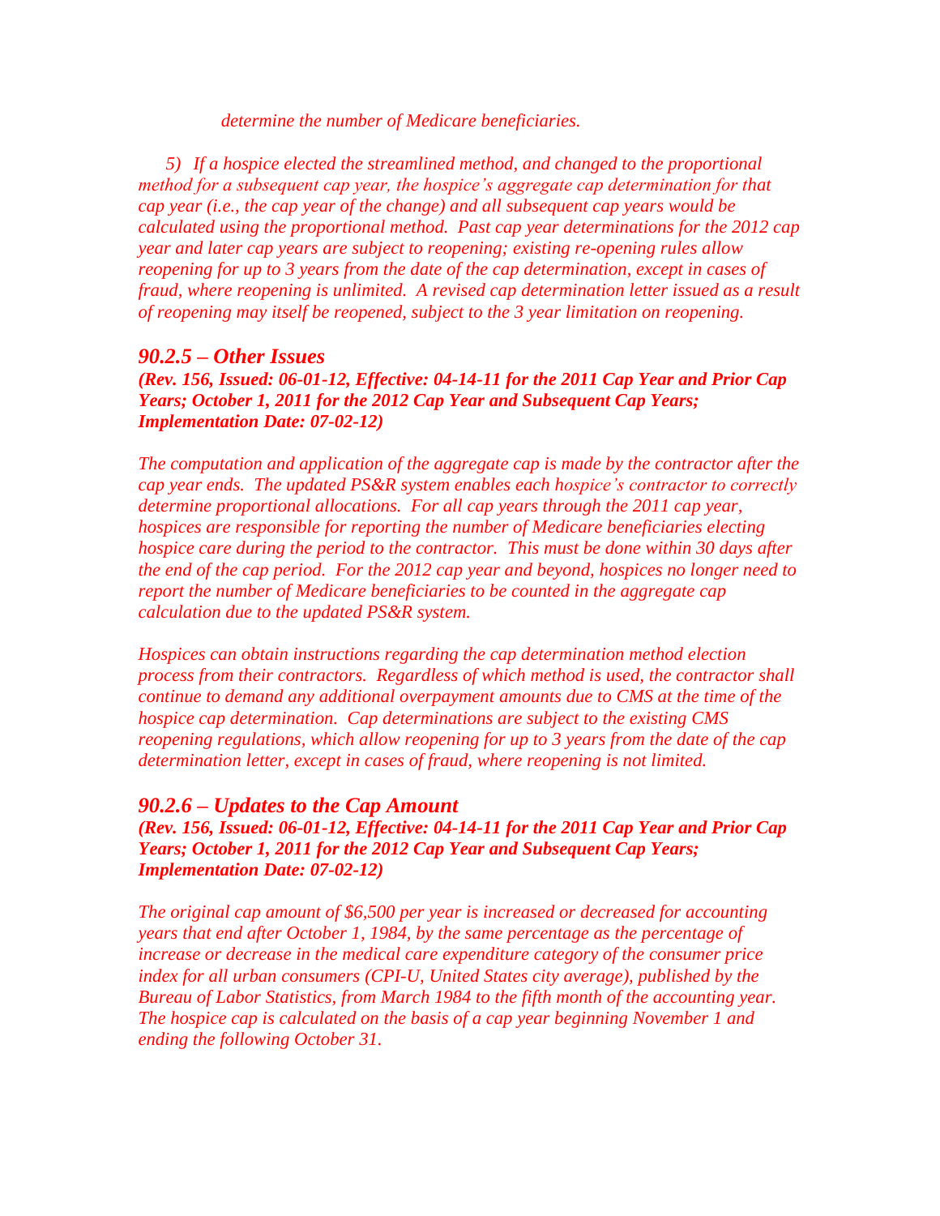*determine the number of Medicare beneficiaries.*

*5) If a hospice elected the streamlined method, and changed to the proportional method for a subsequent cap year, the hospice's aggregate cap determination for that cap year (i.e., the cap year of the change) and all subsequent cap years would be calculated using the proportional method. Past cap year determinations for the 2012 cap year and later cap years are subject to reopening; existing re-opening rules allow reopening for up to 3 years from the date of the cap determination, except in cases of fraud, where reopening is unlimited. A revised cap determination letter issued as a result of reopening may itself be reopened, subject to the 3 year limitation on reopening.*

## *90.2.5 – Other Issues*

***(Rev. 156, Issued: 06-01-12, Effective: 04-14-11 for the 2011 Cap Year and Prior Cap Years; October 1, 2011 for the 2012 Cap Year and Subsequent Cap Years; Implementation Date: 07-02-12)***

*The computation and application of the aggregate cap is made by the contractor after the cap year ends. The updated PS&R system enables each hospice's contractor to correctly determine proportional allocations. For all cap years through the 2011 cap year, hospices are responsible for reporting the number of Medicare beneficiaries electing hospice care during the period to the contractor. This must be done within 30 days after the end of the cap period. For the 2012 cap year and beyond, hospices no longer need to report the number of Medicare beneficiaries to be counted in the aggregate cap calculation due to the updated PS&R system.*

*Hospices can obtain instructions regarding the cap determination method election process from their contractors. Regardless of which method is used, the contractor shall continue to demand any additional overpayment amounts due to CMS at the time of the hospice cap determination. Cap determinations are subject to the existing CMS reopening regulations, which allow reopening for up to 3 years from the date of the cap determination letter, except in cases of fraud, where reopening is not limited.*

## *90.2.6 – Updates to the Cap Amount*

***(Rev. 156, Issued: 06-01-12, Effective: 04-14-11 for the 2011 Cap Year and Prior Cap Years; October 1, 2011 for the 2012 Cap Year and Subsequent Cap Years; Implementation Date: 07-02-12)***

*The original cap amount of $6,500 per year is increased or decreased for accounting years that end after October 1, 1984, by the same percentage as the percentage of increase or decrease in the medical care expenditure category of the consumer price index for all urban consumers (CPI-U, United States city average), published by the Bureau of Labor Statistics, from March 1984 to the fifth month of the accounting year. The hospice cap is calculated on the basis of a cap year beginning November 1 and ending the following October 31.*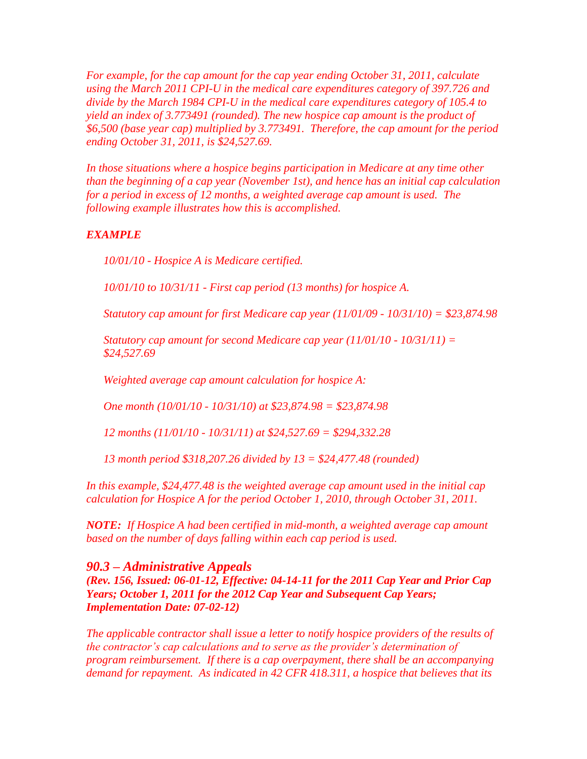*For example, for the cap amount for the cap year ending October 31, 2011, calculate using the March 2011 CPI-U in the medical care expenditures category of 397.726 and divide by the March 1984 CPI-U in the medical care expenditures category of 105.4 to yield an index of 3.773491 (rounded). The new hospice cap amount is the product of $6,500 (base year cap) multiplied by 3.773491. Therefore, the cap amount for the period ending October 31, 2011, is $24,527.69.*

*In those situations where a hospice begins participation in Medicare at any time other than the beginning of a cap year (November 1st), and hence has an initial cap calculation for a period in excess of 12 months, a weighted average cap amount is used. The following example illustrates how this is accomplished.*

***EXAMPLE***

*10/01/10 - Hospice A is Medicare certified.*

*10/01/10 to 10/31/11 - First cap period (13 months) for hospice A.*

*Statutory cap amount for first Medicare cap year (11/01/09 - 10/31/10) = $23,874.98*

*Statutory cap amount for second Medicare cap year (11/01/10 - 10/31/11) = $24,527.69*

*Weighted average cap amount calculation for hospice A:*

*One month (10/01/10 - 10/31/10) at $23,874.98 = $23,874.98*

*12 months (11/01/10 - 10/31/11) at $24,527.69 = $294,332.28*

*13 month period $318,207.26 divided by 13 = $24,477.48 (rounded)*

*In this example, $24,477.48 is the weighted average cap amount used in the initial cap calculation for Hospice A for the period October 1, 2010, through October 31, 2011.*

***NOTE:** If Hospice A had been certified in mid-month, a weighted average cap amount based on the number of days falling within each cap period is used.*

## *90.3 – Administrative Appeals*

***(Rev. 156, Issued: 06-01-12, Effective: 04-14-11 for the 2011 Cap Year and Prior Cap Years; October 1, 2011 for the 2012 Cap Year and Subsequent Cap Years; Implementation Date: 07-02-12)***

*The applicable contractor shall issue a letter to notify hospice providers of the results of the contractor's cap calculations and to serve as the provider's determination of program reimbursement. If there is a cap overpayment, there shall be an accompanying demand for repayment. As indicated in 42 CFR 418.311, a hospice that believes that its*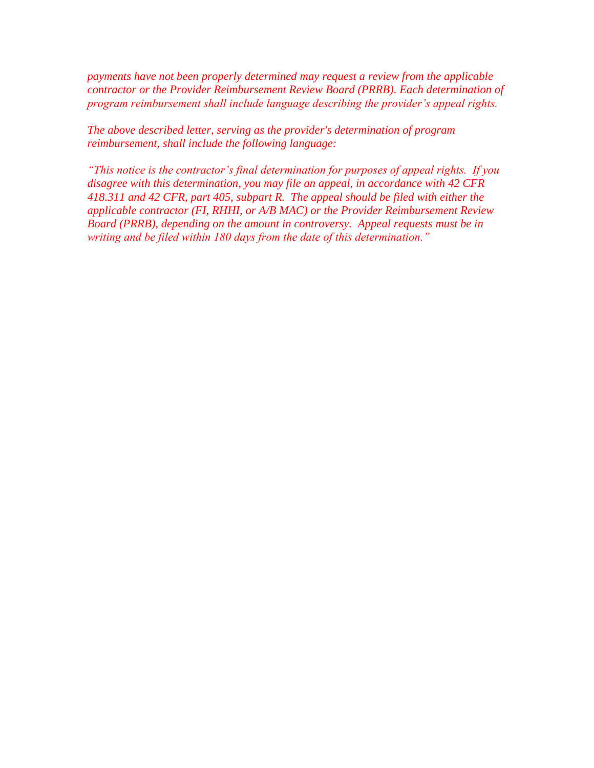*payments have not been properly determined may request a review from the applicable contractor or the Provider Reimbursement Review Board (PRRB). Each determination of program reimbursement shall include language describing the provider's appeal rights.*

*The above described letter, serving as the provider's determination of program reimbursement, shall include the following language:*

*"This notice is the contractor's final determination for purposes of appeal rights. If you disagree with this determination, you may file an appeal, in accordance with 42 CFR 418.311 and 42 CFR, part 405, subpart R. The appeal should be filed with either the applicable contractor (FI, RHHI, or A/B MAC) or the Provider Reimbursement Review Board (PRRB), depending on the amount in controversy. Appeal requests must be in writing and be filed within 180 days from the date of this determination."*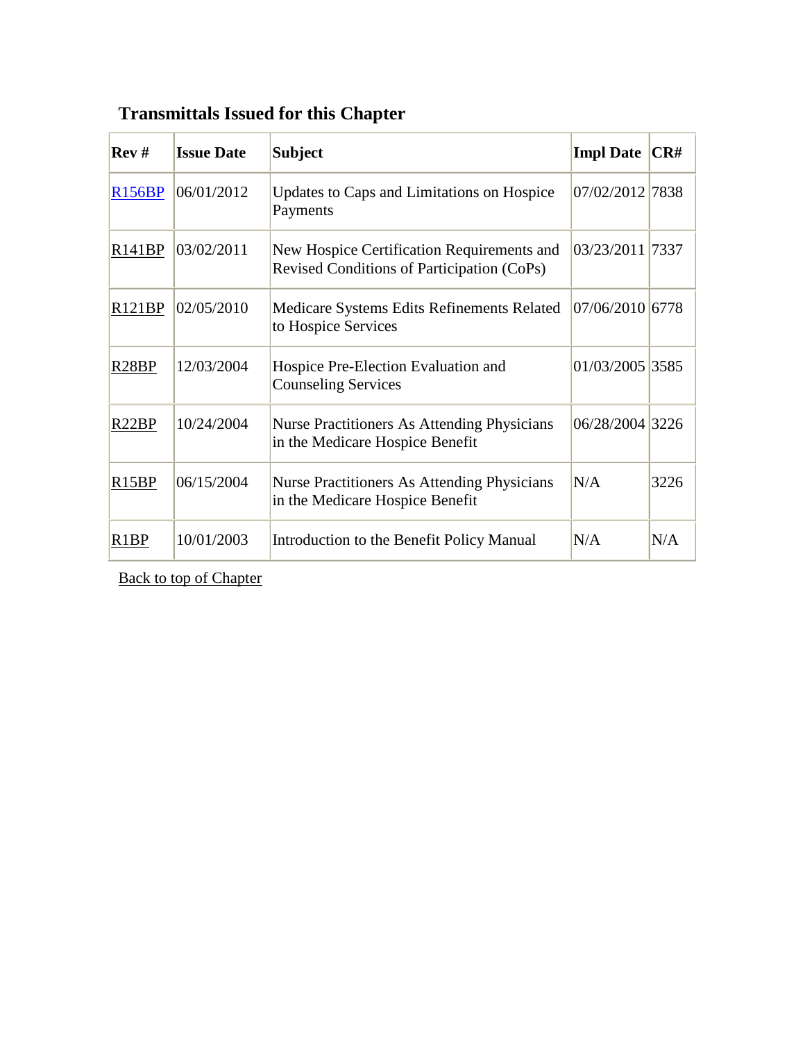## Transmittals Issued for this Chapter

| Rev # | Issue Date | Subject | Impl Date | CR# |
|---|---|---|---|---|
| R156BP | 06/01/2012 | Updates to Caps and Limitations on Hospice Payments | 07/02/2012 | 7838 |
| R141BP | 03/02/2011 | New Hospice Certification Requirements and Revised Conditions of Participation (CoPs) | 03/23/2011 | 7337 |
| R121BP | 02/05/2010 | Medicare Systems Edits Refinements Related to Hospice Services | 07/06/2010 | 6778 |
| R28BP | 12/03/2004 | Hospice Pre-Election Evaluation and Counseling Services | 01/03/2005 | 3585 |
| R22BP | 10/24/2004 | Nurse Practitioners As Attending Physicians in the Medicare Hospice Benefit | 06/28/2004 | 3226 |
| R15BP | 06/15/2004 | Nurse Practitioners As Attending Physicians in the Medicare Hospice Benefit | N/A | 3226 |
| R1BP | 10/01/2003 | Introduction to the Benefit Policy Manual | N/A | N/A |

Back to top of Chapter